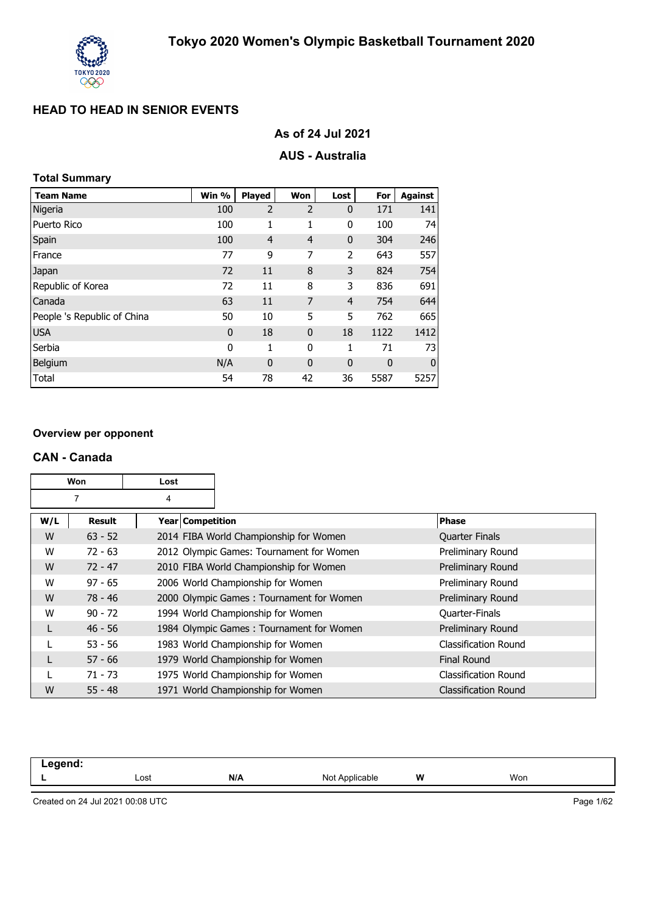# Tokyo 2020 Women's Olympic Basketball Tournament 2020

## HEAD TO HEAD IN SENIOR EVENTS

### As of 24 Jul 2021

### AUS - Australia

**Total Summary**

| Team Name | Win % | Played | Won | Lost | For | Against |
|---|---|---|---|---|---|---|
| Nigeria | 100 | 2 | 2 | 0 | 171 | 141 |
| Puerto Rico | 100 | 1 | 1 | 0 | 100 | 74 |
| Spain | 100 | 4 | 4 | 0 | 304 | 246 |
| France | 77 | 9 | 7 | 2 | 643 | 557 |
| Japan | 72 | 11 | 8 | 3 | 824 | 754 |
| Republic of Korea | 72 | 11 | 8 | 3 | 836 | 691 |
| Canada | 63 | 11 | 7 | 4 | 754 | 644 |
| People 's Republic of China | 50 | 10 | 5 | 5 | 762 | 665 |
| USA | 0 | 18 | 0 | 18 | 1122 | 1412 |
| Serbia | 0 | 1 | 0 | 1 | 71 | 73 |
| Belgium | N/A | 0 | 0 | 0 | 0 | 0 |
| Total | 54 | 78 | 42 | 36 | 5587 | 5257 |

**Overview per opponent**

### CAN - Canada

| Won | Lost |
|---|---|
| 7 | 4 |

| W/L | Result | Year | Competition | Phase |
|---|---|---|---|---|
| W | 63 - 52 | 2014 | FIBA World Championship for Women | Quarter Finals |
| W | 72 - 63 | 2012 | Olympic Games: Tournament for Women | Preliminary Round |
| W | 72 - 47 | 2010 | FIBA World Championship for Women | Preliminary Round |
| W | 97 - 65 | 2006 | World Championship for Women | Preliminary Round |
| W | 78 - 46 | 2000 | Olympic Games : Tournament for Women | Preliminary Round |
| W | 90 - 72 | 1994 | World Championship for Women | Quarter-Finals |
| L | 46 - 56 | 1984 | Olympic Games : Tournament for Women | Preliminary Round |
| L | 53 - 56 | 1983 | World Championship for Women | Classification Round |
| L | 57 - 66 | 1979 | World Championship for Women | Final Round |
| L | 71 - 73 | 1975 | World Championship for Women | Classification Round |
| W | 55 - 48 | 1971 | World Championship for Women | Classification Round |

**Legend:**

| | | | | | |
|---|---|---|---|---|---|
| L | Lost | N/A | Not Applicable | W | Won |

Created on 24 Jul 2021 00:08 UTC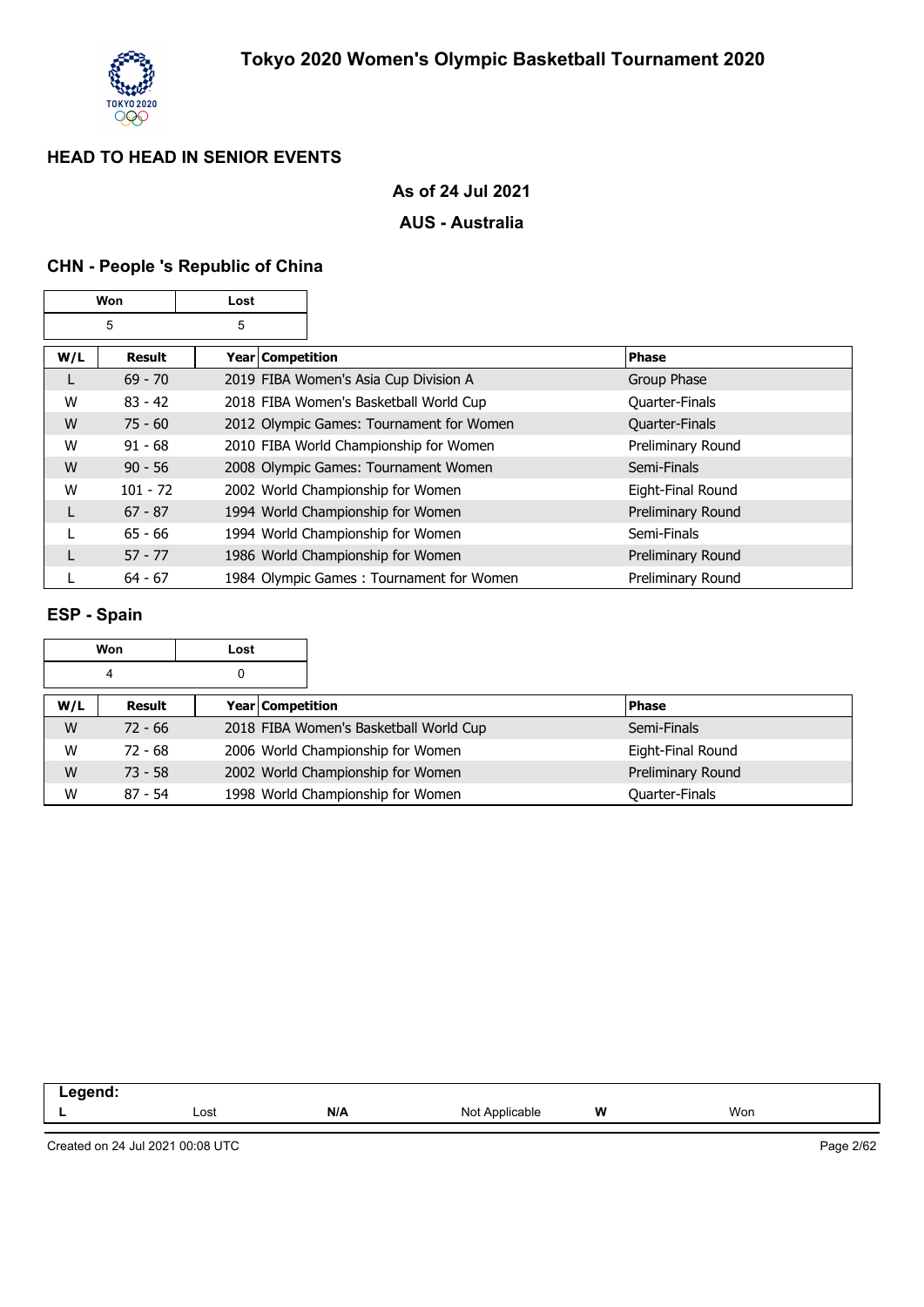# Tokyo 2020 Women's Olympic Basketball Tournament 2020

## HEAD TO HEAD IN SENIOR EVENTS

### As of 24 Jul 2021

### AUS - Australia

### CHN - People 's Republic of China

| Won | Lost |
|---|---|
| 5 | 5 |

| W/L | Result | Year | Competition | Phase |
|---|---|---|---|---|
| L | 69 - 70 | 2019 | FIBA Women's Asia Cup Division A | Group Phase |
| W | 83 - 42 | 2018 | FIBA Women's Basketball World Cup | Quarter-Finals |
| W | 75 - 60 | 2012 | Olympic Games: Tournament for Women | Quarter-Finals |
| W | 91 - 68 | 2010 | FIBA World Championship for Women | Preliminary Round |
| W | 90 - 56 | 2008 | Olympic Games: Tournament Women | Semi-Finals |
| W | 101 - 72 | 2002 | World Championship for Women | Eight-Final Round |
| L | 67 - 87 | 1994 | World Championship for Women | Preliminary Round |
| L | 65 - 66 | 1994 | World Championship for Women | Semi-Finals |
| L | 57 - 77 | 1986 | World Championship for Women | Preliminary Round |
| L | 64 - 67 | 1984 | Olympic Games : Tournament for Women | Preliminary Round |

### ESP - Spain

| Won | Lost |
|---|---|
| 4 | 0 |

| W/L | Result | Year | Competition | Phase |
|---|---|---|---|---|
| W | 72 - 66 | 2018 | FIBA Women's Basketball World Cup | Semi-Finals |
| W | 72 - 68 | 2006 | World Championship for Women | Eight-Final Round |
| W | 73 - 58 | 2002 | World Championship for Women | Preliminary Round |
| W | 87 - 54 | 1998 | World Championship for Women | Quarter-Finals |

**Legend:**

| | | | | | |
|---|---|---|---|---|---|
| **L** | Lost | **N/A** | Not Applicable | **W** | Won |

Created on 24 Jul 2021 00:08 UTC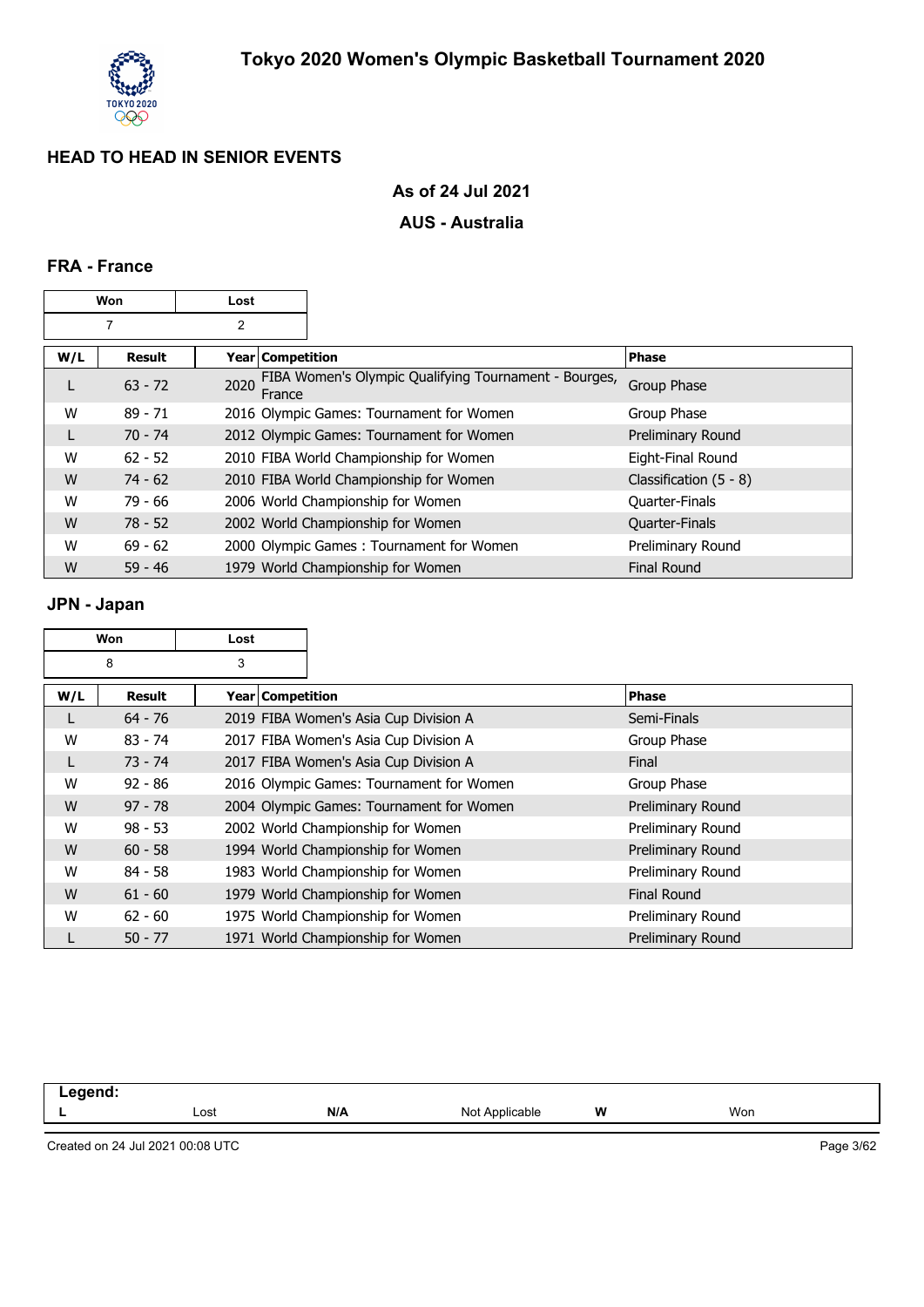# Tokyo 2020 Women's Olympic Basketball Tournament 2020

## HEAD TO HEAD IN SENIOR EVENTS

**As of 24 Jul 2021**

**AUS - Australia**

### FRA - France

| Won | Lost |
|---|---|
| 7 | 2 |

| W/L | Result | Year | Competition | Phase |
|---|---|---|---|---|
| L | 63 - 72 | 2020 | FIBA Women's Olympic Qualifying Tournament - Bourges, France | Group Phase |
| W | 89 - 71 | 2016 | Olympic Games: Tournament for Women | Group Phase |
| L | 70 - 74 | 2012 | Olympic Games: Tournament for Women | Preliminary Round |
| W | 62 - 52 | 2010 | FIBA World Championship for Women | Eight-Final Round |
| W | 74 - 62 | 2010 | FIBA World Championship for Women | Classification (5 - 8) |
| W | 79 - 66 | 2006 | World Championship for Women | Quarter-Finals |
| W | 78 - 52 | 2002 | World Championship for Women | Quarter-Finals |
| W | 69 - 62 | 2000 | Olympic Games : Tournament for Women | Preliminary Round |
| W | 59 - 46 | 1979 | World Championship for Women | Final Round |

### JPN - Japan

| Won | Lost |
|---|---|
| 8 | 3 |

| W/L | Result | Year | Competition | Phase |
|---|---|---|---|---|
| L | 64 - 76 | 2019 | FIBA Women's Asia Cup Division A | Semi-Finals |
| W | 83 - 74 | 2017 | FIBA Women's Asia Cup Division A | Group Phase |
| L | 73 - 74 | 2017 | FIBA Women's Asia Cup Division A | Final |
| W | 92 - 86 | 2016 | Olympic Games: Tournament for Women | Group Phase |
| W | 97 - 78 | 2004 | Olympic Games: Tournament for Women | Preliminary Round |
| W | 98 - 53 | 2002 | World Championship for Women | Preliminary Round |
| W | 60 - 58 | 1994 | World Championship for Women | Preliminary Round |
| W | 84 - 58 | 1983 | World Championship for Women | Preliminary Round |
| W | 61 - 60 | 1979 | World Championship for Women | Final Round |
| W | 62 - 60 | 1975 | World Championship for Women | Preliminary Round |
| L | 50 - 77 | 1971 | World Championship for Women | Preliminary Round |

**Legend:**

| L | Lost | N/A | Not Applicable | W | Won |
|---|---|---|---|---|---|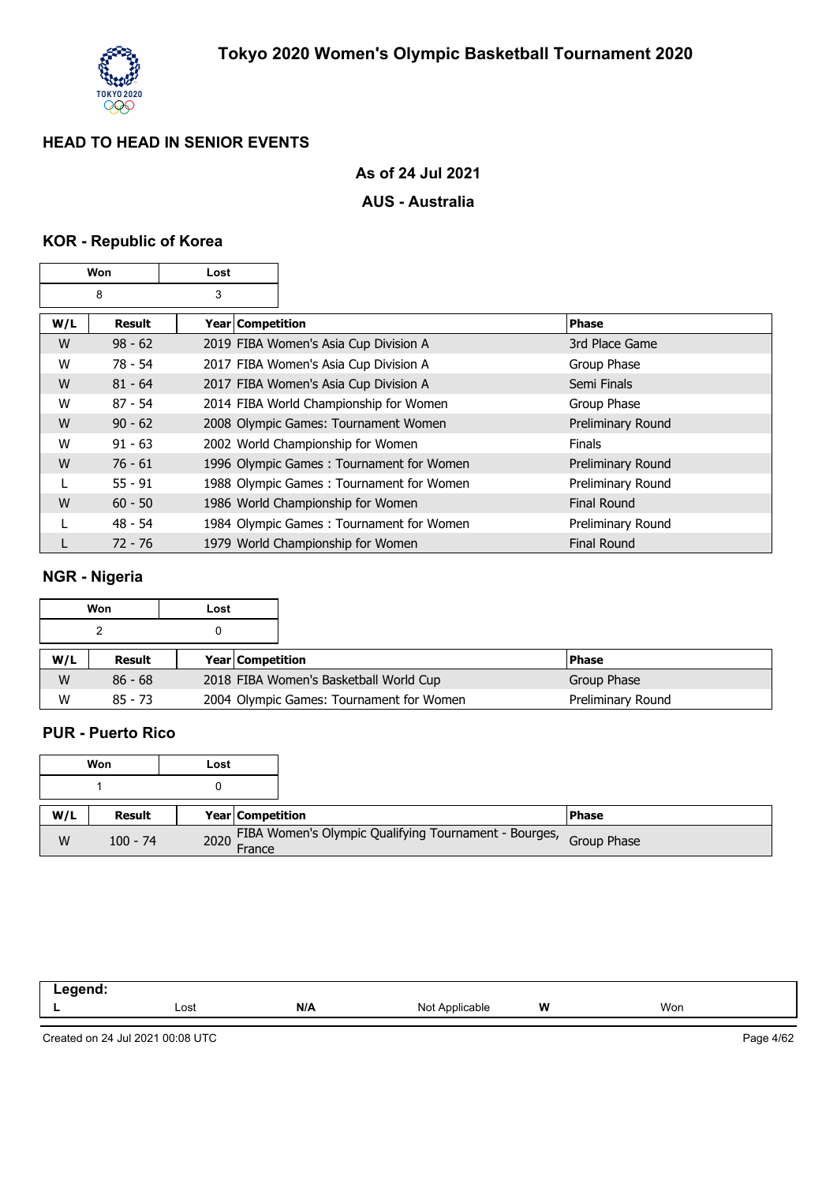# Tokyo 2020 Women's Olympic Basketball Tournament 2020

## HEAD TO HEAD IN SENIOR EVENTS

### As of 24 Jul 2021

### AUS - Australia

### KOR - Republic of Korea

| Won | Lost |
|---|---|
| 8 | 3 |

| W/L | Result | Year | Competition | Phase |
|---|---|---|---|---|
| W | 98 - 62 | 2019 | FIBA Women's Asia Cup Division A | 3rd Place Game |
| W | 78 - 54 | 2017 | FIBA Women's Asia Cup Division A | Group Phase |
| W | 81 - 64 | 2017 | FIBA Women's Asia Cup Division A | Semi Finals |
| W | 87 - 54 | 2014 | FIBA World Championship for Women | Group Phase |
| W | 90 - 62 | 2008 | Olympic Games: Tournament Women | Preliminary Round |
| W | 91 - 63 | 2002 | World Championship for Women | Finals |
| W | 76 - 61 | 1996 | Olympic Games : Tournament for Women | Preliminary Round |
| L | 55 - 91 | 1988 | Olympic Games : Tournament for Women | Preliminary Round |
| W | 60 - 50 | 1986 | World Championship for Women | Final Round |
| L | 48 - 54 | 1984 | Olympic Games : Tournament for Women | Preliminary Round |
| L | 72 - 76 | 1979 | World Championship for Women | Final Round |

### NGR - Nigeria

| Won | Lost |
|---|---|
| 2 | 0 |

| W/L | Result | Year | Competition | Phase |
|---|---|---|---|---|
| W | 86 - 68 | 2018 | FIBA Women's Basketball World Cup | Group Phase |
| W | 85 - 73 | 2004 | Olympic Games: Tournament for Women | Preliminary Round |

### PUR - Puerto Rico

| Won | Lost |
|---|---|
| 1 | 0 |

| W/L | Result | Year | Competition | Phase |
|---|---|---|---|---|
| W | 100 - 74 | 2020 | FIBA Women's Olympic Qualifying Tournament - Bourges, France | Group Phase |

| Legend: | | | | | |
|---|---|---|---|---|---|
| L | Lost | N/A | Not Applicable | W | Won |

Created on 24 Jul 2021 00:08 UTC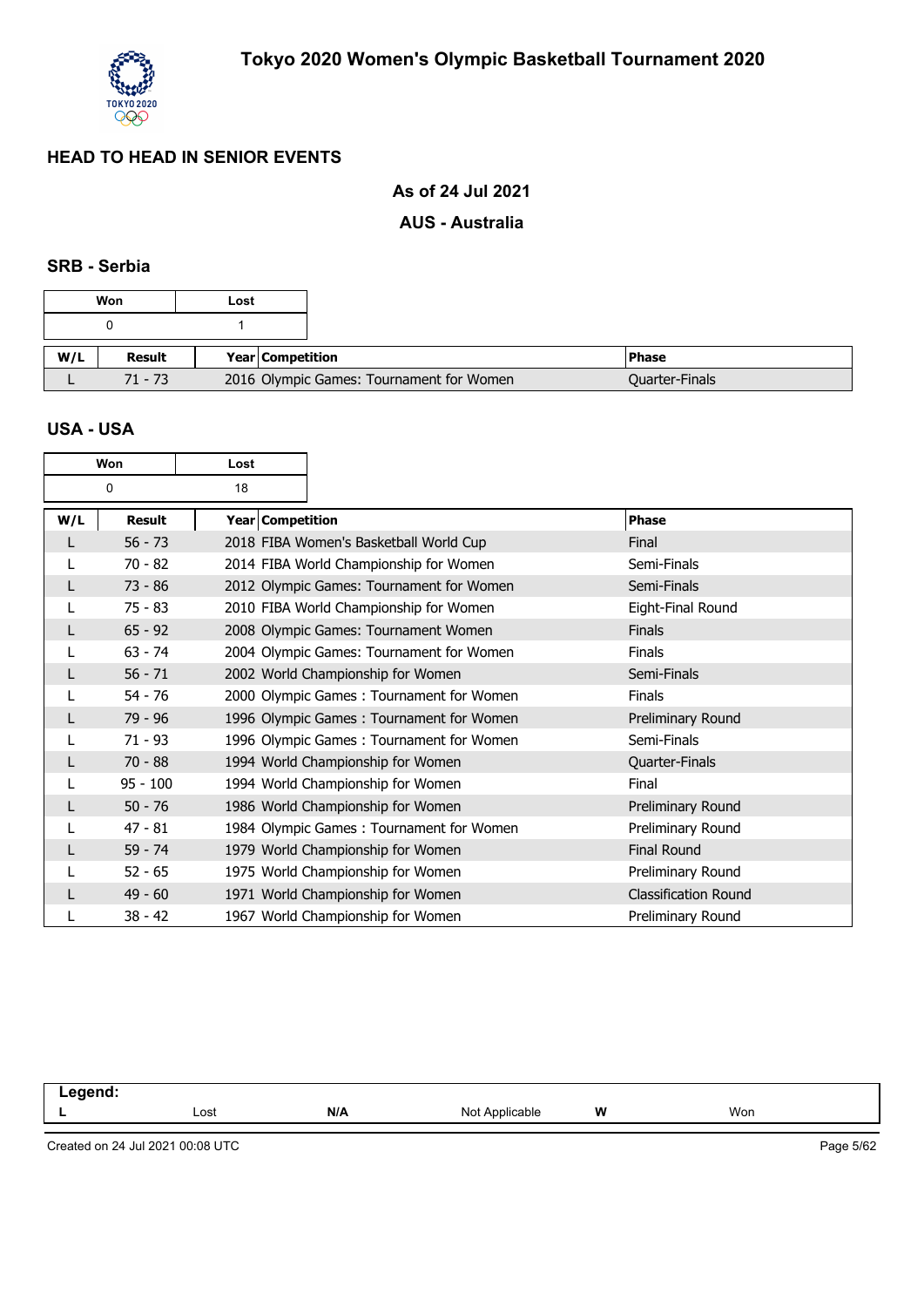## HEAD TO HEAD IN SENIOR EVENTS

### As of 24 Jul 2021

### AUS - Australia

### SRB - Serbia

| Won | Lost |
|---|---|
| 0 | 1 |

| W/L | Result | Year | Competition | Phase |
|---|---|---|---|---|
| L | 71 - 73 | 2016 | Olympic Games: Tournament for Women | Quarter-Finals |

### USA - USA

| Won | Lost |
|---|---|
| 0 | 18 |

| W/L | Result | Year | Competition | Phase |
|---|---|---|---|---|
| L | 56 - 73 | 2018 | FIBA Women's Basketball World Cup | Final |
| L | 70 - 82 | 2014 | FIBA World Championship for Women | Semi-Finals |
| L | 73 - 86 | 2012 | Olympic Games: Tournament for Women | Semi-Finals |
| L | 75 - 83 | 2010 | FIBA World Championship for Women | Eight-Final Round |
| L | 65 - 92 | 2008 | Olympic Games: Tournament Women | Finals |
| L | 63 - 74 | 2004 | Olympic Games: Tournament for Women | Finals |
| L | 56 - 71 | 2002 | World Championship for Women | Semi-Finals |
| L | 54 - 76 | 2000 | Olympic Games : Tournament for Women | Finals |
| L | 79 - 96 | 1996 | Olympic Games : Tournament for Women | Preliminary Round |
| L | 71 - 93 | 1996 | Olympic Games : Tournament for Women | Semi-Finals |
| L | 70 - 88 | 1994 | World Championship for Women | Quarter-Finals |
| L | 95 - 100 | 1994 | World Championship for Women | Final |
| L | 50 - 76 | 1986 | World Championship for Women | Preliminary Round |
| L | 47 - 81 | 1984 | Olympic Games : Tournament for Women | Preliminary Round |
| L | 59 - 74 | 1979 | World Championship for Women | Final Round |
| L | 52 - 65 | 1975 | World Championship for Women | Preliminary Round |
| L | 49 - 60 | 1971 | World Championship for Women | Classification Round |
| L | 38 - 42 | 1967 | World Championship for Women | Preliminary Round |

| Legend: | | | | | |
|---|---|---|---|---|---|
| L | Lost | N/A | Not Applicable | W | Won |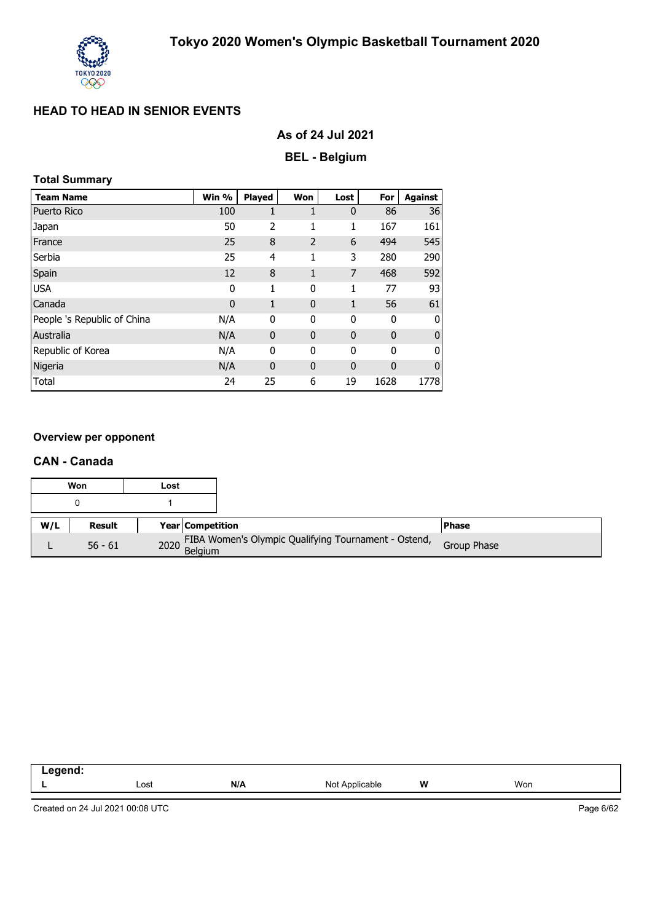# Tokyo 2020 Women's Olympic Basketball Tournament 2020

## HEAD TO HEAD IN SENIOR EVENTS

### As of 24 Jul 2021

### BEL - Belgium

**Total Summary**

| Team Name | Win % | Played | Won | Lost | For | Against |
|---|---|---|---|---|---|---|
| Puerto Rico | 100 | 1 | 1 | 0 | 86 | 36 |
| Japan | 50 | 2 | 1 | 1 | 167 | 161 |
| France | 25 | 8 | 2 | 6 | 494 | 545 |
| Serbia | 25 | 4 | 1 | 3 | 280 | 290 |
| Spain | 12 | 8 | 1 | 7 | 468 | 592 |
| USA | 0 | 1 | 0 | 1 | 77 | 93 |
| Canada | 0 | 1 | 0 | 1 | 56 | 61 |
| People 's Republic of China | N/A | 0 | 0 | 0 | 0 | 0 |
| Australia | N/A | 0 | 0 | 0 | 0 | 0 |
| Republic of Korea | N/A | 0 | 0 | 0 | 0 | 0 |
| Nigeria | N/A | 0 | 0 | 0 | 0 | 0 |
| Total | 24 | 25 | 6 | 19 | 1628 | 1778 |

**Overview per opponent**

### CAN - Canada

| Won | Lost |
|---|---|
| 0 | 1 |

| W/L | Result | Year | Competition | Phase |
|---|---|---|---|---|
| L | 56 - 61 | 2020 | FIBA Women's Olympic Qualifying Tournament - Ostend, Belgium | Group Phase |

| Legend: | | | | | |
|---|---|---|---|---|---|
| L | Lost | N/A | Not Applicable | W | Won |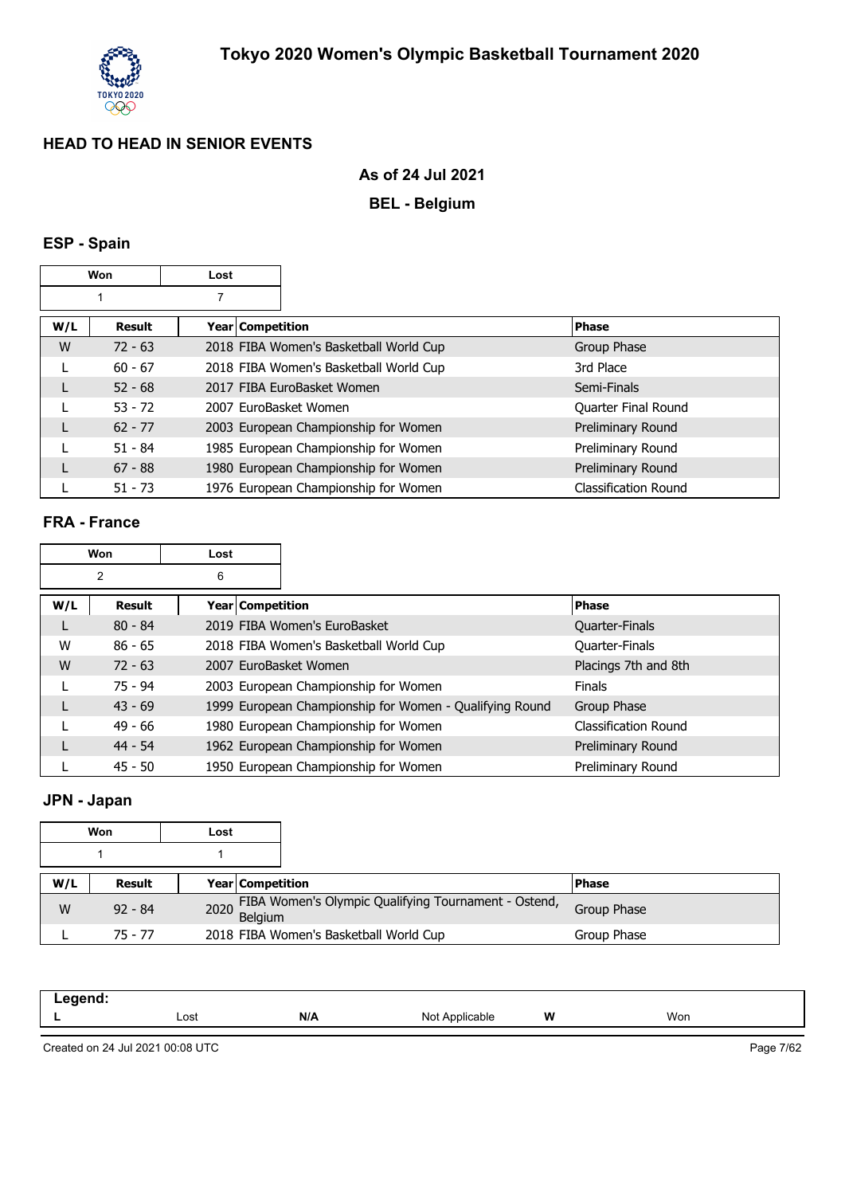# Tokyo 2020 Women's Olympic Basketball Tournament 2020

## HEAD TO HEAD IN SENIOR EVENTS

**As of 24 Jul 2021**

**BEL - Belgium**

### ESP - Spain

| Won | Lost |
|---|---|
| 1 | 7 |

| W/L | Result | Year | Competition | Phase |
|---|---|---|---|---|
| W | 72 - 63 | 2018 | FIBA Women's Basketball World Cup | Group Phase |
| L | 60 - 67 | 2018 | FIBA Women's Basketball World Cup | 3rd Place |
| L | 52 - 68 | 2017 | FIBA EuroBasket Women | Semi-Finals |
| L | 53 - 72 | 2007 | EuroBasket Women | Quarter Final Round |
| L | 62 - 77 | 2003 | European Championship for Women | Preliminary Round |
| L | 51 - 84 | 1985 | European Championship for Women | Preliminary Round |
| L | 67 - 88 | 1980 | European Championship for Women | Preliminary Round |
| L | 51 - 73 | 1976 | European Championship for Women | Classification Round |

### FRA - France

| Won | Lost |
|---|---|
| 2 | 6 |

| W/L | Result | Year | Competition | Phase |
|---|---|---|---|---|
| L | 80 - 84 | 2019 | FIBA Women's EuroBasket | Quarter-Finals |
| W | 86 - 65 | 2018 | FIBA Women's Basketball World Cup | Quarter-Finals |
| W | 72 - 63 | 2007 | EuroBasket Women | Placings 7th and 8th |
| L | 75 - 94 | 2003 | European Championship for Women | Finals |
| L | 43 - 69 | 1999 | European Championship for Women - Qualifying Round | Group Phase |
| L | 49 - 66 | 1980 | European Championship for Women | Classification Round |
| L | 44 - 54 | 1962 | European Championship for Women | Preliminary Round |
| L | 45 - 50 | 1950 | European Championship for Women | Preliminary Round |

### JPN - Japan

| Won | Lost |
|---|---|
| 1 | 1 |

| W/L | Result | Year | Competition | Phase |
|---|---|---|---|---|
| W | 92 - 84 | 2020 | FIBA Women's Olympic Qualifying Tournament - Ostend, Belgium | Group Phase |
| L | 75 - 77 | 2018 | FIBA Women's Basketball World Cup | Group Phase |

| Legend: | | | | | |
|---|---|---|---|---|---|
| L | Lost | N/A | Not Applicable | W | Won |

Created on 24 Jul 2021 00:08 UTC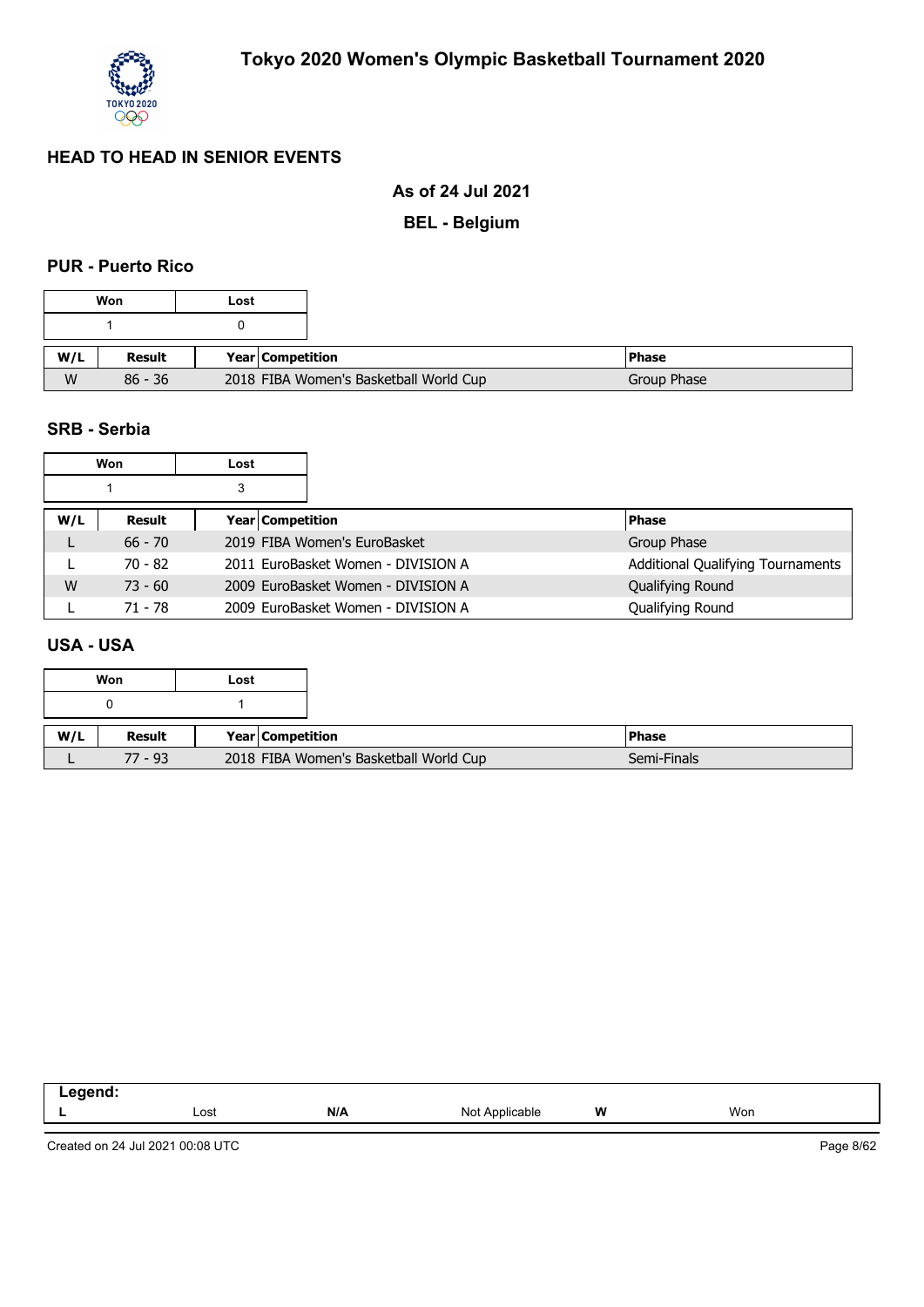# Tokyo 2020 Women's Olympic Basketball Tournament 2020

## HEAD TO HEAD IN SENIOR EVENTS

### As of 24 Jul 2021

### BEL - Belgium

#### PUR - Puerto Rico

| Won | Lost |
|---|---|
| 1 | 0 |

| W/L | Result | Year | Competition | Phase |
|---|---|---|---|---|
| W | 86 - 36 | 2018 | FIBA Women's Basketball World Cup | Group Phase |

#### SRB - Serbia

| Won | Lost |
|---|---|
| 1 | 3 |

| W/L | Result | Year | Competition | Phase |
|---|---|---|---|---|
| L | 66 - 70 | 2019 | FIBA Women's EuroBasket | Group Phase |
| L | 70 - 82 | 2011 | EuroBasket Women - DIVISION A | Additional Qualifying Tournaments |
| W | 73 - 60 | 2009 | EuroBasket Women - DIVISION A | Qualifying Round |
| L | 71 - 78 | 2009 | EuroBasket Women - DIVISION A | Qualifying Round |

#### USA - USA

| Won | Lost |
|---|---|
| 0 | 1 |

| W/L | Result | Year | Competition | Phase |
|---|---|---|---|---|
| L | 77 - 93 | 2018 | FIBA Women's Basketball World Cup | Semi-Finals |

| Legend: | | | | | |
|---|---|---|---|---|---|
| L | Lost | N/A | Not Applicable | W | Won |

Created on 24 Jul 2021 00:08 UTC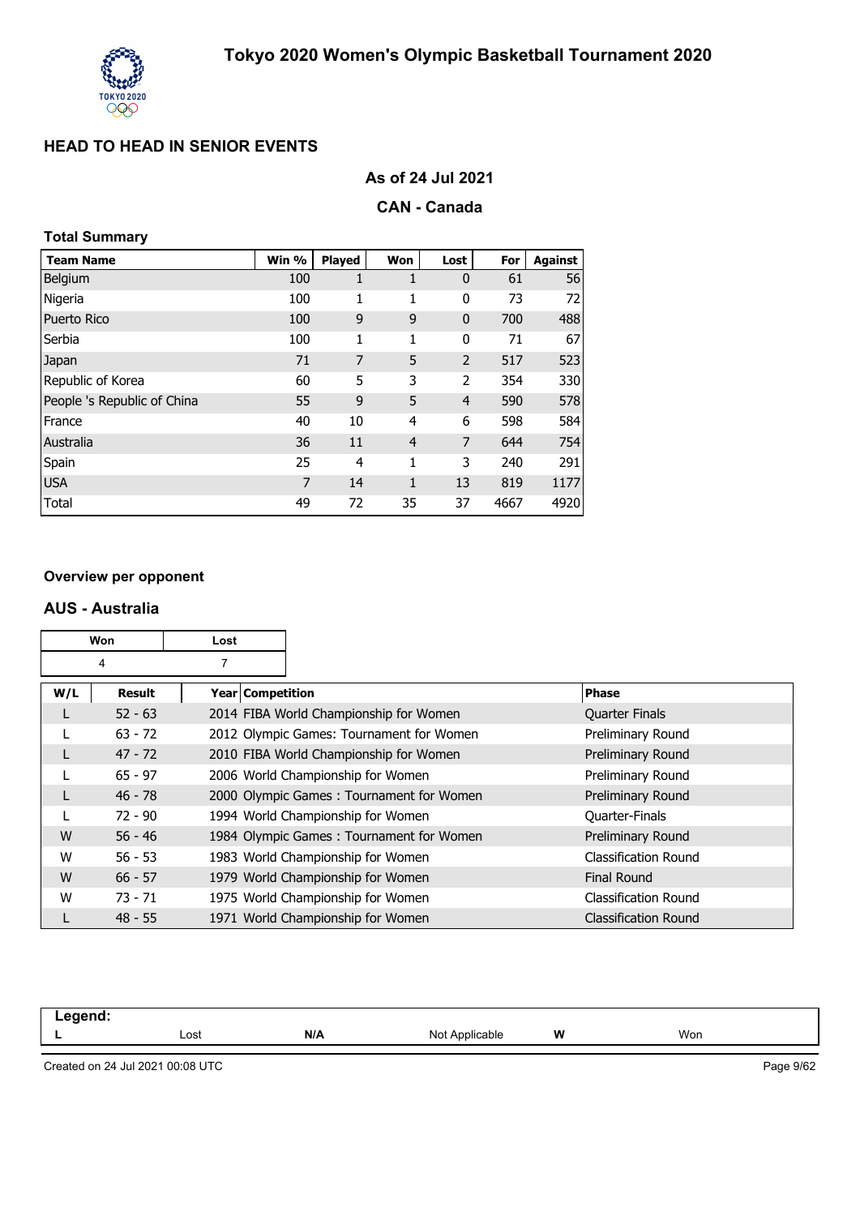# Tokyo 2020 Women's Olympic Basketball Tournament 2020

## HEAD TO HEAD IN SENIOR EVENTS

### As of 24 Jul 2021

### CAN - Canada

**Total Summary**

| Team Name | Win % | Played | Won | Lost | For | Against |
|---|---|---|---|---|---|---|
| Belgium | 100 | 1 | 1 | 0 | 61 | 56 |
| Nigeria | 100 | 1 | 1 | 0 | 73 | 72 |
| Puerto Rico | 100 | 9 | 9 | 0 | 700 | 488 |
| Serbia | 100 | 1 | 1 | 0 | 71 | 67 |
| Japan | 71 | 7 | 5 | 2 | 517 | 523 |
| Republic of Korea | 60 | 5 | 3 | 2 | 354 | 330 |
| People 's Republic of China | 55 | 9 | 5 | 4 | 590 | 578 |
| France | 40 | 10 | 4 | 6 | 598 | 584 |
| Australia | 36 | 11 | 4 | 7 | 644 | 754 |
| Spain | 25 | 4 | 1 | 3 | 240 | 291 |
| USA | 7 | 14 | 1 | 13 | 819 | 1177 |
| Total | 49 | 72 | 35 | 37 | 4667 | 4920 |

**Overview per opponent**

### AUS - Australia

| Won | Lost |
|---|---|
| 4 | 7 |

| W/L | Result | Year | Competition | Phase |
|---|---|---|---|---|
| L | 52 - 63 | 2014 | FIBA World Championship for Women | Quarter Finals |
| L | 63 - 72 | 2012 | Olympic Games: Tournament for Women | Preliminary Round |
| L | 47 - 72 | 2010 | FIBA World Championship for Women | Preliminary Round |
| L | 65 - 97 | 2006 | World Championship for Women | Preliminary Round |
| L | 46 - 78 | 2000 | Olympic Games : Tournament for Women | Preliminary Round |
| L | 72 - 90 | 1994 | World Championship for Women | Quarter-Finals |
| W | 56 - 46 | 1984 | Olympic Games : Tournament for Women | Preliminary Round |
| W | 56 - 53 | 1983 | World Championship for Women | Classification Round |
| W | 66 - 57 | 1979 | World Championship for Women | Final Round |
| W | 73 - 71 | 1975 | World Championship for Women | Classification Round |
| L | 48 - 55 | 1971 | World Championship for Women | Classification Round |

**Legend:**

| L | Lost | N/A | Not Applicable | W | Won |
|---|---|---|---|---|---|

Created on 24 Jul 2021 00:08 UTC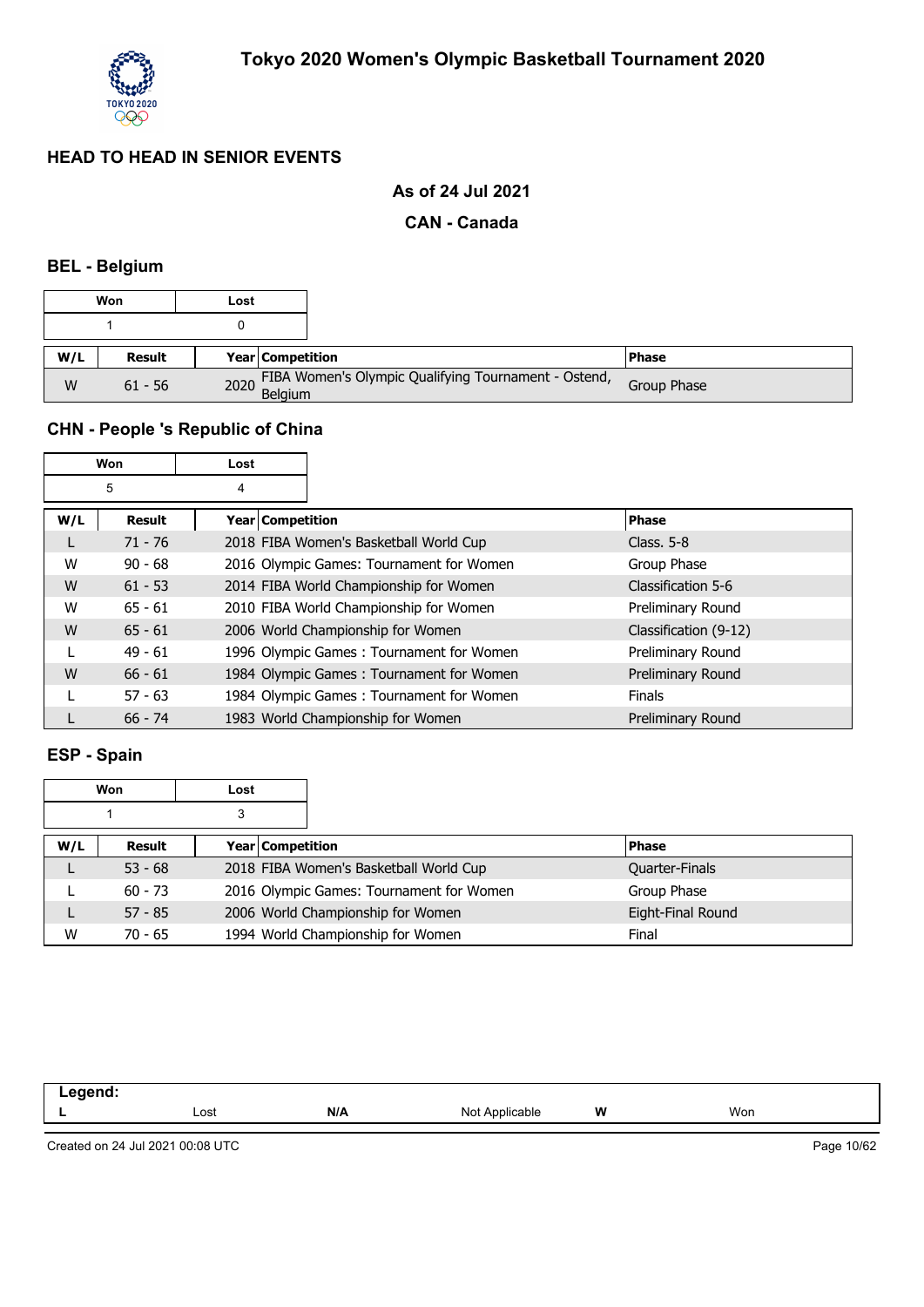# Tokyo 2020 Women's Olympic Basketball Tournament 2020

## HEAD TO HEAD IN SENIOR EVENTS

### As of 24 Jul 2021

### CAN - Canada

### BEL - Belgium

| Won | Lost |
|---|---|
| 1 | 0 |

| W/L | Result | Year | Competition | Phase |
|---|---|---|---|---|
| W | 61 - 56 | 2020 | FIBA Women's Olympic Qualifying Tournament - Ostend, Belgium | Group Phase |

### CHN - People 's Republic of China

| Won | Lost |
|---|---|
| 5 | 4 |

| W/L | Result | Year | Competition | Phase |
|---|---|---|---|---|
| L | 71 - 76 | 2018 | FIBA Women's Basketball World Cup | Class. 5-8 |
| W | 90 - 68 | 2016 | Olympic Games: Tournament for Women | Group Phase |
| W | 61 - 53 | 2014 | FIBA World Championship for Women | Classification 5-6 |
| W | 65 - 61 | 2010 | FIBA World Championship for Women | Preliminary Round |
| W | 65 - 61 | 2006 | World Championship for Women | Classification (9-12) |
| L | 49 - 61 | 1996 | Olympic Games : Tournament for Women | Preliminary Round |
| W | 66 - 61 | 1984 | Olympic Games : Tournament for Women | Preliminary Round |
| L | 57 - 63 | 1984 | Olympic Games : Tournament for Women | Finals |
| L | 66 - 74 | 1983 | World Championship for Women | Preliminary Round |

### ESP - Spain

| Won | Lost |
|---|---|
| 1 | 3 |

| W/L | Result | Year | Competition | Phase |
|---|---|---|---|---|
| L | 53 - 68 | 2018 | FIBA Women's Basketball World Cup | Quarter-Finals |
| L | 60 - 73 | 2016 | Olympic Games: Tournament for Women | Group Phase |
| L | 57 - 85 | 2006 | World Championship for Women | Eight-Final Round |
| W | 70 - 65 | 1994 | World Championship for Women | Final |

| Legend: | | | | | |
|---|---|---|---|---|---|
| L | Lost | N/A | Not Applicable | W | Won |

Created on 24 Jul 2021 00:08 UTC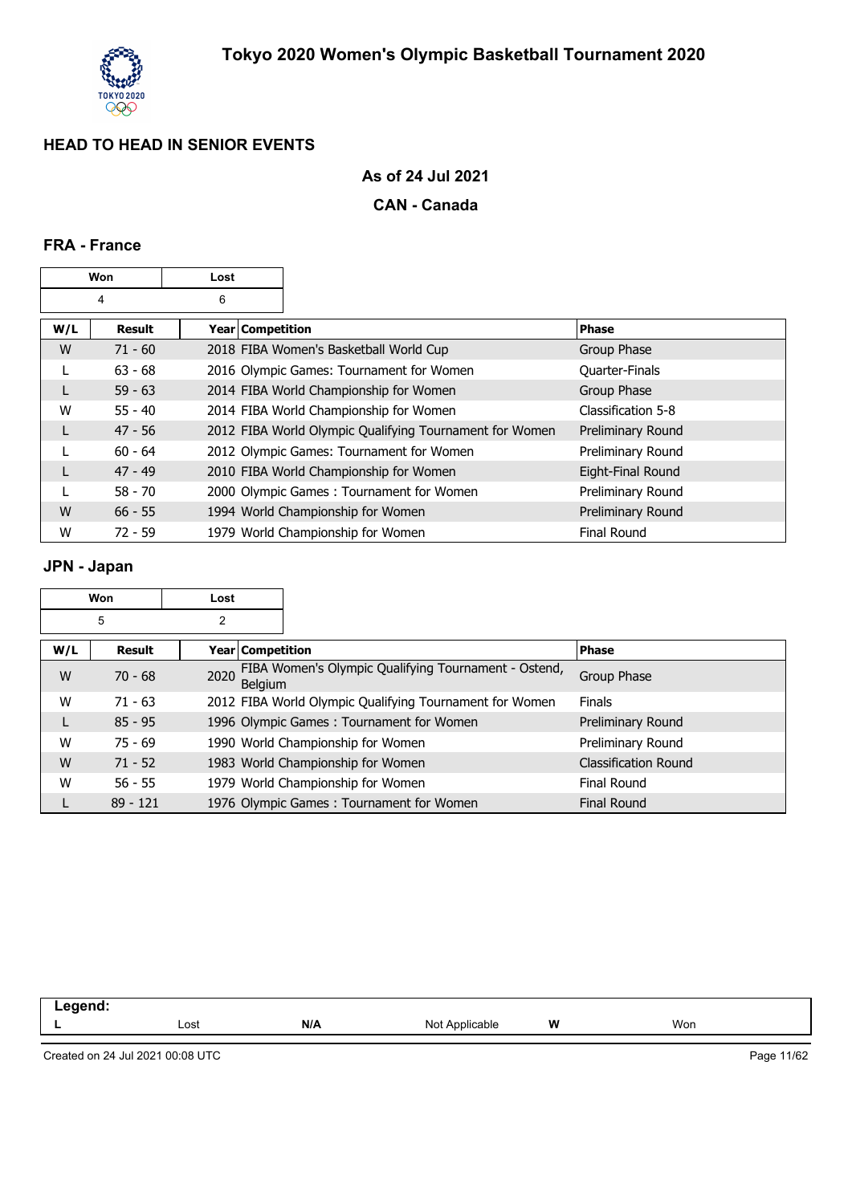# Tokyo 2020 Women's Olympic Basketball Tournament 2020

## HEAD TO HEAD IN SENIOR EVENTS

### As of 24 Jul 2021

### CAN - Canada

### FRA - France

| Won | Lost |
|---|---|
| 4 | 6 |

| W/L | Result | Year | Competition | Phase |
|---|---|---|---|---|
| W | 71 - 60 | 2018 | FIBA Women's Basketball World Cup | Group Phase |
| L | 63 - 68 | 2016 | Olympic Games: Tournament for Women | Quarter-Finals |
| L | 59 - 63 | 2014 | FIBA World Championship for Women | Group Phase |
| W | 55 - 40 | 2014 | FIBA World Championship for Women | Classification 5-8 |
| L | 47 - 56 | 2012 | FIBA World Olympic Qualifying Tournament for Women | Preliminary Round |
| L | 60 - 64 | 2012 | Olympic Games: Tournament for Women | Preliminary Round |
| L | 47 - 49 | 2010 | FIBA World Championship for Women | Eight-Final Round |
| L | 58 - 70 | 2000 | Olympic Games : Tournament for Women | Preliminary Round |
| W | 66 - 55 | 1994 | World Championship for Women | Preliminary Round |
| W | 72 - 59 | 1979 | World Championship for Women | Final Round |

### JPN - Japan

| Won | Lost |
|---|---|
| 5 | 2 |

| W/L | Result | Year | Competition | Phase |
|---|---|---|---|---|
| W | 70 - 68 | 2020 | FIBA Women's Olympic Qualifying Tournament - Ostend, Belgium | Group Phase |
| W | 71 - 63 | 2012 | FIBA World Olympic Qualifying Tournament for Women | Finals |
| L | 85 - 95 | 1996 | Olympic Games : Tournament for Women | Preliminary Round |
| W | 75 - 69 | 1990 | World Championship for Women | Preliminary Round |
| W | 71 - 52 | 1983 | World Championship for Women | Classification Round |
| W | 56 - 55 | 1979 | World Championship for Women | Final Round |
| L | 89 - 121 | 1976 | Olympic Games : Tournament for Women | Final Round |

| Legend: | | | | | |
|---|---|---|---|---|---|
| L | Lost | N/A | Not Applicable | W | Won |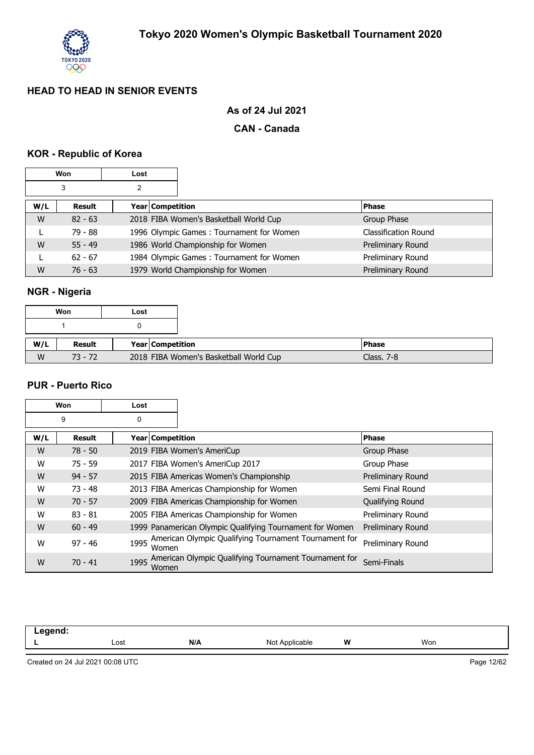# Tokyo 2020 Women's Olympic Basketball Tournament 2020

## HEAD TO HEAD IN SENIOR EVENTS

### As of 24 Jul 2021

### CAN - Canada

### KOR - Republic of Korea

| Won | Lost |
|---|---|
| 3 | 2 |

| W/L | Result | Year | Competition | Phase |
|---|---|---|---|---|
| W | 82 - 63 | 2018 | FIBA Women's Basketball World Cup | Group Phase |
| L | 79 - 88 | 1996 | Olympic Games : Tournament for Women | Classification Round |
| W | 55 - 49 | 1986 | World Championship for Women | Preliminary Round |
| L | 62 - 67 | 1984 | Olympic Games : Tournament for Women | Preliminary Round |
| W | 76 - 63 | 1979 | World Championship for Women | Preliminary Round |

### NGR - Nigeria

| Won | Lost |
|---|---|
| 1 | 0 |

| W/L | Result | Year | Competition | Phase |
|---|---|---|---|---|
| W | 73 - 72 | 2018 | FIBA Women's Basketball World Cup | Class. 7-8 |

### PUR - Puerto Rico

| Won | Lost |
|---|---|
| 9 | 0 |

| W/L | Result | Year | Competition | Phase |
|---|---|---|---|---|
| W | 78 - 50 | 2019 | FIBA Women's AmeriCup | Group Phase |
| W | 75 - 59 | 2017 | FIBA Women's AmeriCup 2017 | Group Phase |
| W | 94 - 57 | 2015 | FIBA Americas Women's Championship | Preliminary Round |
| W | 73 - 48 | 2013 | FIBA Americas Championship for Women | Semi Final Round |
| W | 70 - 57 | 2009 | FIBA Americas Championship for Women | Qualifying Round |
| W | 83 - 81 | 2005 | FIBA Americas Championship for Women | Preliminary Round |
| W | 60 - 49 | 1999 | Panamerican Olympic Qualifying Tournament for Women | Preliminary Round |
| W | 97 - 46 | 1995 | American Olympic Qualifying Tournament Tournament for Women | Preliminary Round |
| W | 70 - 41 | 1995 | American Olympic Qualifying Tournament Tournament for Women | Semi-Finals |

| Legend: | | | | | |
|---|---|---|---|---|---|
| L | Lost | N/A | Not Applicable | W | Won |

Created on 24 Jul 2021 00:08 UTC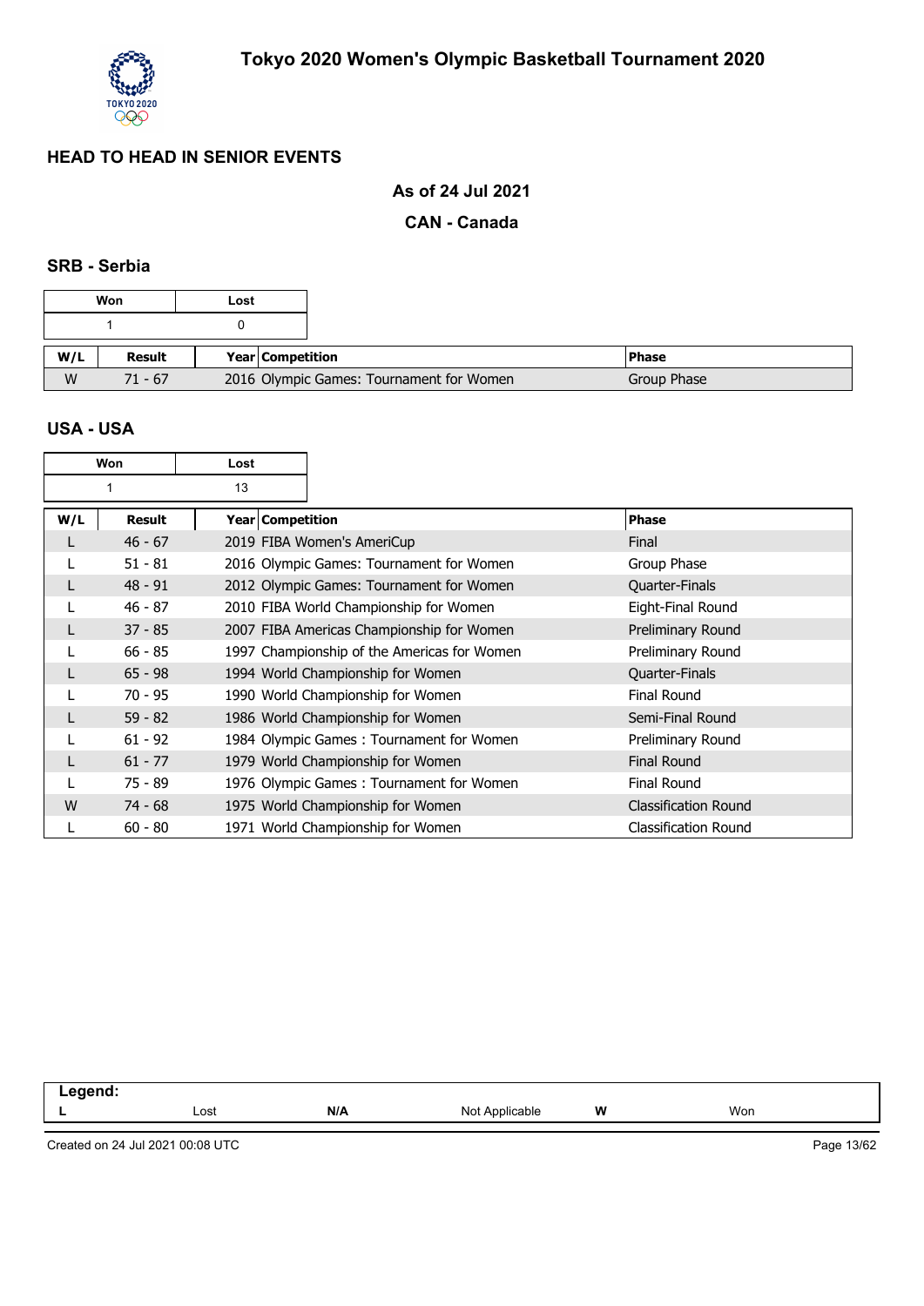# Tokyo 2020 Women's Olympic Basketball Tournament 2020

## HEAD TO HEAD IN SENIOR EVENTS

### As of 24 Jul 2021

### CAN - Canada

### SRB - Serbia

| Won | Lost |
|---|---|
| 1 | 0 |

| W/L | Result | Year | Competition | Phase |
|---|---|---|---|---|
| W | 71 - 67 | 2016 | Olympic Games: Tournament for Women | Group Phase |

### USA - USA

| Won | Lost |
|---|---|
| 1 | 13 |

| W/L | Result | Year | Competition | Phase |
|---|---|---|---|---|
| L | 46 - 67 | 2019 | FIBA Women's AmeriCup | Final |
| L | 51 - 81 | 2016 | Olympic Games: Tournament for Women | Group Phase |
| L | 48 - 91 | 2012 | Olympic Games: Tournament for Women | Quarter-Finals |
| L | 46 - 87 | 2010 | FIBA World Championship for Women | Eight-Final Round |
| L | 37 - 85 | 2007 | FIBA Americas Championship for Women | Preliminary Round |
| L | 66 - 85 | 1997 | Championship of the Americas for Women | Preliminary Round |
| L | 65 - 98 | 1994 | World Championship for Women | Quarter-Finals |
| L | 70 - 95 | 1990 | World Championship for Women | Final Round |
| L | 59 - 82 | 1986 | World Championship for Women | Semi-Final Round |
| L | 61 - 92 | 1984 | Olympic Games : Tournament for Women | Preliminary Round |
| L | 61 - 77 | 1979 | World Championship for Women | Final Round |
| L | 75 - 89 | 1976 | Olympic Games : Tournament for Women | Final Round |
| W | 74 - 68 | 1975 | World Championship for Women | Classification Round |
| L | 60 - 80 | 1971 | World Championship for Women | Classification Round |

**Legend:**

| L | Lost | N/A | Not Applicable | W | Won |
|---|---|---|---|---|---|

Created on 24 Jul 2021 00:08 UTC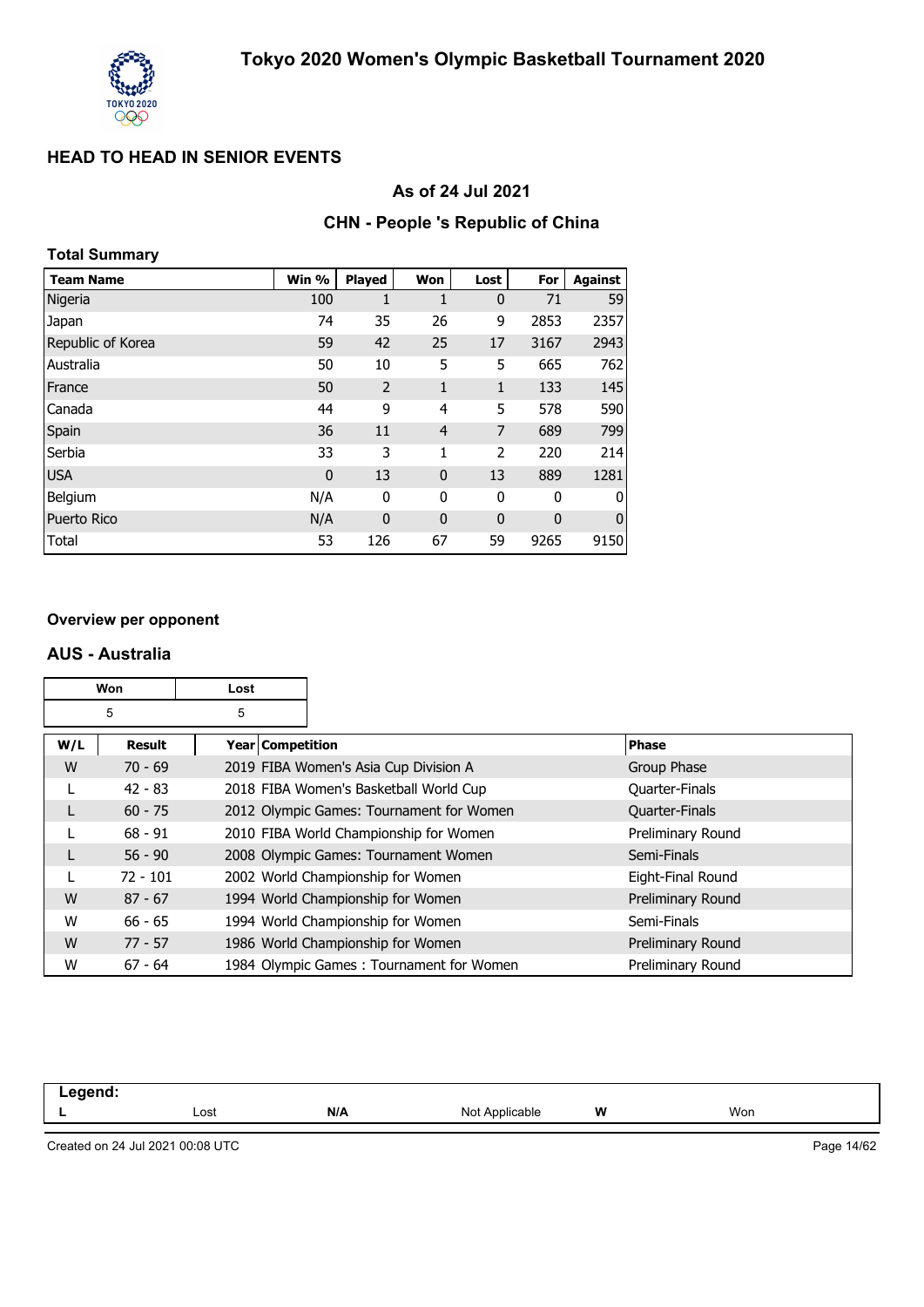# Tokyo 2020 Women's Olympic Basketball Tournament 2020

## HEAD TO HEAD IN SENIOR EVENTS

### As of 24 Jul 2021

### CHN - People 's Republic of China

**Total Summary**

| Team Name | Win % | Played | Won | Lost | For | Against |
|---|---|---|---|---|---|---|
| Nigeria | 100 | 1 | 1 | 0 | 71 | 59 |
| Japan | 74 | 35 | 26 | 9 | 2853 | 2357 |
| Republic of Korea | 59 | 42 | 25 | 17 | 3167 | 2943 |
| Australia | 50 | 10 | 5 | 5 | 665 | 762 |
| France | 50 | 2 | 1 | 1 | 133 | 145 |
| Canada | 44 | 9 | 4 | 5 | 578 | 590 |
| Spain | 36 | 11 | 4 | 7 | 689 | 799 |
| Serbia | 33 | 3 | 1 | 2 | 220 | 214 |
| USA | 0 | 13 | 0 | 13 | 889 | 1281 |
| Belgium | N/A | 0 | 0 | 0 | 0 | 0 |
| Puerto Rico | N/A | 0 | 0 | 0 | 0 | 0 |
| Total | 53 | 126 | 67 | 59 | 9265 | 9150 |

**Overview per opponent**

### AUS - Australia

| Won | Lost |
|---|---|
| 5 | 5 |

| W/L | Result | Year | Competition | Phase |
|---|---|---|---|---|
| W | 70 - 69 | 2019 | FIBA Women's Asia Cup Division A | Group Phase |
| L | 42 - 83 | 2018 | FIBA Women's Basketball World Cup | Quarter-Finals |
| L | 60 - 75 | 2012 | Olympic Games: Tournament for Women | Quarter-Finals |
| L | 68 - 91 | 2010 | FIBA World Championship for Women | Preliminary Round |
| L | 56 - 90 | 2008 | Olympic Games: Tournament Women | Semi-Finals |
| L | 72 - 101 | 2002 | World Championship for Women | Eight-Final Round |
| W | 87 - 67 | 1994 | World Championship for Women | Preliminary Round |
| W | 66 - 65 | 1994 | World Championship for Women | Semi-Finals |
| W | 77 - 57 | 1986 | World Championship for Women | Preliminary Round |
| W | 67 - 64 | 1984 | Olympic Games : Tournament for Women | Preliminary Round |

**Legend:**

| L | Lost | N/A | Not Applicable | W | Won |
|---|---|---|---|---|---|

Created on 24 Jul 2021 00:08 UTC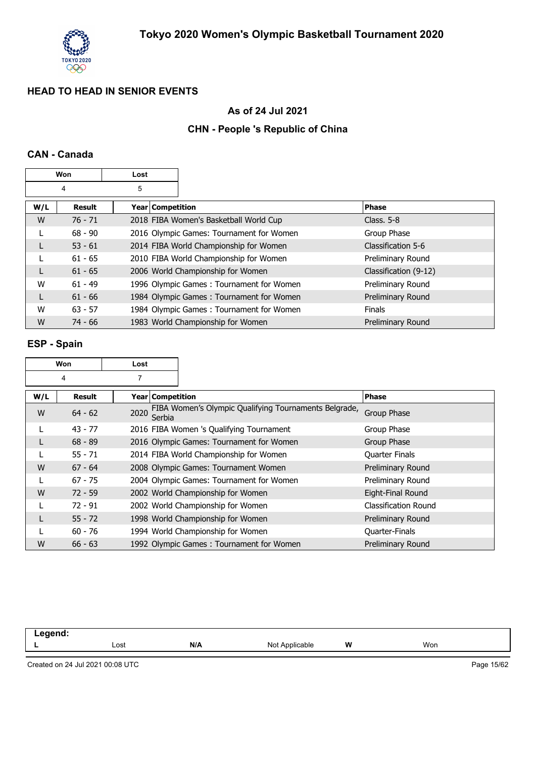# Tokyo 2020 Women's Olympic Basketball Tournament 2020

## HEAD TO HEAD IN SENIOR EVENTS

### As of 24 Jul 2021

### CHN - People 's Republic of China

### CAN - Canada

| Won | Lost |
|---|---|
| 4 | 5 |

| W/L | Result | Year | Competition | Phase |
|---|---|---|---|---|
| W | 76 - 71 | 2018 | FIBA Women's Basketball World Cup | Class. 5-8 |
| L | 68 - 90 | 2016 | Olympic Games: Tournament for Women | Group Phase |
| L | 53 - 61 | 2014 | FIBA World Championship for Women | Classification 5-6 |
| L | 61 - 65 | 2010 | FIBA World Championship for Women | Preliminary Round |
| L | 61 - 65 | 2006 | World Championship for Women | Classification (9-12) |
| W | 61 - 49 | 1996 | Olympic Games : Tournament for Women | Preliminary Round |
| L | 61 - 66 | 1984 | Olympic Games : Tournament for Women | Preliminary Round |
| W | 63 - 57 | 1984 | Olympic Games : Tournament for Women | Finals |
| W | 74 - 66 | 1983 | World Championship for Women | Preliminary Round |

### ESP - Spain

| Won | Lost |
|---|---|
| 4 | 7 |

| W/L | Result | Year | Competition | Phase |
|---|---|---|---|---|
| W | 64 - 62 | 2020 | FIBA Women's Olympic Qualifying Tournaments Belgrade, Serbia | Group Phase |
| L | 43 - 77 | 2016 | FIBA Women 's Qualifying Tournament | Group Phase |
| L | 68 - 89 | 2016 | Olympic Games: Tournament for Women | Group Phase |
| L | 55 - 71 | 2014 | FIBA World Championship for Women | Quarter Finals |
| W | 67 - 64 | 2008 | Olympic Games: Tournament Women | Preliminary Round |
| L | 67 - 75 | 2004 | Olympic Games: Tournament for Women | Preliminary Round |
| W | 72 - 59 | 2002 | World Championship for Women | Eight-Final Round |
| L | 72 - 91 | 2002 | World Championship for Women | Classification Round |
| L | 55 - 72 | 1998 | World Championship for Women | Preliminary Round |
| L | 60 - 76 | 1994 | World Championship for Women | Quarter-Finals |
| W | 66 - 63 | 1992 | Olympic Games : Tournament for Women | Preliminary Round |

**Legend:**

| L | Lost | N/A | Not Applicable | W | Won |
|---|---|---|---|---|---|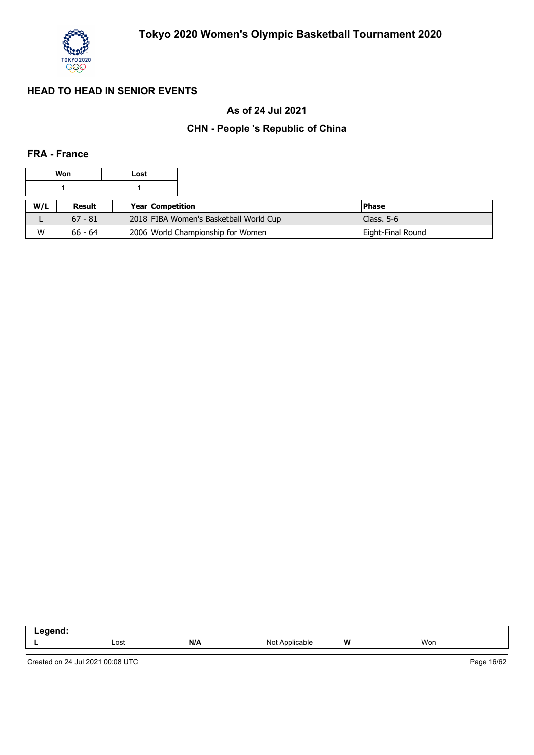## HEAD TO HEAD IN SENIOR EVENTS

### As of 24 Jul 2021

### CHN - People 's Republic of China

#### FRA - France

| Won | Lost |
|---|---|
| 1 | 1 |

| W/L | Result | Year | Competition | Phase |
|---|---|---|---|---|
| L | 67 - 81 | 2018 | FIBA Women's Basketball World Cup | Class. 5-6 |
| W | 66 - 64 | 2006 | World Championship for Women | Eight-Final Round |

| Legend: | | | | | |
|---|---|---|---|---|---|
| L | Lost | N/A | Not Applicable | W | Won |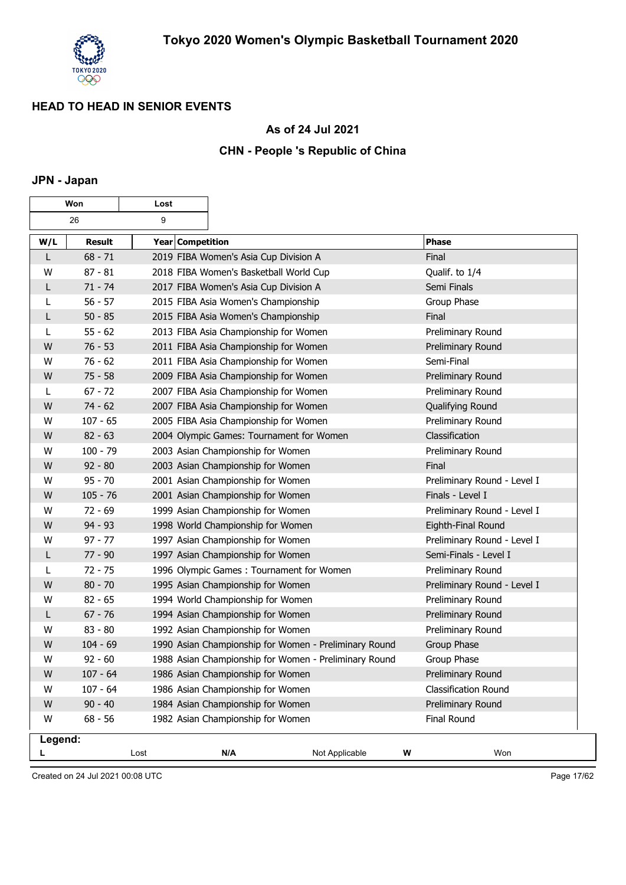## HEAD TO HEAD IN SENIOR EVENTS

### As of 24 Jul 2021

### CHN - People 's Republic of China

### JPN - Japan

| Won | Lost |
|---|---|
| 26 | 9 |

| W/L | Result | Year Competition | Phase |
|---|---|---|---|
| L | 68 - 71 | 2019 FIBA Women's Asia Cup Division A | Final |
| W | 87 - 81 | 2018 FIBA Women's Basketball World Cup | Qualif. to 1/4 |
| L | 71 - 74 | 2017 FIBA Women's Asia Cup Division A | Semi Finals |
| L | 56 - 57 | 2015 FIBA Asia Women's Championship | Group Phase |
| L | 50 - 85 | 2015 FIBA Asia Women's Championship | Final |
| L | 55 - 62 | 2013 FIBA Asia Championship for Women | Preliminary Round |
| W | 76 - 53 | 2011 FIBA Asia Championship for Women | Preliminary Round |
| W | 76 - 62 | 2011 FIBA Asia Championship for Women | Semi-Final |
| W | 75 - 58 | 2009 FIBA Asia Championship for Women | Preliminary Round |
| L | 67 - 72 | 2007 FIBA Asia Championship for Women | Preliminary Round |
| W | 74 - 62 | 2007 FIBA Asia Championship for Women | Qualifying Round |
| W | 107 - 65 | 2005 FIBA Asia Championship for Women | Preliminary Round |
| W | 82 - 63 | 2004 Olympic Games: Tournament for Women | Classification |
| W | 100 - 79 | 2003 Asian Championship for Women | Preliminary Round |
| W | 92 - 80 | 2003 Asian Championship for Women | Final |
| W | 95 - 70 | 2001 Asian Championship for Women | Preliminary Round - Level I |
| W | 105 - 76 | 2001 Asian Championship for Women | Finals - Level I |
| W | 72 - 69 | 1999 Asian Championship for Women | Preliminary Round - Level I |
| W | 94 - 93 | 1998 World Championship for Women | Eighth-Final Round |
| W | 97 - 77 | 1997 Asian Championship for Women | Preliminary Round - Level I |
| L | 77 - 90 | 1997 Asian Championship for Women | Semi-Finals - Level I |
| L | 72 - 75 | 1996 Olympic Games : Tournament for Women | Preliminary Round |
| W | 80 - 70 | 1995 Asian Championship for Women | Preliminary Round - Level I |
| W | 82 - 65 | 1994 World Championship for Women | Preliminary Round |
| L | 67 - 76 | 1994 Asian Championship for Women | Preliminary Round |
| W | 83 - 80 | 1992 Asian Championship for Women | Preliminary Round |
| W | 104 - 69 | 1990 Asian Championship for Women - Preliminary Round | Group Phase |
| W | 92 - 60 | 1988 Asian Championship for Women - Preliminary Round | Group Phase |
| W | 107 - 64 | 1986 Asian Championship for Women | Preliminary Round |
| W | 107 - 64 | 1986 Asian Championship for Women | Classification Round |
| W | 90 - 40 | 1984 Asian Championship for Women | Preliminary Round |
| W | 68 - 56 | 1982 Asian Championship for Women | Final Round |

**Legend:**

| L | Lost | N/A | Not Applicable | W | Won |
|---|---|---|---|---|---|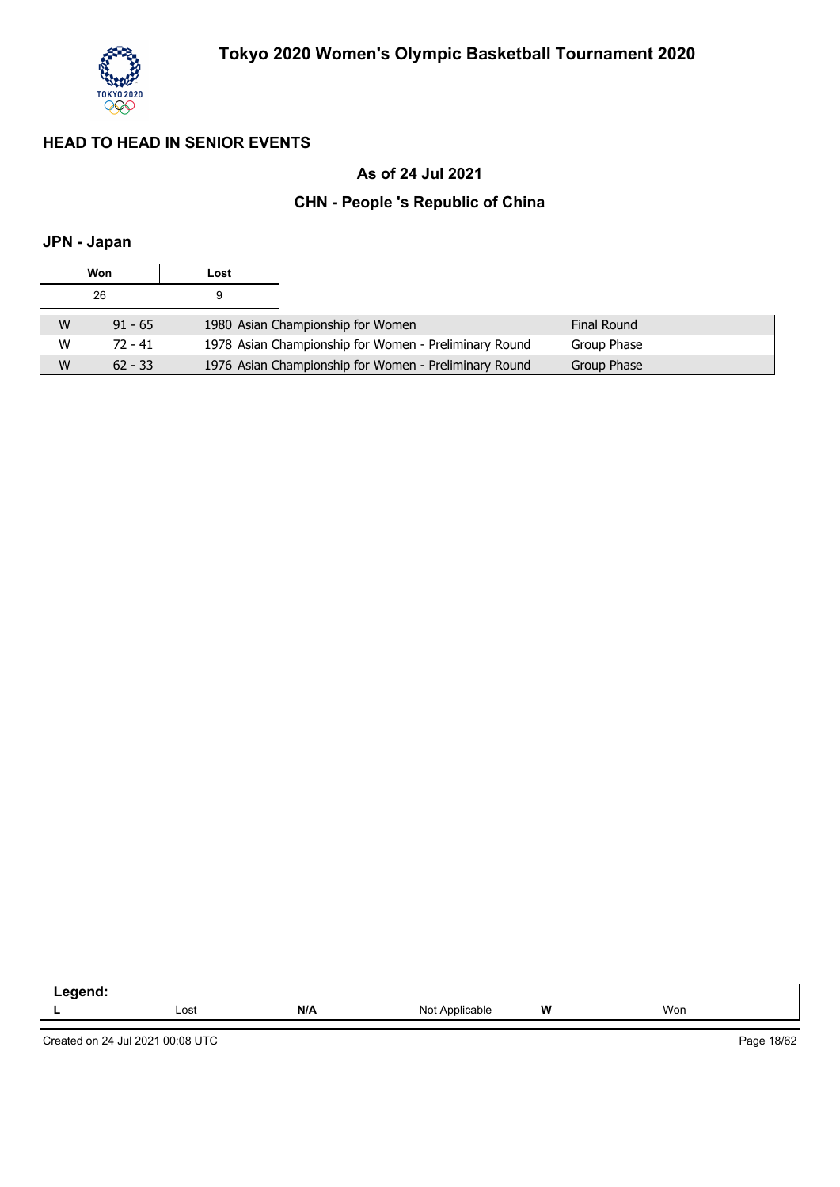## HEAD TO HEAD IN SENIOR EVENTS

### As of 24 Jul 2021

### CHN - People 's Republic of China

#### JPN - Japan

| Won | Lost |
|---|---|
| 26 | 9 |

| | | | |
|---|---|---|---|
| W | 91 - 65 | 1980 Asian Championship for Women | Final Round |
| W | 72 - 41 | 1978 Asian Championship for Women - Preliminary Round | Group Phase |
| W | 62 - 33 | 1976 Asian Championship for Women - Preliminary Round | Group Phase |

| Legend: | | | | | |
|---|---|---|---|---|---|
| **L** | Lost | **N/A** | Not Applicable | **W** | Won |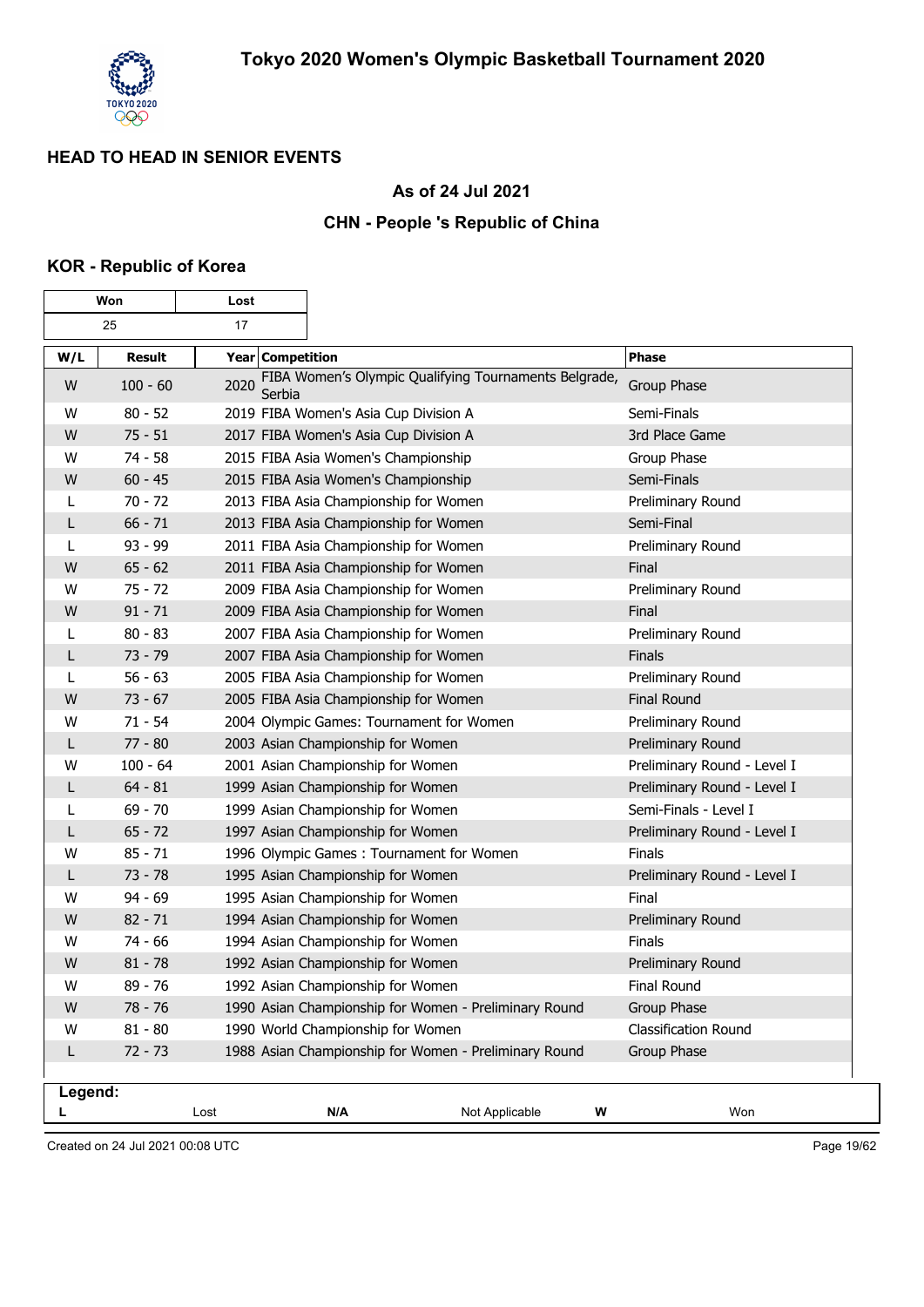## HEAD TO HEAD IN SENIOR EVENTS

### As of 24 Jul 2021

### CHN - People 's Republic of China

### KOR - Republic of Korea

| Won | Lost |
|---|---|
| 25 | 17 |

| W/L | Result | Year | Competition | Phase |
|---|---|---|---|---|
| W | 100 - 60 | 2020 | FIBA Women's Olympic Qualifying Tournaments Belgrade, Serbia | Group Phase |
| W | 80 - 52 | 2019 | FIBA Women's Asia Cup Division A | Semi-Finals |
| W | 75 - 51 | 2017 | FIBA Women's Asia Cup Division A | 3rd Place Game |
| W | 74 - 58 | 2015 | FIBA Asia Women's Championship | Group Phase |
| W | 60 - 45 | 2015 | FIBA Asia Women's Championship | Semi-Finals |
| L | 70 - 72 | 2013 | FIBA Asia Championship for Women | Preliminary Round |
| L | 66 - 71 | 2013 | FIBA Asia Championship for Women | Semi-Final |
| L | 93 - 99 | 2011 | FIBA Asia Championship for Women | Preliminary Round |
| W | 65 - 62 | 2011 | FIBA Asia Championship for Women | Final |
| W | 75 - 72 | 2009 | FIBA Asia Championship for Women | Preliminary Round |
| W | 91 - 71 | 2009 | FIBA Asia Championship for Women | Final |
| L | 80 - 83 | 2007 | FIBA Asia Championship for Women | Preliminary Round |
| L | 73 - 79 | 2007 | FIBA Asia Championship for Women | Finals |
| L | 56 - 63 | 2005 | FIBA Asia Championship for Women | Preliminary Round |
| W | 73 - 67 | 2005 | FIBA Asia Championship for Women | Final Round |
| W | 71 - 54 | 2004 | Olympic Games: Tournament for Women | Preliminary Round |
| L | 77 - 80 | 2003 | Asian Championship for Women | Preliminary Round |
| W | 100 - 64 | 2001 | Asian Championship for Women | Preliminary Round - Level I |
| L | 64 - 81 | 1999 | Asian Championship for Women | Preliminary Round - Level I |
| L | 69 - 70 | 1999 | Asian Championship for Women | Semi-Finals - Level I |
| L | 65 - 72 | 1997 | Asian Championship for Women | Preliminary Round - Level I |
| W | 85 - 71 | 1996 | Olympic Games : Tournament for Women | Finals |
| L | 73 - 78 | 1995 | Asian Championship for Women | Preliminary Round - Level I |
| W | 94 - 69 | 1995 | Asian Championship for Women | Final |
| W | 82 - 71 | 1994 | Asian Championship for Women | Preliminary Round |
| W | 74 - 66 | 1994 | Asian Championship for Women | Finals |
| W | 81 - 78 | 1992 | Asian Championship for Women | Preliminary Round |
| W | 89 - 76 | 1992 | Asian Championship for Women | Final Round |
| W | 78 - 76 | 1990 | Asian Championship for Women - Preliminary Round | Group Phase |
| W | 81 - 80 | 1990 | World Championship for Women | Classification Round |
| L | 72 - 73 | 1988 | Asian Championship for Women - Preliminary Round | Group Phase |

**Legend:**

| L | Lost | N/A | Not Applicable | W | Won |
|---|---|---|---|---|---|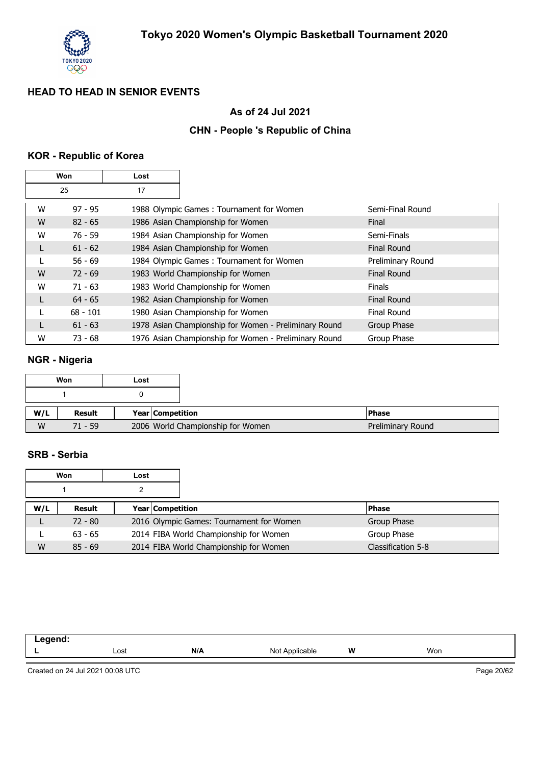## HEAD TO HEAD IN SENIOR EVENTS

### As of 24 Jul 2021

### CHN - People 's Republic of China

### KOR - Republic of Korea

| Won | Lost |
|---|---|
| 25 | 17 |

| W/L | Result | Year | Competition | Phase |
|---|---|---|---|---|
| W | 97 - 95 | 1988 | Olympic Games : Tournament for Women | Semi-Final Round |
| W | 82 - 65 | 1986 | Asian Championship for Women | Final |
| W | 76 - 59 | 1984 | Asian Championship for Women | Semi-Finals |
| L | 61 - 62 | 1984 | Asian Championship for Women | Final Round |
| L | 56 - 69 | 1984 | Olympic Games : Tournament for Women | Preliminary Round |
| W | 72 - 69 | 1983 | World Championship for Women | Final Round |
| W | 71 - 63 | 1983 | World Championship for Women | Finals |
| L | 64 - 65 | 1982 | Asian Championship for Women | Final Round |
| L | 68 - 101 | 1980 | Asian Championship for Women | Final Round |
| L | 61 - 63 | 1978 | Asian Championship for Women - Preliminary Round | Group Phase |
| W | 73 - 68 | 1976 | Asian Championship for Women - Preliminary Round | Group Phase |

### NGR - Nigeria

| Won | Lost |
|---|---|
| 1 | 0 |

| W/L | Result | Year | Competition | Phase |
|---|---|---|---|---|
| W | 71 - 59 | 2006 | World Championship for Women | Preliminary Round |

### SRB - Serbia

| Won | Lost |
|---|---|
| 1 | 2 |

| W/L | Result | Year | Competition | Phase |
|---|---|---|---|---|
| L | 72 - 80 | 2016 | Olympic Games: Tournament for Women | Group Phase |
| L | 63 - 65 | 2014 | FIBA World Championship for Women | Group Phase |
| W | 85 - 69 | 2014 | FIBA World Championship for Women | Classification 5-8 |

**Legend:**

| L | Lost | N/A | Not Applicable | W | Won |
|---|---|---|---|---|---|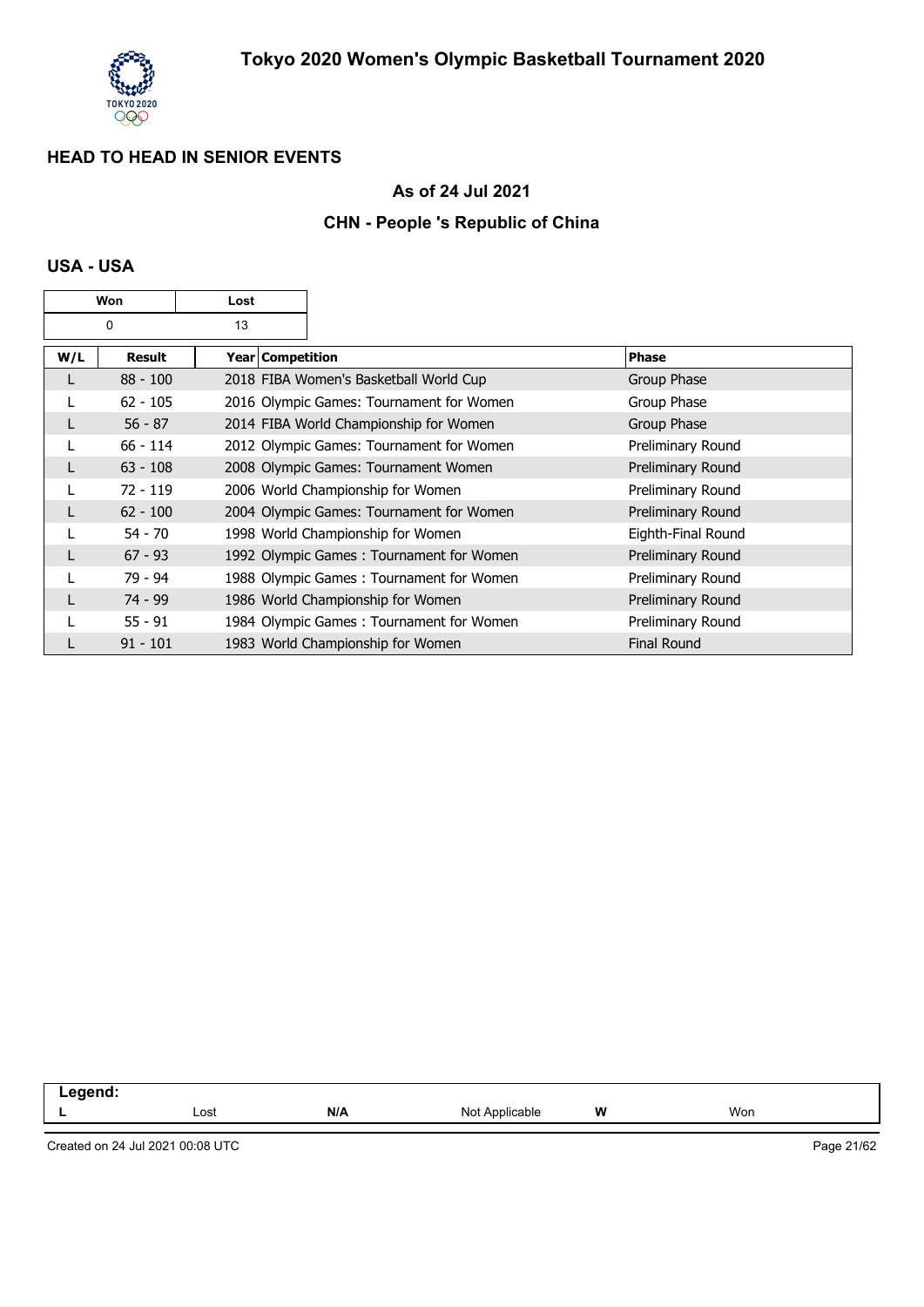# Tokyo 2020 Women's Olympic Basketball Tournament 2020

## HEAD TO HEAD IN SENIOR EVENTS

### As of 24 Jul 2021

### CHN - People 's Republic of China

### USA - USA

| Won | Lost |
|---|---|
| 0 | 13 |

| W/L | Result | Year | Competition | Phase |
|---|---|---|---|---|
| L | 88 - 100 | 2018 | FIBA Women's Basketball World Cup | Group Phase |
| L | 62 - 105 | 2016 | Olympic Games: Tournament for Women | Group Phase |
| L | 56 - 87 | 2014 | FIBA World Championship for Women | Group Phase |
| L | 66 - 114 | 2012 | Olympic Games: Tournament for Women | Preliminary Round |
| L | 63 - 108 | 2008 | Olympic Games: Tournament Women | Preliminary Round |
| L | 72 - 119 | 2006 | World Championship for Women | Preliminary Round |
| L | 62 - 100 | 2004 | Olympic Games: Tournament for Women | Preliminary Round |
| L | 54 - 70 | 1998 | World Championship for Women | Eighth-Final Round |
| L | 67 - 93 | 1992 | Olympic Games : Tournament for Women | Preliminary Round |
| L | 79 - 94 | 1988 | Olympic Games : Tournament for Women | Preliminary Round |
| L | 74 - 99 | 1986 | World Championship for Women | Preliminary Round |
| L | 55 - 91 | 1984 | Olympic Games : Tournament for Women | Preliminary Round |
| L | 91 - 101 | 1983 | World Championship for Women | Final Round |

| Legend: | | | | | |
|---|---|---|---|---|---|
| L | Lost | N/A | Not Applicable | W | Won |

Created on 24 Jul 2021 00:08 UTC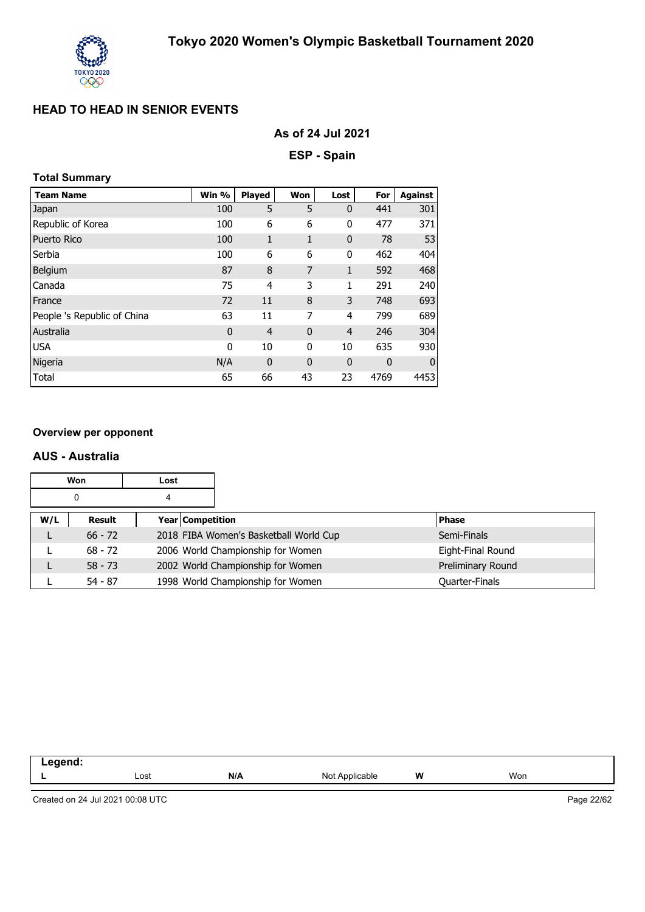# Tokyo 2020 Women's Olympic Basketball Tournament 2020

## HEAD TO HEAD IN SENIOR EVENTS

### As of 24 Jul 2021

### ESP - Spain

**Total Summary**

| Team Name | Win % | Played | Won | Lost | For | Against |
|---|---|---|---|---|---|---|
| Japan | 100 | 5 | 5 | 0 | 441 | 301 |
| Republic of Korea | 100 | 6 | 6 | 0 | 477 | 371 |
| Puerto Rico | 100 | 1 | 1 | 0 | 78 | 53 |
| Serbia | 100 | 6 | 6 | 0 | 462 | 404 |
| Belgium | 87 | 8 | 7 | 1 | 592 | 468 |
| Canada | 75 | 4 | 3 | 1 | 291 | 240 |
| France | 72 | 11 | 8 | 3 | 748 | 693 |
| People 's Republic of China | 63 | 11 | 7 | 4 | 799 | 689 |
| Australia | 0 | 4 | 0 | 4 | 246 | 304 |
| USA | 0 | 10 | 0 | 10 | 635 | 930 |
| Nigeria | N/A | 0 | 0 | 0 | 0 | 0 |
| Total | 65 | 66 | 43 | 23 | 4769 | 4453 |

**Overview per opponent**

### AUS - Australia

| Won | Lost |
|---|---|
| 0 | 4 |

| W/L | Result | Year | Competition | Phase |
|---|---|---|---|---|
| L | 66 - 72 | 2018 | FIBA Women's Basketball World Cup | Semi-Finals |
| L | 68 - 72 | 2006 | World Championship for Women | Eight-Final Round |
| L | 58 - 73 | 2002 | World Championship for Women | Preliminary Round |
| L | 54 - 87 | 1998 | World Championship for Women | Quarter-Finals |

**Legend:**

| L | Lost | N/A | Not Applicable | W | Won |
|---|---|---|---|---|---|

Created on 24 Jul 2021 00:08 UTC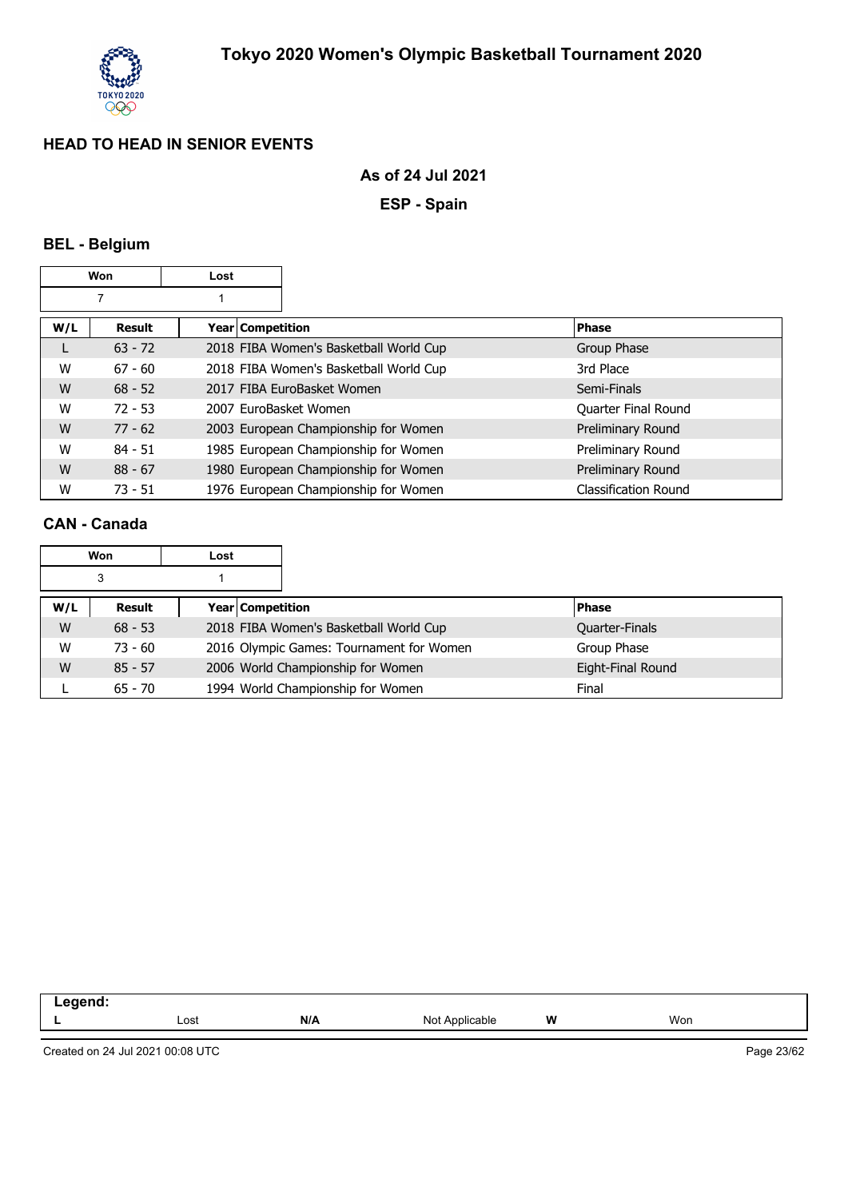# Tokyo 2020 Women's Olympic Basketball Tournament 2020

## HEAD TO HEAD IN SENIOR EVENTS

**As of 24 Jul 2021**

**ESP - Spain**

### BEL - Belgium

| Won | Lost |
|---|---|
| 7 | 1 |

| W/L | Result | Year | Competition | Phase |
|---|---|---|---|---|
| L | 63 - 72 | 2018 | FIBA Women's Basketball World Cup | Group Phase |
| W | 67 - 60 | 2018 | FIBA Women's Basketball World Cup | 3rd Place |
| W | 68 - 52 | 2017 | FIBA EuroBasket Women | Semi-Finals |
| W | 72 - 53 | 2007 | EuroBasket Women | Quarter Final Round |
| W | 77 - 62 | 2003 | European Championship for Women | Preliminary Round |
| W | 84 - 51 | 1985 | European Championship for Women | Preliminary Round |
| W | 88 - 67 | 1980 | European Championship for Women | Preliminary Round |
| W | 73 - 51 | 1976 | European Championship for Women | Classification Round |

### CAN - Canada

| Won | Lost |
|---|---|
| 3 | 1 |

| W/L | Result | Year | Competition | Phase |
|---|---|---|---|---|
| W | 68 - 53 | 2018 | FIBA Women's Basketball World Cup | Quarter-Finals |
| W | 73 - 60 | 2016 | Olympic Games: Tournament for Women | Group Phase |
| W | 85 - 57 | 2006 | World Championship for Women | Eight-Final Round |
| L | 65 - 70 | 1994 | World Championship for Women | Final |

**Legend:**

| | | | | | |
|---|---|---|---|---|---|
| **L** | Lost | **N/A** | Not Applicable | **W** | Won |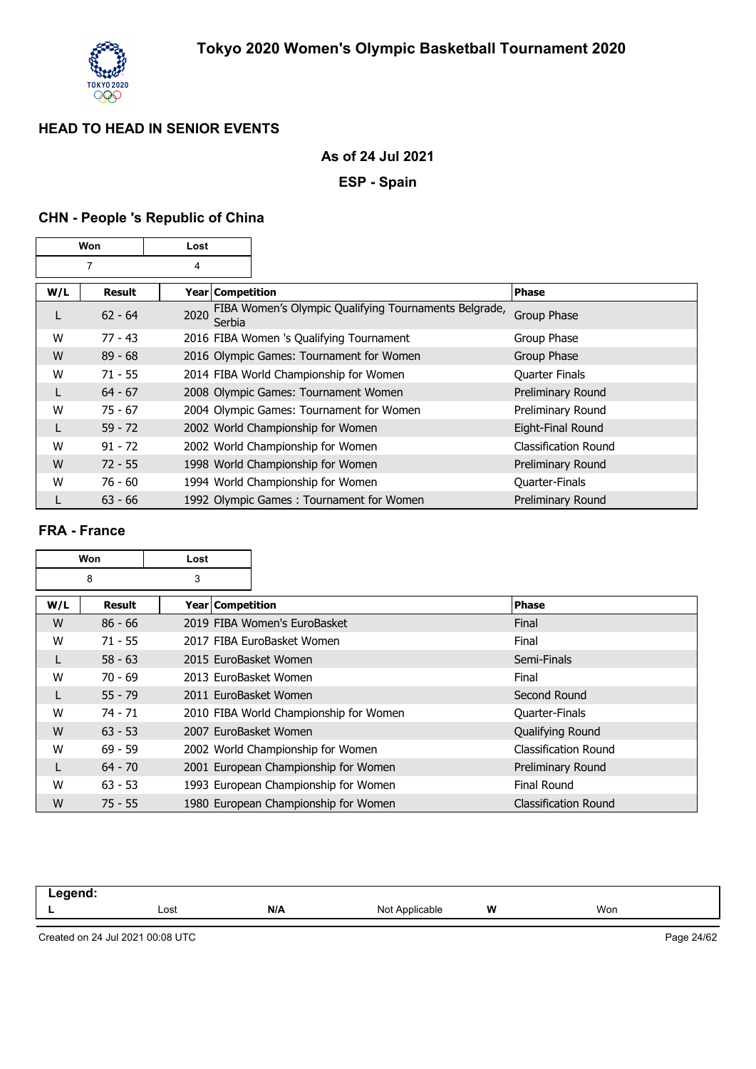# Tokyo 2020 Women's Olympic Basketball Tournament 2020

## HEAD TO HEAD IN SENIOR EVENTS

**As of 24 Jul 2021**

**ESP - Spain**

### CHN - People 's Republic of China

| Won | Lost |
|---|---|
| 7 | 4 |

| W/L | Result | Year | Competition | Phase |
|---|---|---|---|---|
| L | 62 - 64 | 2020 | FIBA Women's Olympic Qualifying Tournaments Belgrade, Serbia | Group Phase |
| W | 77 - 43 | 2016 | FIBA Women 's Qualifying Tournament | Group Phase |
| W | 89 - 68 | 2016 | Olympic Games: Tournament for Women | Group Phase |
| W | 71 - 55 | 2014 | FIBA World Championship for Women | Quarter Finals |
| L | 64 - 67 | 2008 | Olympic Games: Tournament Women | Preliminary Round |
| W | 75 - 67 | 2004 | Olympic Games: Tournament for Women | Preliminary Round |
| L | 59 - 72 | 2002 | World Championship for Women | Eight-Final Round |
| W | 91 - 72 | 2002 | World Championship for Women | Classification Round |
| W | 72 - 55 | 1998 | World Championship for Women | Preliminary Round |
| W | 76 - 60 | 1994 | World Championship for Women | Quarter-Finals |
| L | 63 - 66 | 1992 | Olympic Games : Tournament for Women | Preliminary Round |

### FRA - France

| Won | Lost |
|---|---|
| 8 | 3 |

| W/L | Result | Year | Competition | Phase |
|---|---|---|---|---|
| W | 86 - 66 | 2019 | FIBA Women's EuroBasket | Final |
| W | 71 - 55 | 2017 | FIBA EuroBasket Women | Final |
| L | 58 - 63 | 2015 | EuroBasket Women | Semi-Finals |
| W | 70 - 69 | 2013 | EuroBasket Women | Final |
| L | 55 - 79 | 2011 | EuroBasket Women | Second Round |
| W | 74 - 71 | 2010 | FIBA World Championship for Women | Quarter-Finals |
| W | 63 - 53 | 2007 | EuroBasket Women | Qualifying Round |
| W | 69 - 59 | 2002 | World Championship for Women | Classification Round |
| L | 64 - 70 | 2001 | European Championship for Women | Preliminary Round |
| W | 63 - 53 | 1993 | European Championship for Women | Final Round |
| W | 75 - 55 | 1980 | European Championship for Women | Classification Round |

**Legend:**

| | | | | | |
|---|---|---|---|---|---|
| **L** | Lost | **N/A** | Not Applicable | **W** | Won |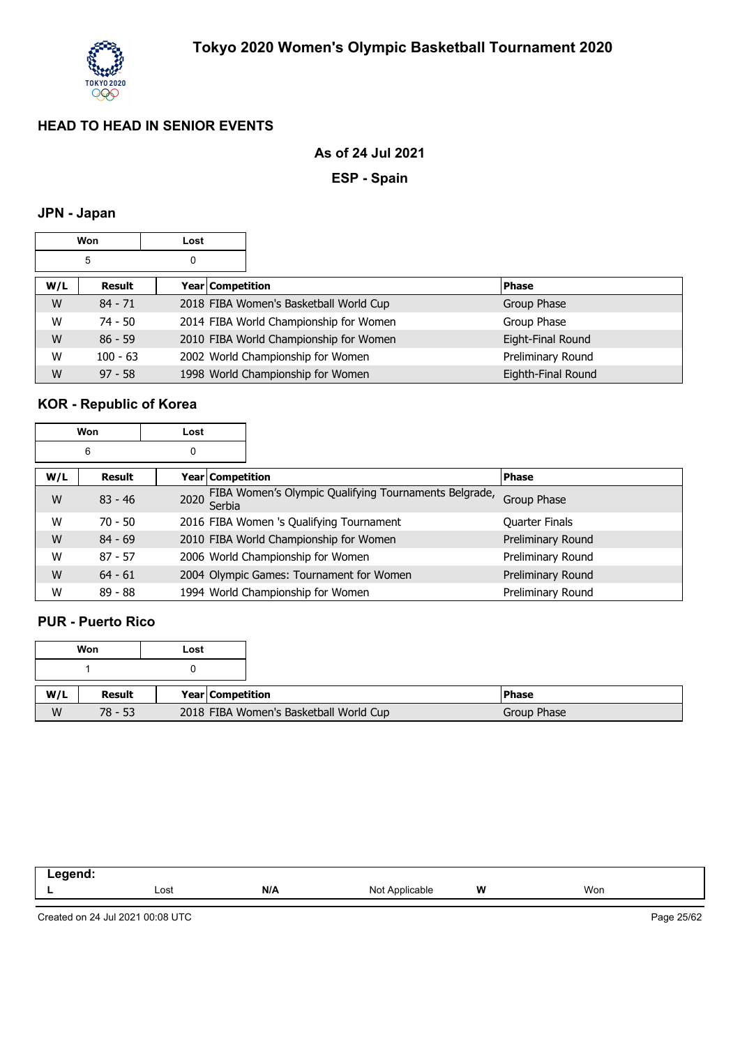## HEAD TO HEAD IN SENIOR EVENTS

**As of 24 Jul 2021**

**ESP - Spain**

### JPN - Japan

| Won | Lost |
|---|---|
| 5 | 0 |

| W/L | Result | Year | Competition | Phase |
|---|---|---|---|---|
| W | 84 - 71 | 2018 | FIBA Women's Basketball World Cup | Group Phase |
| W | 74 - 50 | 2014 | FIBA World Championship for Women | Group Phase |
| W | 86 - 59 | 2010 | FIBA World Championship for Women | Eight-Final Round |
| W | 100 - 63 | 2002 | World Championship for Women | Preliminary Round |
| W | 97 - 58 | 1998 | World Championship for Women | Eighth-Final Round |

### KOR - Republic of Korea

| Won | Lost |
|---|---|
| 6 | 0 |

| W/L | Result | Year | Competition | Phase |
|---|---|---|---|---|
| W | 83 - 46 | 2020 | FIBA Women's Olympic Qualifying Tournaments Belgrade, Serbia | Group Phase |
| W | 70 - 50 | 2016 | FIBA Women 's Qualifying Tournament | Quarter Finals |
| W | 84 - 69 | 2010 | FIBA World Championship for Women | Preliminary Round |
| W | 87 - 57 | 2006 | World Championship for Women | Preliminary Round |
| W | 64 - 61 | 2004 | Olympic Games: Tournament for Women | Preliminary Round |
| W | 89 - 88 | 1994 | World Championship for Women | Preliminary Round |

### PUR - Puerto Rico

| Won | Lost |
|---|---|
| 1 | 0 |

| W/L | Result | Year | Competition | Phase |
|---|---|---|---|---|
| W | 78 - 53 | 2018 | FIBA Women's Basketball World Cup | Group Phase |

| Legend: | | | | | |
|---|---|---|---|---|---|
| L | Lost | N/A | Not Applicable | W | Won |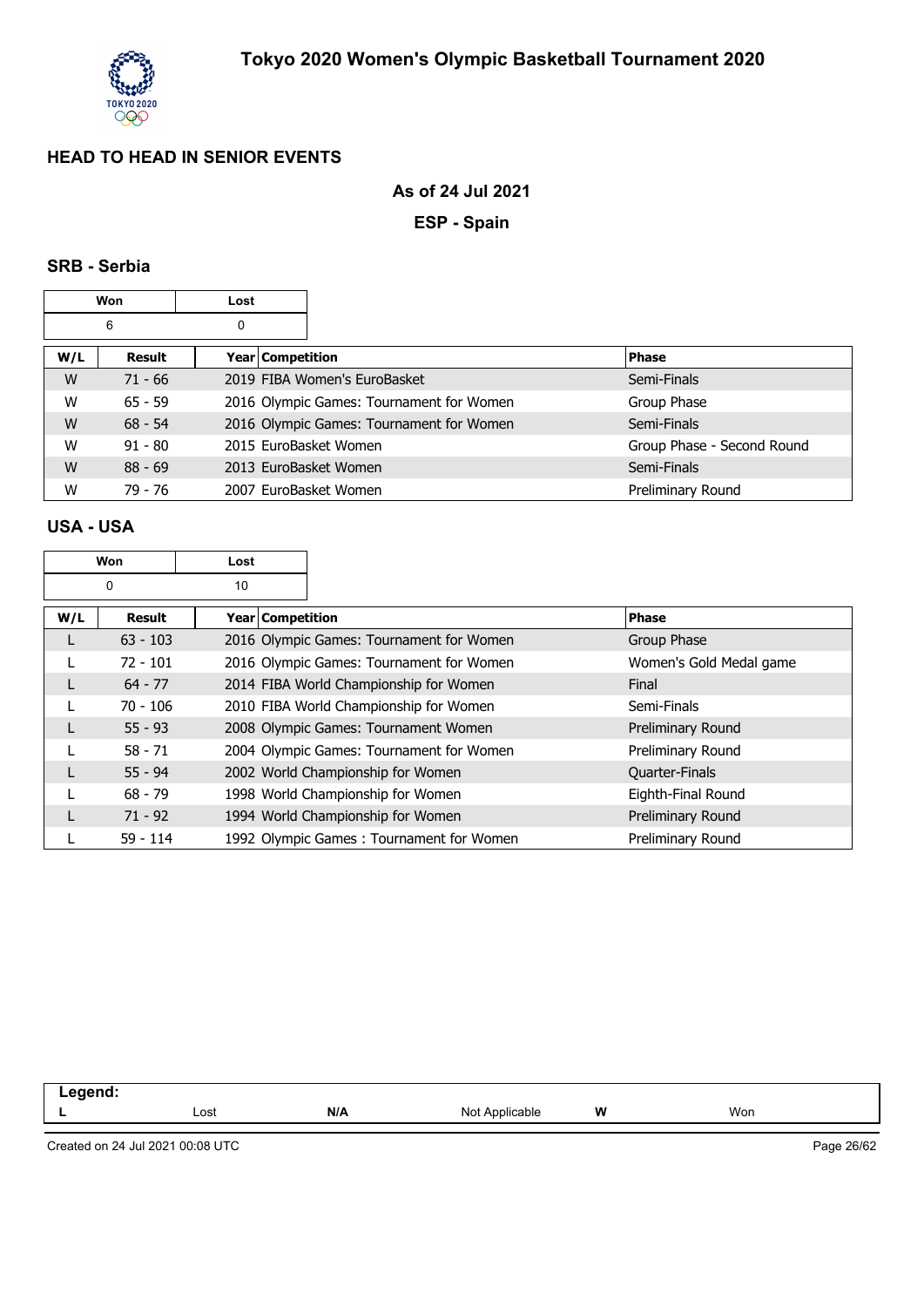# Tokyo 2020 Women's Olympic Basketball Tournament 2020

## HEAD TO HEAD IN SENIOR EVENTS

**As of 24 Jul 2021**

**ESP - Spain**

### SRB - Serbia

| Won | Lost |
|---|---|
| 6 | 0 |

| W/L | Result | Year | Competition | Phase |
|---|---|---|---|---|
| W | 71 - 66 | 2019 | FIBA Women's EuroBasket | Semi-Finals |
| W | 65 - 59 | 2016 | Olympic Games: Tournament for Women | Group Phase |
| W | 68 - 54 | 2016 | Olympic Games: Tournament for Women | Semi-Finals |
| W | 91 - 80 | 2015 | EuroBasket Women | Group Phase - Second Round |
| W | 88 - 69 | 2013 | EuroBasket Women | Semi-Finals |
| W | 79 - 76 | 2007 | EuroBasket Women | Preliminary Round |

### USA - USA

| Won | Lost |
|---|---|
| 0 | 10 |

| W/L | Result | Year | Competition | Phase |
|---|---|---|---|---|
| L | 63 - 103 | 2016 | Olympic Games: Tournament for Women | Group Phase |
| L | 72 - 101 | 2016 | Olympic Games: Tournament for Women | Women's Gold Medal game |
| L | 64 - 77 | 2014 | FIBA World Championship for Women | Final |
| L | 70 - 106 | 2010 | FIBA World Championship for Women | Semi-Finals |
| L | 55 - 93 | 2008 | Olympic Games: Tournament Women | Preliminary Round |
| L | 58 - 71 | 2004 | Olympic Games: Tournament for Women | Preliminary Round |
| L | 55 - 94 | 2002 | World Championship for Women | Quarter-Finals |
| L | 68 - 79 | 1998 | World Championship for Women | Eighth-Final Round |
| L | 71 - 92 | 1994 | World Championship for Women | Preliminary Round |
| L | 59 - 114 | 1992 | Olympic Games : Tournament for Women | Preliminary Round |

| Legend: | | | | | |
|---|---|---|---|---|---|
| **L** | Lost | **N/A** | Not Applicable | **W** | Won |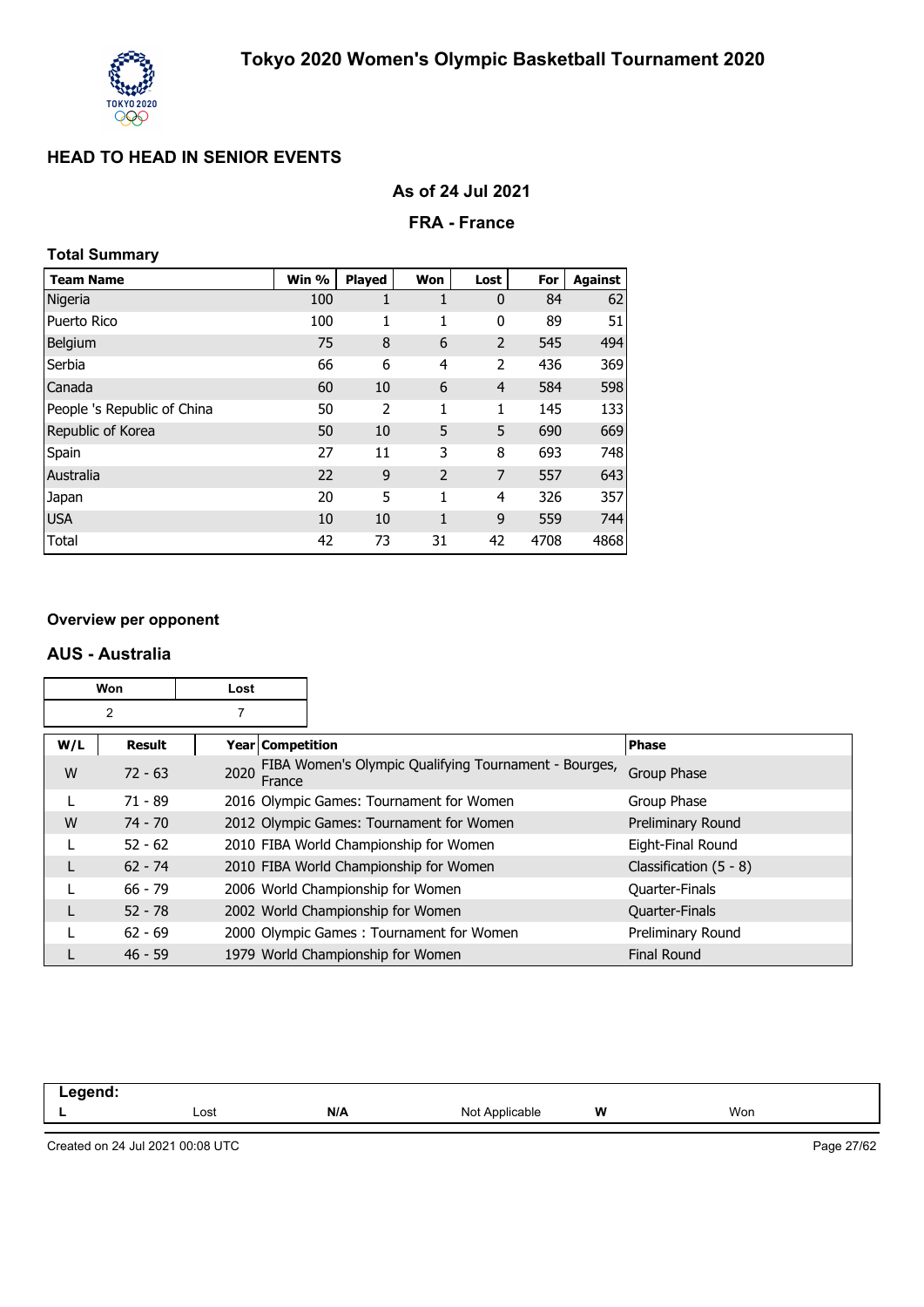# Tokyo 2020 Women's Olympic Basketball Tournament 2020

## HEAD TO HEAD IN SENIOR EVENTS

### As of 24 Jul 2021

### FRA - France

**Total Summary**

| Team Name | Win % | Played | Won | Lost | For | Against |
|---|---|---|---|---|---|---|
| Nigeria | 100 | 1 | 1 | 0 | 84 | 62 |
| Puerto Rico | 100 | 1 | 1 | 0 | 89 | 51 |
| Belgium | 75 | 8 | 6 | 2 | 545 | 494 |
| Serbia | 66 | 6 | 4 | 2 | 436 | 369 |
| Canada | 60 | 10 | 6 | 4 | 584 | 598 |
| People 's Republic of China | 50 | 2 | 1 | 1 | 145 | 133 |
| Republic of Korea | 50 | 10 | 5 | 5 | 690 | 669 |
| Spain | 27 | 11 | 3 | 8 | 693 | 748 |
| Australia | 22 | 9 | 2 | 7 | 557 | 643 |
| Japan | 20 | 5 | 1 | 4 | 326 | 357 |
| USA | 10 | 10 | 1 | 9 | 559 | 744 |
| Total | 42 | 73 | 31 | 42 | 4708 | 4868 |

**Overview per opponent**

### AUS - Australia

| Won | Lost |
|---|---|
| 2 | 7 |

| W/L | Result | Year | Competition | Phase |
|---|---|---|---|---|
| W | 72 - 63 | 2020 | FIBA Women's Olympic Qualifying Tournament - Bourges, France | Group Phase |
| L | 71 - 89 | 2016 | Olympic Games: Tournament for Women | Group Phase |
| W | 74 - 70 | 2012 | Olympic Games: Tournament for Women | Preliminary Round |
| L | 52 - 62 | 2010 | FIBA World Championship for Women | Eight-Final Round |
| L | 62 - 74 | 2010 | FIBA World Championship for Women | Classification (5 - 8) |
| L | 66 - 79 | 2006 | World Championship for Women | Quarter-Finals |
| L | 52 - 78 | 2002 | World Championship for Women | Quarter-Finals |
| L | 62 - 69 | 2000 | Olympic Games : Tournament for Women | Preliminary Round |
| L | 46 - 59 | 1979 | World Championship for Women | Final Round |

**Legend:**

| L | Lost | N/A | Not Applicable | W | Won |
|---|---|---|---|---|---|

Created on 24 Jul 2021 00:08 UTC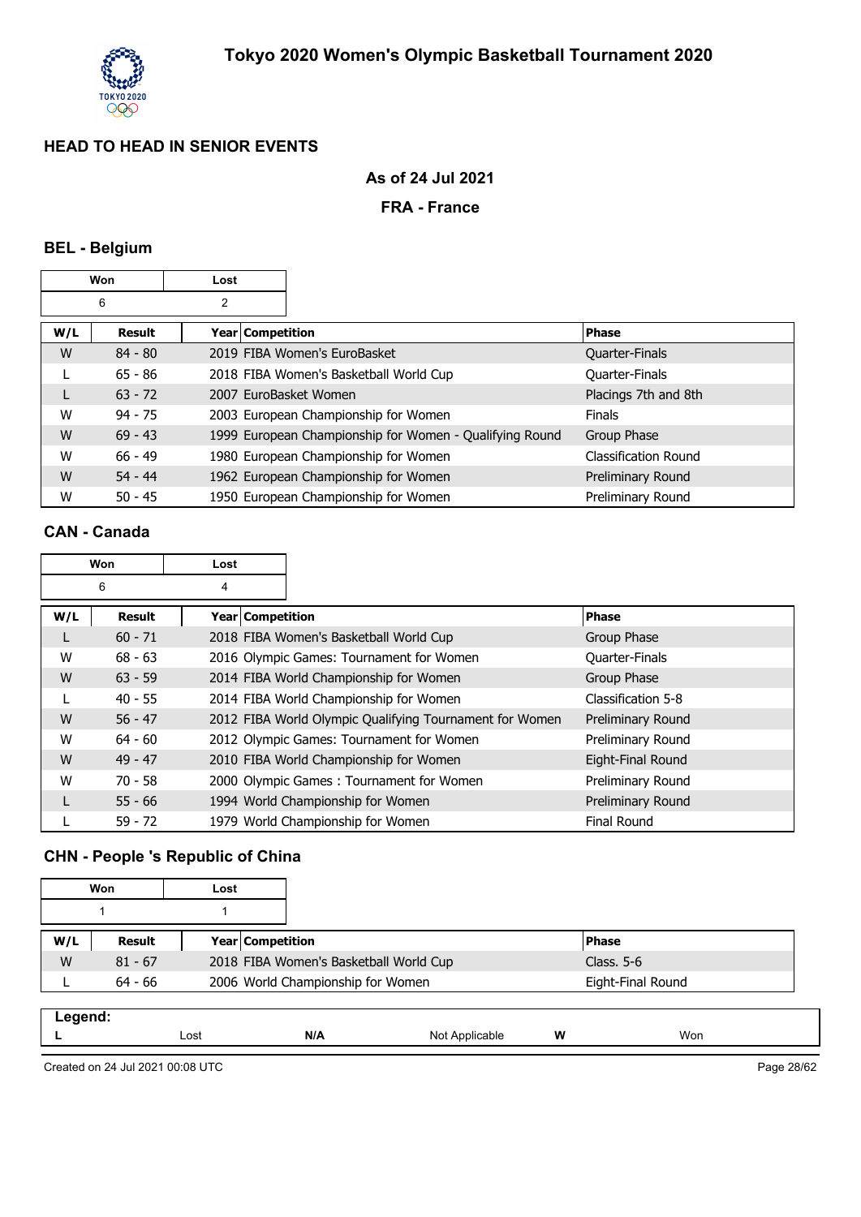# Tokyo 2020 Women's Olympic Basketball Tournament 2020

## HEAD TO HEAD IN SENIOR EVENTS

**As of 24 Jul 2021**

**FRA - France**

### BEL - Belgium

| Won | Lost |
|---|---|
| 6 | 2 |

| W/L | Result | Year | Competition | Phase |
|---|---|---|---|---|
| W | 84 - 80 | 2019 | FIBA Women's EuroBasket | Quarter-Finals |
| L | 65 - 86 | 2018 | FIBA Women's Basketball World Cup | Quarter-Finals |
| L | 63 - 72 | 2007 | EuroBasket Women | Placings 7th and 8th |
| W | 94 - 75 | 2003 | European Championship for Women | Finals |
| W | 69 - 43 | 1999 | European Championship for Women - Qualifying Round | Group Phase |
| W | 66 - 49 | 1980 | European Championship for Women | Classification Round |
| W | 54 - 44 | 1962 | European Championship for Women | Preliminary Round |
| W | 50 - 45 | 1950 | European Championship for Women | Preliminary Round |

### CAN - Canada

| Won | Lost |
|---|---|
| 6 | 4 |

| W/L | Result | Year | Competition | Phase |
|---|---|---|---|---|
| L | 60 - 71 | 2018 | FIBA Women's Basketball World Cup | Group Phase |
| W | 68 - 63 | 2016 | Olympic Games: Tournament for Women | Quarter-Finals |
| W | 63 - 59 | 2014 | FIBA World Championship for Women | Group Phase |
| L | 40 - 55 | 2014 | FIBA World Championship for Women | Classification 5-8 |
| W | 56 - 47 | 2012 | FIBA World Olympic Qualifying Tournament for Women | Preliminary Round |
| W | 64 - 60 | 2012 | Olympic Games: Tournament for Women | Preliminary Round |
| W | 49 - 47 | 2010 | FIBA World Championship for Women | Eight-Final Round |
| W | 70 - 58 | 2000 | Olympic Games : Tournament for Women | Preliminary Round |
| L | 55 - 66 | 1994 | World Championship for Women | Preliminary Round |
| L | 59 - 72 | 1979 | World Championship for Women | Final Round |

### CHN - People 's Republic of China

| Won | Lost |
|---|---|
| 1 | 1 |

| W/L | Result | Year | Competition | Phase |
|---|---|---|---|---|
| W | 81 - 67 | 2018 | FIBA Women's Basketball World Cup | Class. 5-6 |
| L | 64 - 66 | 2006 | World Championship for Women | Eight-Final Round |

**Legend:**

| | | | | | |
|---|---|---|---|---|---|
| **L** | Lost | **N/A** | Not Applicable | **W** | Won |

Created on 24 Jul 2021 00:08 UTC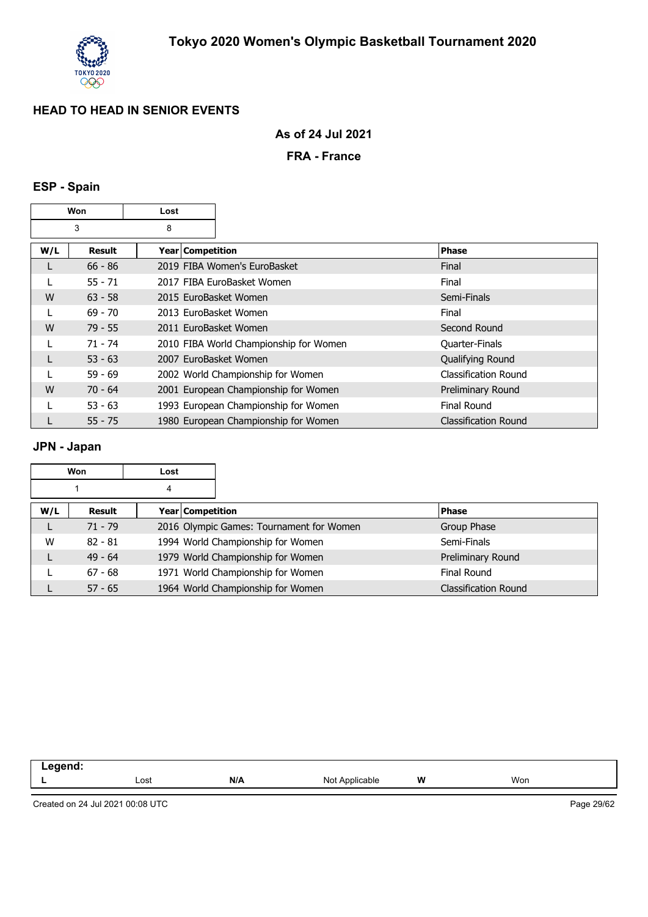## HEAD TO HEAD IN SENIOR EVENTS

**As of 24 Jul 2021**

**FRA - France**

### ESP - Spain

| Won | Lost |
|---|---|
| 3 | 8 |

| W/L | Result | Year | Competition | Phase |
|---|---|---|---|---|
| L | 66 - 86 | 2019 | FIBA Women's EuroBasket | Final |
| L | 55 - 71 | 2017 | FIBA EuroBasket Women | Final |
| W | 63 - 58 | 2015 | EuroBasket Women | Semi-Finals |
| L | 69 - 70 | 2013 | EuroBasket Women | Final |
| W | 79 - 55 | 2011 | EuroBasket Women | Second Round |
| L | 71 - 74 | 2010 | FIBA World Championship for Women | Quarter-Finals |
| L | 53 - 63 | 2007 | EuroBasket Women | Qualifying Round |
| L | 59 - 69 | 2002 | World Championship for Women | Classification Round |
| W | 70 - 64 | 2001 | European Championship for Women | Preliminary Round |
| L | 53 - 63 | 1993 | European Championship for Women | Final Round |
| L | 55 - 75 | 1980 | European Championship for Women | Classification Round |

### JPN - Japan

| Won | Lost |
|---|---|
| 1 | 4 |

| W/L | Result | Year | Competition | Phase |
|---|---|---|---|---|
| L | 71 - 79 | 2016 | Olympic Games: Tournament for Women | Group Phase |
| W | 82 - 81 | 1994 | World Championship for Women | Semi-Finals |
| L | 49 - 64 | 1979 | World Championship for Women | Preliminary Round |
| L | 67 - 68 | 1971 | World Championship for Women | Final Round |
| L | 57 - 65 | 1964 | World Championship for Women | Classification Round |

**Legend:**

| | | | | | |
|---|---|---|---|---|---|
| **L** | Lost | **N/A** | Not Applicable | **W** | Won |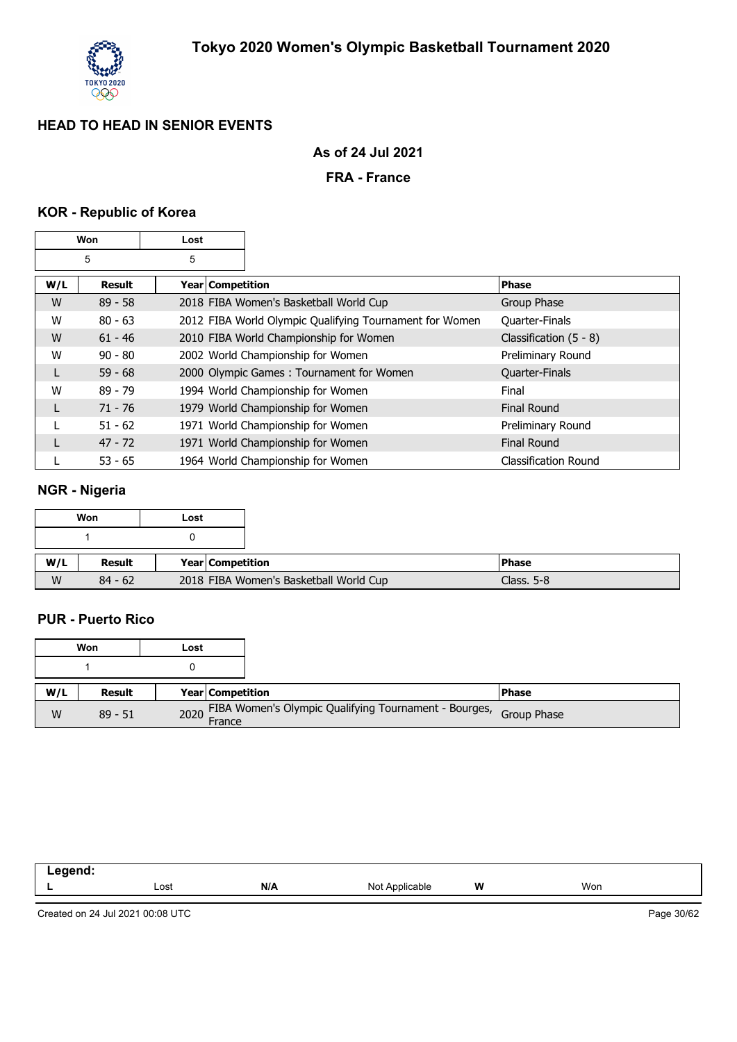## HEAD TO HEAD IN SENIOR EVENTS

**As of 24 Jul 2021**

**FRA - France**

### KOR - Republic of Korea

| Won | Lost |
|---|---|
| 5 | 5 |

| W/L | Result | Year | Competition | Phase |
|---|---|---|---|---|
| W | 89 - 58 | 2018 | FIBA Women's Basketball World Cup | Group Phase |
| W | 80 - 63 | 2012 | FIBA World Olympic Qualifying Tournament for Women | Quarter-Finals |
| W | 61 - 46 | 2010 | FIBA World Championship for Women | Classification (5 - 8) |
| W | 90 - 80 | 2002 | World Championship for Women | Preliminary Round |
| L | 59 - 68 | 2000 | Olympic Games : Tournament for Women | Quarter-Finals |
| W | 89 - 79 | 1994 | World Championship for Women | Final |
| L | 71 - 76 | 1979 | World Championship for Women | Final Round |
| L | 51 - 62 | 1971 | World Championship for Women | Preliminary Round |
| L | 47 - 72 | 1971 | World Championship for Women | Final Round |
| L | 53 - 65 | 1964 | World Championship for Women | Classification Round |

### NGR - Nigeria

| Won | Lost |
|---|---|
| 1 | 0 |

| W/L | Result | Year | Competition | Phase |
|---|---|---|---|---|
| W | 84 - 62 | 2018 | FIBA Women's Basketball World Cup | Class. 5-8 |

### PUR - Puerto Rico

| Won | Lost |
|---|---|
| 1 | 0 |

| W/L | Result | Year | Competition | Phase |
|---|---|---|---|---|
| W | 89 - 51 | 2020 | FIBA Women's Olympic Qualifying Tournament - Bourges, France | Group Phase |

| Legend: | | | | | |
|---|---|---|---|---|---|
| L | Lost | N/A | Not Applicable | W | Won |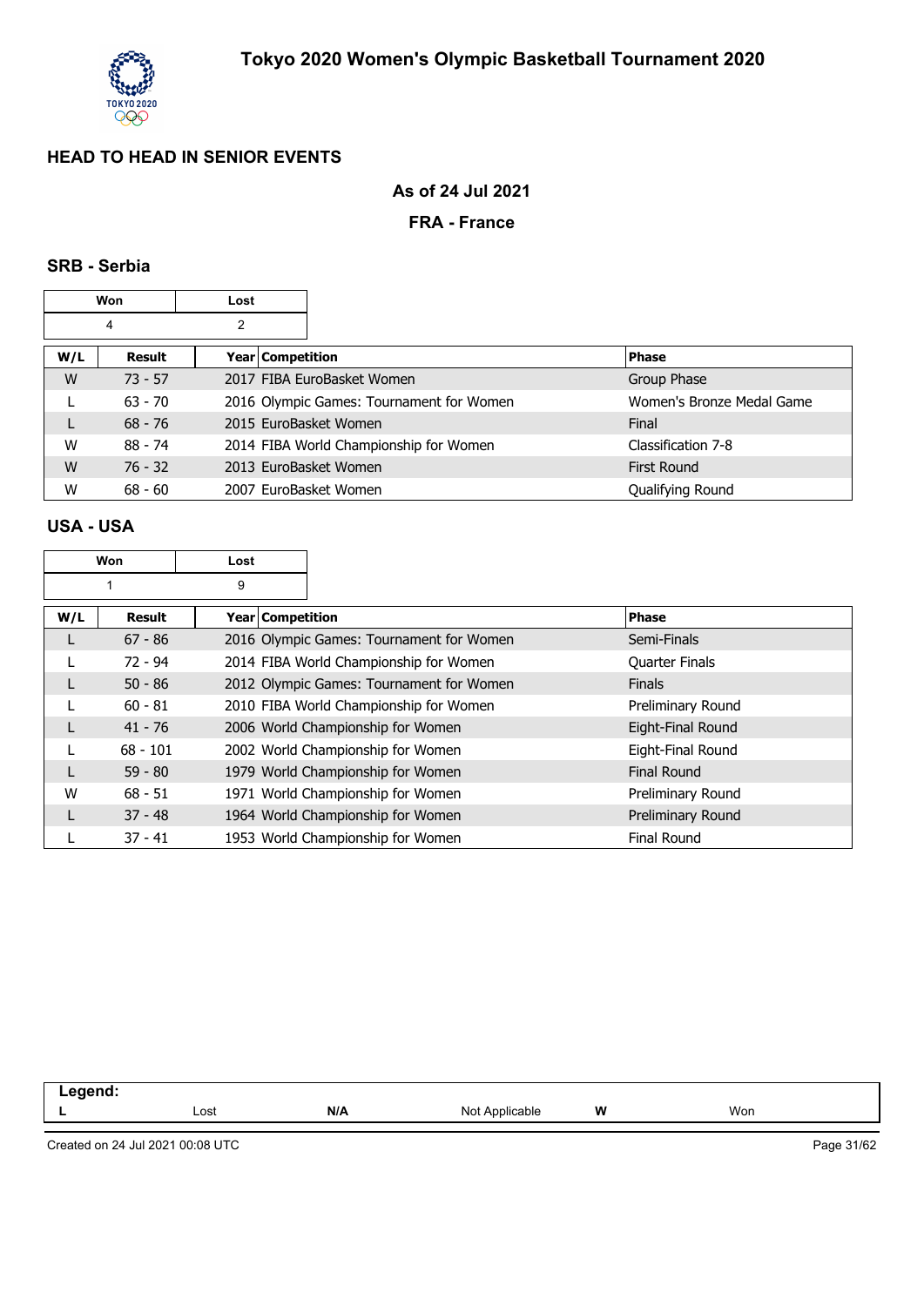# Tokyo 2020 Women's Olympic Basketball Tournament 2020

## HEAD TO HEAD IN SENIOR EVENTS

### As of 24 Jul 2021

### FRA - France

### SRB - Serbia

| Won | Lost |
|---|---|
| 4 | 2 |

| W/L | Result | Year | Competition | Phase |
|---|---|---|---|---|
| W | 73 - 57 | 2017 | FIBA EuroBasket Women | Group Phase |
| L | 63 - 70 | 2016 | Olympic Games: Tournament for Women | Women's Bronze Medal Game |
| L | 68 - 76 | 2015 | EuroBasket Women | Final |
| W | 88 - 74 | 2014 | FIBA World Championship for Women | Classification 7-8 |
| W | 76 - 32 | 2013 | EuroBasket Women | First Round |
| W | 68 - 60 | 2007 | EuroBasket Women | Qualifying Round |

### USA - USA

| Won | Lost |
|---|---|
| 1 | 9 |

| W/L | Result | Year | Competition | Phase |
|---|---|---|---|---|
| L | 67 - 86 | 2016 | Olympic Games: Tournament for Women | Semi-Finals |
| L | 72 - 94 | 2014 | FIBA World Championship for Women | Quarter Finals |
| L | 50 - 86 | 2012 | Olympic Games: Tournament for Women | Finals |
| L | 60 - 81 | 2010 | FIBA World Championship for Women | Preliminary Round |
| L | 41 - 76 | 2006 | World Championship for Women | Eight-Final Round |
| L | 68 - 101 | 2002 | World Championship for Women | Eight-Final Round |
| L | 59 - 80 | 1979 | World Championship for Women | Final Round |
| W | 68 - 51 | 1971 | World Championship for Women | Preliminary Round |
| L | 37 - 48 | 1964 | World Championship for Women | Preliminary Round |
| L | 37 - 41 | 1953 | World Championship for Women | Final Round |

**Legend:**

| L | Lost | N/A | Not Applicable | W | Won |
|---|---|---|---|---|---|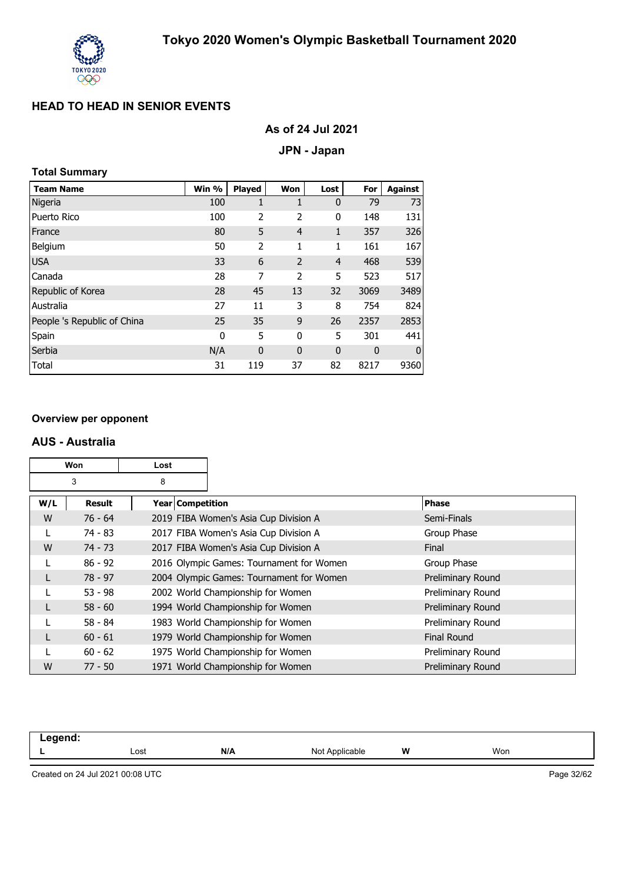# Tokyo 2020 Women's Olympic Basketball Tournament 2020

## HEAD TO HEAD IN SENIOR EVENTS

### As of 24 Jul 2021

### JPN - Japan

**Total Summary**

| Team Name | Win % | Played | Won | Lost | For | Against |
|---|---|---|---|---|---|---|
| Nigeria | 100 | 1 | 1 | 0 | 79 | 73 |
| Puerto Rico | 100 | 2 | 2 | 0 | 148 | 131 |
| France | 80 | 5 | 4 | 1 | 357 | 326 |
| Belgium | 50 | 2 | 1 | 1 | 161 | 167 |
| USA | 33 | 6 | 2 | 4 | 468 | 539 |
| Canada | 28 | 7 | 2 | 5 | 523 | 517 |
| Republic of Korea | 28 | 45 | 13 | 32 | 3069 | 3489 |
| Australia | 27 | 11 | 3 | 8 | 754 | 824 |
| People 's Republic of China | 25 | 35 | 9 | 26 | 2357 | 2853 |
| Spain | 0 | 5 | 0 | 5 | 301 | 441 |
| Serbia | N/A | 0 | 0 | 0 | 0 | 0 |
| Total | 31 | 119 | 37 | 82 | 8217 | 9360 |

**Overview per opponent**

### AUS - Australia

| Won | Lost |
|---|---|
| 3 | 8 |

| W/L | Result | Year | Competition | Phase |
|---|---|---|---|---|
| W | 76 - 64 | 2019 | FIBA Women's Asia Cup Division A | Semi-Finals |
| L | 74 - 83 | 2017 | FIBA Women's Asia Cup Division A | Group Phase |
| W | 74 - 73 | 2017 | FIBA Women's Asia Cup Division A | Final |
| L | 86 - 92 | 2016 | Olympic Games: Tournament for Women | Group Phase |
| L | 78 - 97 | 2004 | Olympic Games: Tournament for Women | Preliminary Round |
| L | 53 - 98 | 2002 | World Championship for Women | Preliminary Round |
| L | 58 - 60 | 1994 | World Championship for Women | Preliminary Round |
| L | 58 - 84 | 1983 | World Championship for Women | Preliminary Round |
| L | 60 - 61 | 1979 | World Championship for Women | Final Round |
| L | 60 - 62 | 1975 | World Championship for Women | Preliminary Round |
| W | 77 - 50 | 1971 | World Championship for Women | Preliminary Round |

**Legend:**

| L | Lost | N/A | Not Applicable | W | Won |
|---|---|---|---|---|---|

Created on 24 Jul 2021 00:08 UTC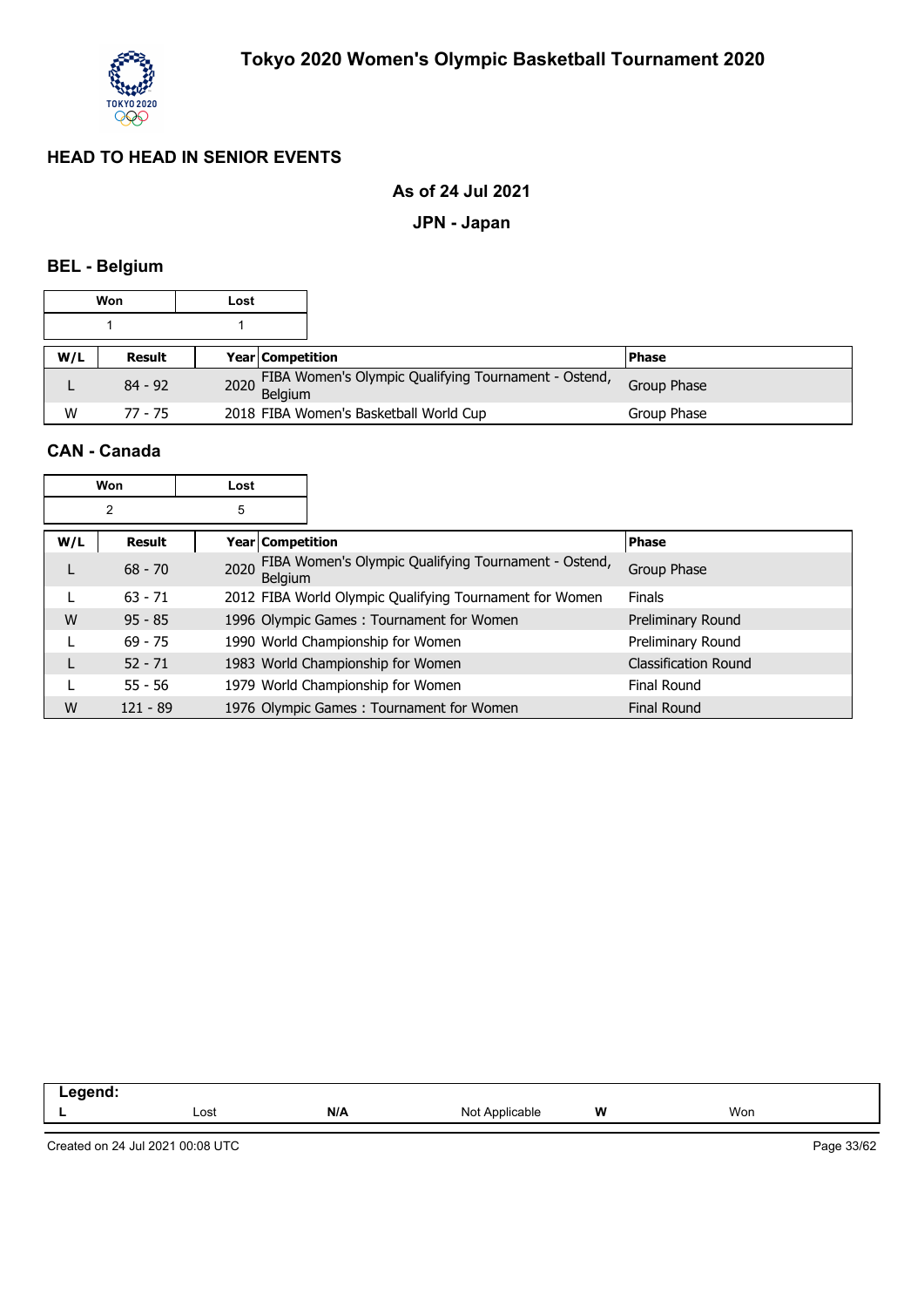# Tokyo 2020 Women's Olympic Basketball Tournament 2020

## HEAD TO HEAD IN SENIOR EVENTS

### As of 24 Jul 2021

### JPN - Japan

### BEL - Belgium

| Won | Lost |
|---|---|
| 1 | 1 |

| W/L | Result | Year | Competition | Phase |
|---|---|---|---|---|
| L | 84 - 92 | 2020 | FIBA Women's Olympic Qualifying Tournament - Ostend, Belgium | Group Phase |
| W | 77 - 75 | 2018 | FIBA Women's Basketball World Cup | Group Phase |

### CAN - Canada

| Won | Lost |
|---|---|
| 2 | 5 |

| W/L | Result | Year | Competition | Phase |
|---|---|---|---|---|
| L | 68 - 70 | 2020 | FIBA Women's Olympic Qualifying Tournament - Ostend, Belgium | Group Phase |
| L | 63 - 71 | 2012 | FIBA World Olympic Qualifying Tournament for Women | Finals |
| W | 95 - 85 | 1996 | Olympic Games : Tournament for Women | Preliminary Round |
| L | 69 - 75 | 1990 | World Championship for Women | Preliminary Round |
| L | 52 - 71 | 1983 | World Championship for Women | Classification Round |
| L | 55 - 56 | 1979 | World Championship for Women | Final Round |
| W | 121 - 89 | 1976 | Olympic Games : Tournament for Women | Final Round |

**Legend:**

| L | Lost | N/A | Not Applicable | W | Won |
|---|---|---|---|---|---|

Created on 24 Jul 2021 00:08 UTC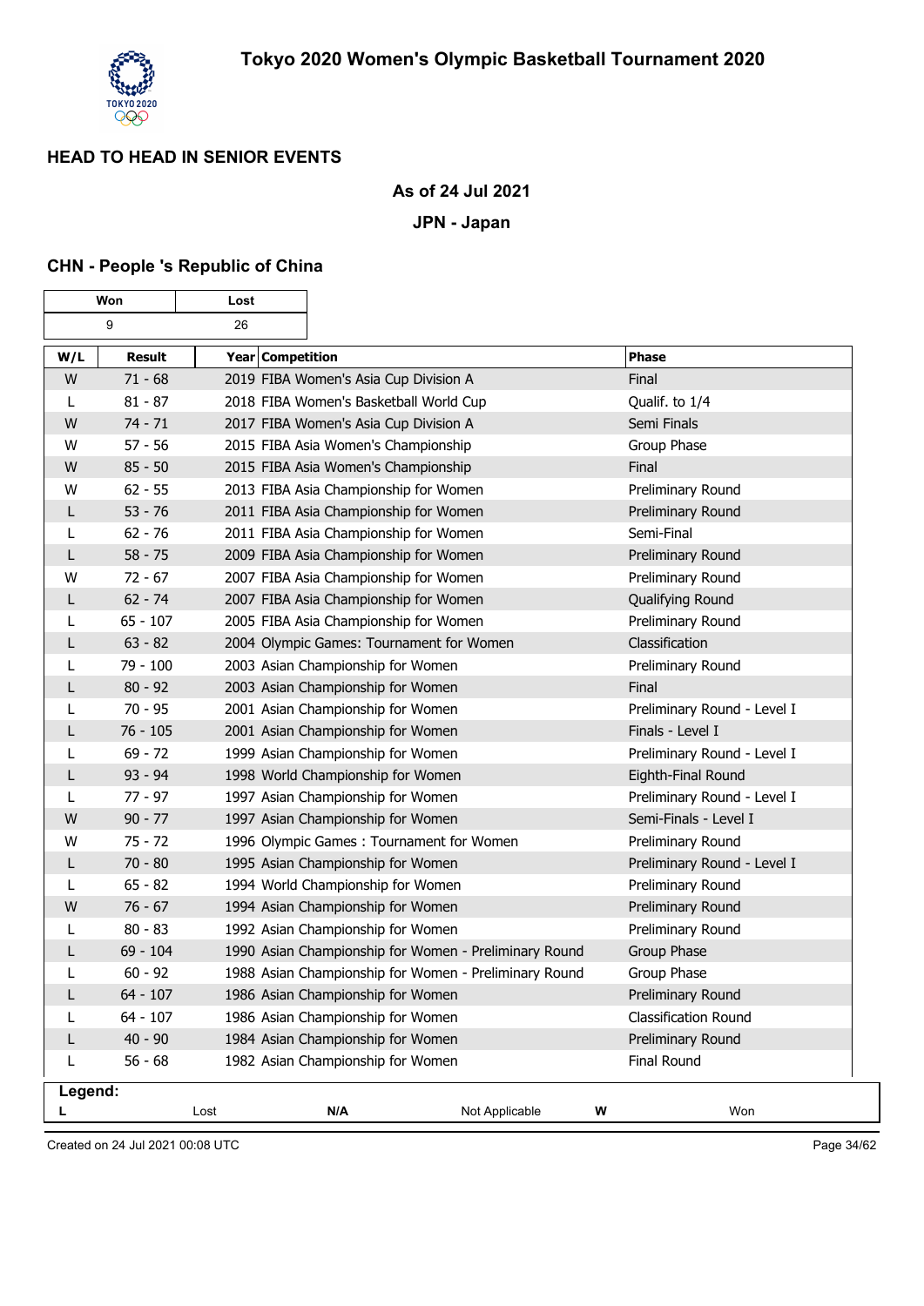# Tokyo 2020 Women's Olympic Basketball Tournament 2020

## HEAD TO HEAD IN SENIOR EVENTS

**As of 24 Jul 2021**

**JPN - Japan**

### CHN - People 's Republic of China

| Won | Lost |
|---|---|
| 9 | 26 |

| W/L | Result | Year | Competition | Phase |
|---|---|---|---|---|
| W | 71 - 68 | | 2019 FIBA Women's Asia Cup Division A | Final |
| L | 81 - 87 | | 2018 FIBA Women's Basketball World Cup | Qualif. to 1/4 |
| W | 74 - 71 | | 2017 FIBA Women's Asia Cup Division A | Semi Finals |
| W | 57 - 56 | | 2015 FIBA Asia Women's Championship | Group Phase |
| W | 85 - 50 | | 2015 FIBA Asia Women's Championship | Final |
| W | 62 - 55 | | 2013 FIBA Asia Championship for Women | Preliminary Round |
| L | 53 - 76 | | 2011 FIBA Asia Championship for Women | Preliminary Round |
| L | 62 - 76 | | 2011 FIBA Asia Championship for Women | Semi-Final |
| L | 58 - 75 | | 2009 FIBA Asia Championship for Women | Preliminary Round |
| W | 72 - 67 | | 2007 FIBA Asia Championship for Women | Preliminary Round |
| L | 62 - 74 | | 2007 FIBA Asia Championship for Women | Qualifying Round |
| L | 65 - 107 | | 2005 FIBA Asia Championship for Women | Preliminary Round |
| L | 63 - 82 | | 2004 Olympic Games: Tournament for Women | Classification |
| L | 79 - 100 | | 2003 Asian Championship for Women | Preliminary Round |
| L | 80 - 92 | | 2003 Asian Championship for Women | Final |
| L | 70 - 95 | | 2001 Asian Championship for Women | Preliminary Round - Level I |
| L | 76 - 105 | | 2001 Asian Championship for Women | Finals - Level I |
| L | 69 - 72 | | 1999 Asian Championship for Women | Preliminary Round - Level I |
| L | 93 - 94 | | 1998 World Championship for Women | Eighth-Final Round |
| L | 77 - 97 | | 1997 Asian Championship for Women | Preliminary Round - Level I |
| W | 90 - 77 | | 1997 Asian Championship for Women | Semi-Finals - Level I |
| W | 75 - 72 | | 1996 Olympic Games : Tournament for Women | Preliminary Round |
| L | 70 - 80 | | 1995 Asian Championship for Women | Preliminary Round - Level I |
| L | 65 - 82 | | 1994 World Championship for Women | Preliminary Round |
| W | 76 - 67 | | 1994 Asian Championship for Women | Preliminary Round |
| L | 80 - 83 | | 1992 Asian Championship for Women | Preliminary Round |
| L | 69 - 104 | | 1990 Asian Championship for Women - Preliminary Round | Group Phase |
| L | 60 - 92 | | 1988 Asian Championship for Women - Preliminary Round | Group Phase |
| L | 64 - 107 | | 1986 Asian Championship for Women | Preliminary Round |
| L | 64 - 107 | | 1986 Asian Championship for Women | Classification Round |
| L | 40 - 90 | | 1984 Asian Championship for Women | Preliminary Round |
| L | 56 - 68 | | 1982 Asian Championship for Women | Final Round |

**Legend:**

| | | | | | |
|---|---|---|---|---|---|
| **L** | Lost | **N/A** | Not Applicable | **W** | Won |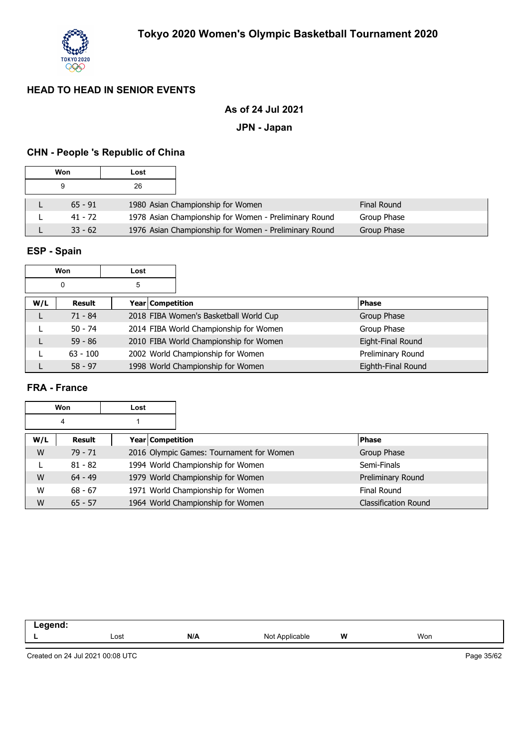# Tokyo 2020 Women's Olympic Basketball Tournament 2020

## HEAD TO HEAD IN SENIOR EVENTS

### As of 24 Jul 2021

### JPN - Japan

### CHN - People 's Republic of China

| Won | Lost |
|---|---|
| 9 | 26 |

| W/L | Result | Year Competition | Phase |
|---|---|---|---|
| L | 65 - 91 | 1980 Asian Championship for Women | Final Round |
| L | 41 - 72 | 1978 Asian Championship for Women - Preliminary Round | Group Phase |
| L | 33 - 62 | 1976 Asian Championship for Women - Preliminary Round | Group Phase |

### ESP - Spain

| Won | Lost |
|---|---|
| 0 | 5 |

| W/L | Result | Year Competition | Phase |
|---|---|---|---|
| L | 71 - 84 | 2018 FIBA Women's Basketball World Cup | Group Phase |
| L | 50 - 74 | 2014 FIBA World Championship for Women | Group Phase |
| L | 59 - 86 | 2010 FIBA World Championship for Women | Eight-Final Round |
| L | 63 - 100 | 2002 World Championship for Women | Preliminary Round |
| L | 58 - 97 | 1998 World Championship for Women | Eighth-Final Round |

### FRA - France

| Won | Lost |
|---|---|
| 4 | 1 |

| W/L | Result | Year Competition | Phase |
|---|---|---|---|
| W | 79 - 71 | 2016 Olympic Games: Tournament for Women | Group Phase |
| L | 81 - 82 | 1994 World Championship for Women | Semi-Finals |
| W | 64 - 49 | 1979 World Championship for Women | Preliminary Round |
| W | 68 - 67 | 1971 World Championship for Women | Final Round |
| W | 65 - 57 | 1964 World Championship for Women | Classification Round |

| Legend: | | | | | |
|---|---|---|---|---|---|
| L | Lost | N/A | Not Applicable | W | Won |

Created on 24 Jul 2021 00:08 UTC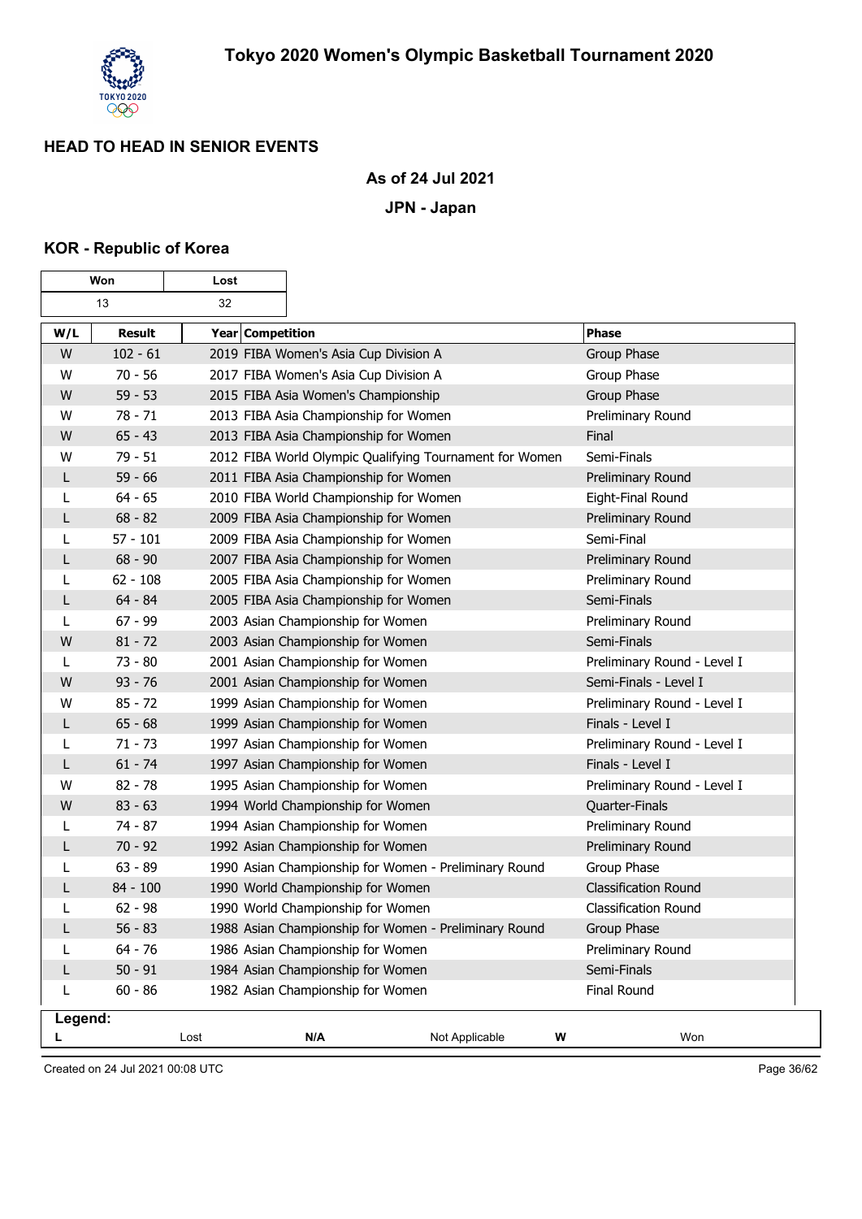## HEAD TO HEAD IN SENIOR EVENTS

**As of 24 Jul 2021**

**JPN - Japan**

### KOR - Republic of Korea

| Won | Lost |
|---|---|
| 13 | 32 |

| W/L | Result | Year | Competition | Phase |
|---|---|---|---|---|
| W | 102 - 61 | 2019 | FIBA Women's Asia Cup Division A | Group Phase |
| W | 70 - 56 | 2017 | FIBA Women's Asia Cup Division A | Group Phase |
| W | 59 - 53 | 2015 | FIBA Asia Women's Championship | Group Phase |
| W | 78 - 71 | 2013 | FIBA Asia Championship for Women | Preliminary Round |
| W | 65 - 43 | 2013 | FIBA Asia Championship for Women | Final |
| W | 79 - 51 | 2012 | FIBA World Olympic Qualifying Tournament for Women | Semi-Finals |
| L | 59 - 66 | 2011 | FIBA Asia Championship for Women | Preliminary Round |
| L | 64 - 65 | 2010 | FIBA World Championship for Women | Eight-Final Round |
| L | 68 - 82 | 2009 | FIBA Asia Championship for Women | Preliminary Round |
| L | 57 - 101 | 2009 | FIBA Asia Championship for Women | Semi-Final |
| L | 68 - 90 | 2007 | FIBA Asia Championship for Women | Preliminary Round |
| L | 62 - 108 | 2005 | FIBA Asia Championship for Women | Preliminary Round |
| L | 64 - 84 | 2005 | FIBA Asia Championship for Women | Semi-Finals |
| L | 67 - 99 | 2003 | Asian Championship for Women | Preliminary Round |
| W | 81 - 72 | 2003 | Asian Championship for Women | Semi-Finals |
| L | 73 - 80 | 2001 | Asian Championship for Women | Preliminary Round - Level I |
| W | 93 - 76 | 2001 | Asian Championship for Women | Semi-Finals - Level I |
| W | 85 - 72 | 1999 | Asian Championship for Women | Preliminary Round - Level I |
| L | 65 - 68 | 1999 | Asian Championship for Women | Finals - Level I |
| L | 71 - 73 | 1997 | Asian Championship for Women | Preliminary Round - Level I |
| L | 61 - 74 | 1997 | Asian Championship for Women | Finals - Level I |
| W | 82 - 78 | 1995 | Asian Championship for Women | Preliminary Round - Level I |
| W | 83 - 63 | 1994 | World Championship for Women | Quarter-Finals |
| L | 74 - 87 | 1994 | Asian Championship for Women | Preliminary Round |
| L | 70 - 92 | 1992 | Asian Championship for Women | Preliminary Round |
| L | 63 - 89 | 1990 | Asian Championship for Women - Preliminary Round | Group Phase |
| L | 84 - 100 | 1990 | World Championship for Women | Classification Round |
| L | 62 - 98 | 1990 | World Championship for Women | Classification Round |
| L | 56 - 83 | 1988 | Asian Championship for Women - Preliminary Round | Group Phase |
| L | 64 - 76 | 1986 | Asian Championship for Women | Preliminary Round |
| L | 50 - 91 | 1984 | Asian Championship for Women | Semi-Finals |
| L | 60 - 86 | 1982 | Asian Championship for Women | Final Round |

**Legend:**

| | | | | | |
|---|---|---|---|---|---|
| **L** | Lost | **N/A** | Not Applicable | **W** | Won |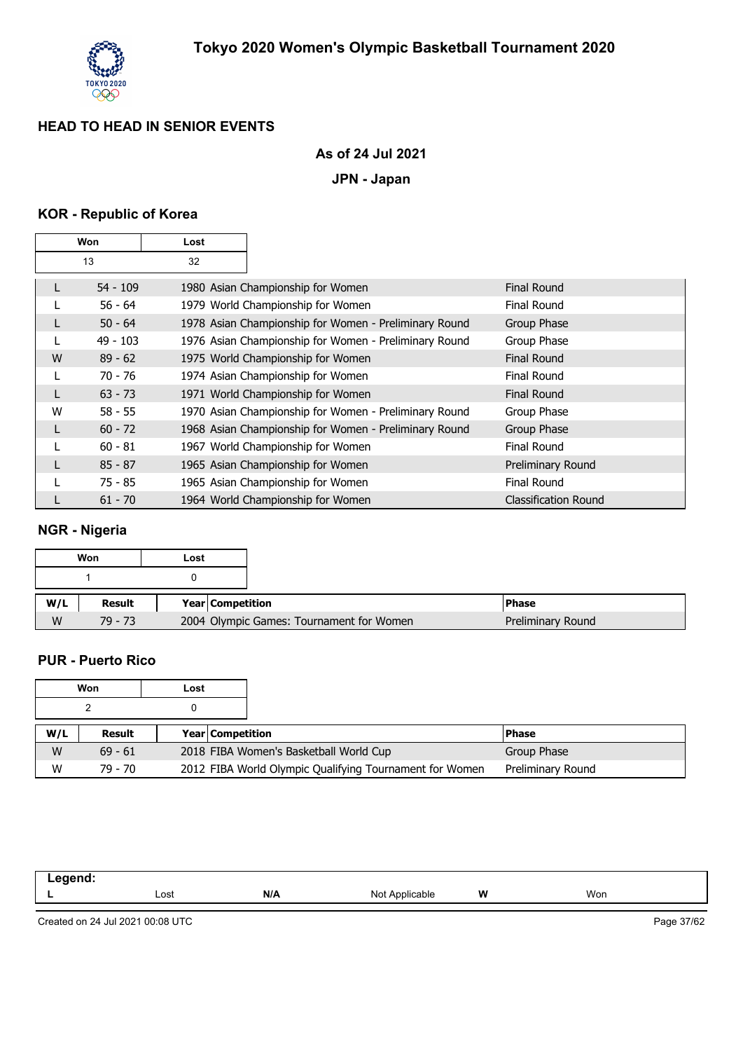## HEAD TO HEAD IN SENIOR EVENTS

### As of 24 Jul 2021

### JPN - Japan

### KOR - Republic of Korea

| Won | Lost |
|---|---|
| 13 | 32 |

| W/L | Result | Year | Competition | Phase |
|---|---|---|---|---|
| L | 54 - 109 | 1980 | Asian Championship for Women | Final Round |
| L | 56 - 64 | 1979 | World Championship for Women | Final Round |
| L | 50 - 64 | 1978 | Asian Championship for Women - Preliminary Round | Group Phase |
| L | 49 - 103 | 1976 | Asian Championship for Women - Preliminary Round | Group Phase |
| W | 89 - 62 | 1975 | World Championship for Women | Final Round |
| L | 70 - 76 | 1974 | Asian Championship for Women | Final Round |
| L | 63 - 73 | 1971 | World Championship for Women | Final Round |
| W | 58 - 55 | 1970 | Asian Championship for Women - Preliminary Round | Group Phase |
| L | 60 - 72 | 1968 | Asian Championship for Women - Preliminary Round | Group Phase |
| L | 60 - 81 | 1967 | World Championship for Women | Final Round |
| L | 85 - 87 | 1965 | Asian Championship for Women | Preliminary Round |
| L | 75 - 85 | 1965 | Asian Championship for Women | Final Round |
| L | 61 - 70 | 1964 | World Championship for Women | Classification Round |

### NGR - Nigeria

| Won | Lost |
|---|---|
| 1 | 0 |

| W/L | Result | Year | Competition | Phase |
|---|---|---|---|---|
| W | 79 - 73 | 2004 | Olympic Games: Tournament for Women | Preliminary Round |

### PUR - Puerto Rico

| Won | Lost |
|---|---|
| 2 | 0 |

| W/L | Result | Year | Competition | Phase |
|---|---|---|---|---|
| W | 69 - 61 | 2018 | FIBA Women's Basketball World Cup | Group Phase |
| W | 79 - 70 | 2012 | FIBA World Olympic Qualifying Tournament for Women | Preliminary Round |

**Legend:**

| | | | | | |
|---|---|---|---|---|---|
| **L** | Lost | **N/A** | Not Applicable | **W** | Won |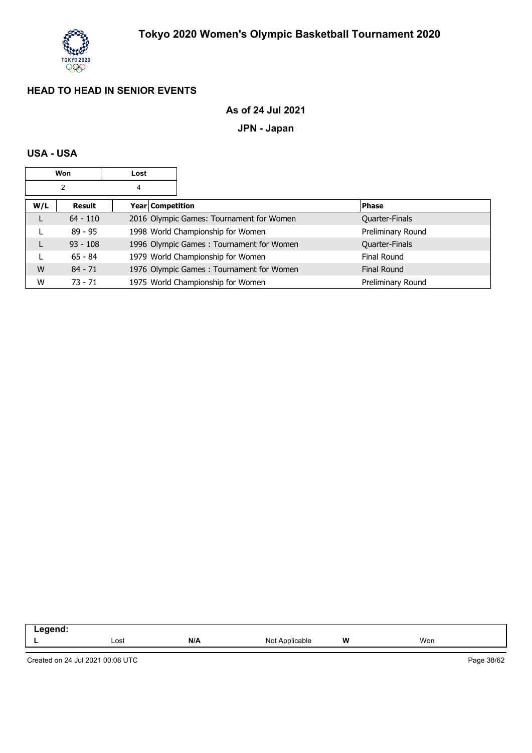# Tokyo 2020 Women's Olympic Basketball Tournament 2020

## HEAD TO HEAD IN SENIOR EVENTS

### As of 24 Jul 2021

### JPN - Japan

### USA - USA

| Won | Lost |
|---|---|
| 2 | 4 |

| W/L | Result | Year | Competition | Phase |
|---|---|---|---|---|
| L | 64 - 110 | 2016 | Olympic Games: Tournament for Women | Quarter-Finals |
| L | 89 - 95 | 1998 | World Championship for Women | Preliminary Round |
| L | 93 - 108 | 1996 | Olympic Games : Tournament for Women | Quarter-Finals |
| L | 65 - 84 | 1979 | World Championship for Women | Final Round |
| W | 84 - 71 | 1976 | Olympic Games : Tournament for Women | Final Round |
| W | 73 - 71 | 1975 | World Championship for Women | Preliminary Round |

**Legend:**

| | | | | | |
|---|---|---|---|---|---|
| **L** | Lost | **N/A** | Not Applicable | **W** | Won |

Created on 24 Jul 2021 00:08 UTC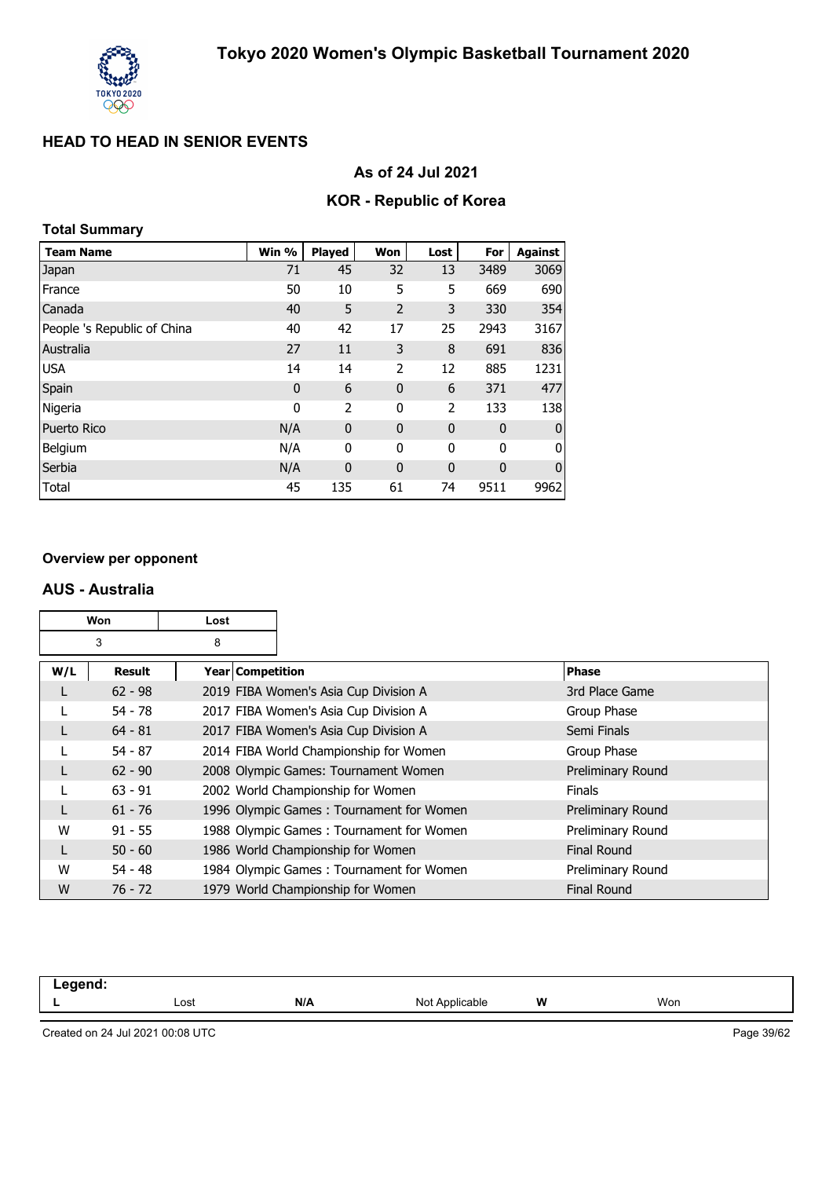# Tokyo 2020 Women's Olympic Basketball Tournament 2020

## HEAD TO HEAD IN SENIOR EVENTS

### As of 24 Jul 2021

### KOR - Republic of Korea

**Total Summary**

| Team Name | Win % | Played | Won | Lost | For | Against |
|---|---|---|---|---|---|---|
| Japan | 71 | 45 | 32 | 13 | 3489 | 3069 |
| France | 50 | 10 | 5 | 5 | 669 | 690 |
| Canada | 40 | 5 | 2 | 3 | 330 | 354 |
| People 's Republic of China | 40 | 42 | 17 | 25 | 2943 | 3167 |
| Australia | 27 | 11 | 3 | 8 | 691 | 836 |
| USA | 14 | 14 | 2 | 12 | 885 | 1231 |
| Spain | 0 | 6 | 0 | 6 | 371 | 477 |
| Nigeria | 0 | 2 | 0 | 2 | 133 | 138 |
| Puerto Rico | N/A | 0 | 0 | 0 | 0 | 0 |
| Belgium | N/A | 0 | 0 | 0 | 0 | 0 |
| Serbia | N/A | 0 | 0 | 0 | 0 | 0 |
| Total | 45 | 135 | 61 | 74 | 9511 | 9962 |

**Overview per opponent**

### AUS - Australia

| Won | Lost |
|---|---|
| 3 | 8 |

| W/L | Result | Year | Competition | Phase |
|---|---|---|---|---|
| L | 62 - 98 | 2019 | FIBA Women's Asia Cup Division A | 3rd Place Game |
| L | 54 - 78 | 2017 | FIBA Women's Asia Cup Division A | Group Phase |
| L | 64 - 81 | 2017 | FIBA Women's Asia Cup Division A | Semi Finals |
| L | 54 - 87 | 2014 | FIBA World Championship for Women | Group Phase |
| L | 62 - 90 | 2008 | Olympic Games: Tournament Women | Preliminary Round |
| L | 63 - 91 | 2002 | World Championship for Women | Finals |
| L | 61 - 76 | 1996 | Olympic Games : Tournament for Women | Preliminary Round |
| W | 91 - 55 | 1988 | Olympic Games : Tournament for Women | Preliminary Round |
| L | 50 - 60 | 1986 | World Championship for Women | Final Round |
| W | 54 - 48 | 1984 | Olympic Games : Tournament for Women | Preliminary Round |
| W | 76 - 72 | 1979 | World Championship for Women | Final Round |

**Legend:**

| | | | | | |
|---|---|---|---|---|---|
| L | Lost | N/A | Not Applicable | W | Won |

Created on 24 Jul 2021 00:08 UTC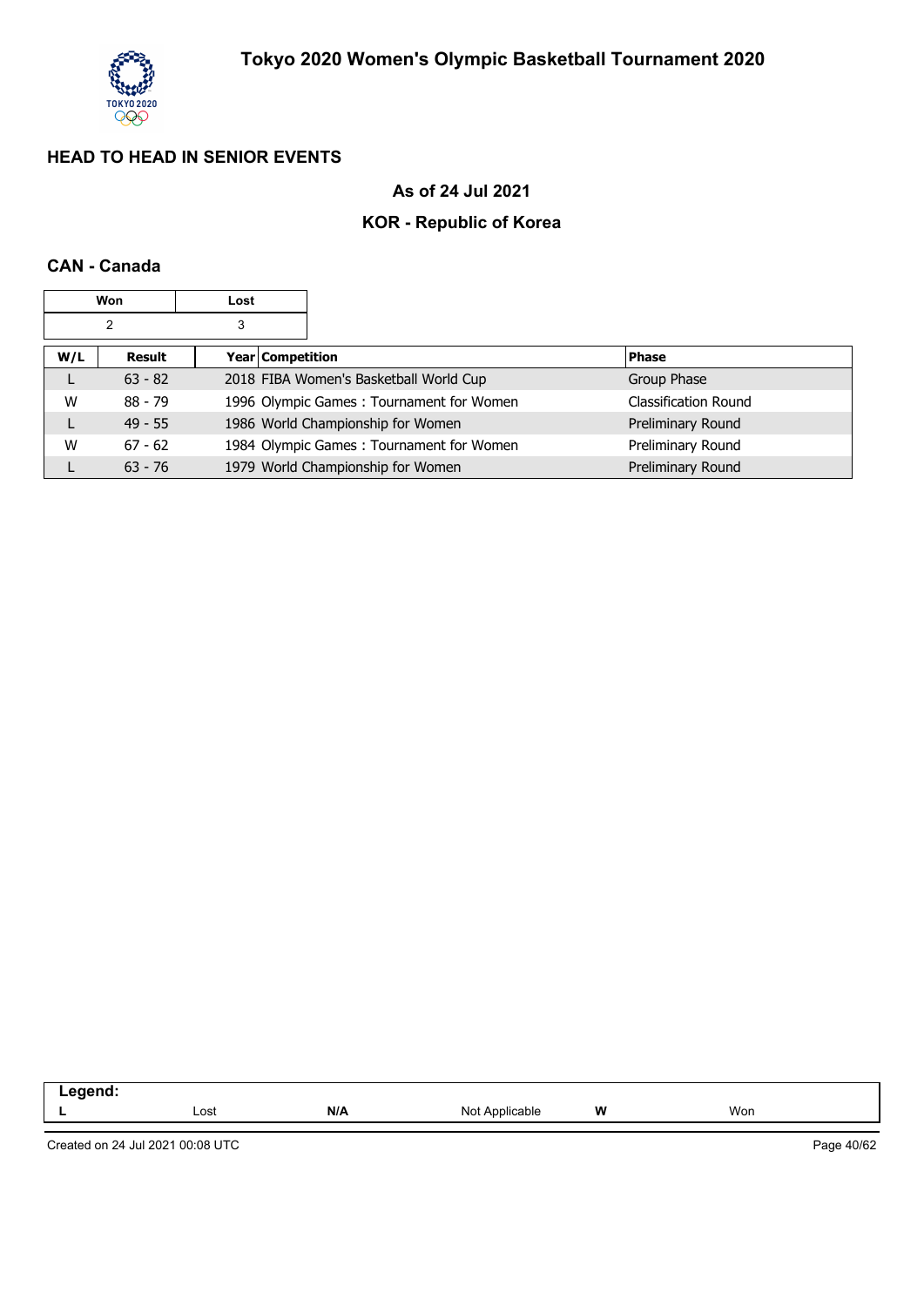## HEAD TO HEAD IN SENIOR EVENTS

### As of 24 Jul 2021

### KOR - Republic of Korea

### CAN - Canada

| Won | Lost |
|---|---|
| 2 | 3 |

| W/L | Result | Year | Competition | Phase |
|---|---|---|---|---|
| L | 63 - 82 | 2018 | FIBA Women's Basketball World Cup | Group Phase |
| W | 88 - 79 | 1996 | Olympic Games : Tournament for Women | Classification Round |
| L | 49 - 55 | 1986 | World Championship for Women | Preliminary Round |
| W | 67 - 62 | 1984 | Olympic Games : Tournament for Women | Preliminary Round |
| L | 63 - 76 | 1979 | World Championship for Women | Preliminary Round |

**Legend:**

| | | | | | |
|---|---|---|---|---|---|
| **L** | Lost | **N/A** | Not Applicable | **W** | Won |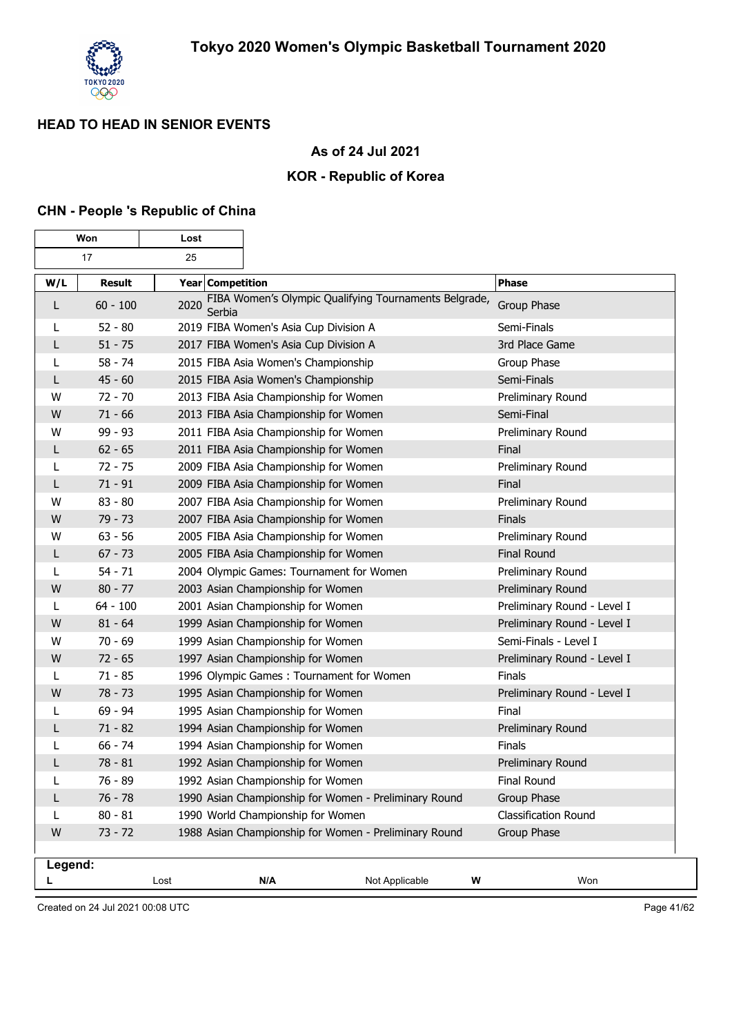# Tokyo 2020 Women's Olympic Basketball Tournament 2020

## HEAD TO HEAD IN SENIOR EVENTS

### As of 24 Jul 2021

### KOR - Republic of Korea

### CHN - People 's Republic of China

| Won | Lost |
|---|---|
| 17 | 25 |

| W/L | Result | Year | Competition | Phase |
|---|---|---|---|---|
| L | 60 - 100 | 2020 | FIBA Women's Olympic Qualifying Tournaments Belgrade, Serbia | Group Phase |
| L | 52 - 80 | 2019 | FIBA Women's Asia Cup Division A | Semi-Finals |
| L | 51 - 75 | 2017 | FIBA Women's Asia Cup Division A | 3rd Place Game |
| L | 58 - 74 | 2015 | FIBA Asia Women's Championship | Group Phase |
| L | 45 - 60 | 2015 | FIBA Asia Women's Championship | Semi-Finals |
| W | 72 - 70 | 2013 | FIBA Asia Championship for Women | Preliminary Round |
| W | 71 - 66 | 2013 | FIBA Asia Championship for Women | Semi-Final |
| W | 99 - 93 | 2011 | FIBA Asia Championship for Women | Preliminary Round |
| L | 62 - 65 | 2011 | FIBA Asia Championship for Women | Final |
| L | 72 - 75 | 2009 | FIBA Asia Championship for Women | Preliminary Round |
| L | 71 - 91 | 2009 | FIBA Asia Championship for Women | Final |
| W | 83 - 80 | 2007 | FIBA Asia Championship for Women | Preliminary Round |
| W | 79 - 73 | 2007 | FIBA Asia Championship for Women | Finals |
| W | 63 - 56 | 2005 | FIBA Asia Championship for Women | Preliminary Round |
| L | 67 - 73 | 2005 | FIBA Asia Championship for Women | Final Round |
| L | 54 - 71 | 2004 | Olympic Games: Tournament for Women | Preliminary Round |
| W | 80 - 77 | 2003 | Asian Championship for Women | Preliminary Round |
| L | 64 - 100 | 2001 | Asian Championship for Women | Preliminary Round - Level I |
| W | 81 - 64 | 1999 | Asian Championship for Women | Preliminary Round - Level I |
| W | 70 - 69 | 1999 | Asian Championship for Women | Semi-Finals - Level I |
| W | 72 - 65 | 1997 | Asian Championship for Women | Preliminary Round - Level I |
| L | 71 - 85 | 1996 | Olympic Games : Tournament for Women | Finals |
| W | 78 - 73 | 1995 | Asian Championship for Women | Preliminary Round - Level I |
| L | 69 - 94 | 1995 | Asian Championship for Women | Final |
| L | 71 - 82 | 1994 | Asian Championship for Women | Preliminary Round |
| L | 66 - 74 | 1994 | Asian Championship for Women | Finals |
| L | 78 - 81 | 1992 | Asian Championship for Women | Preliminary Round |
| L | 76 - 89 | 1992 | Asian Championship for Women | Final Round |
| L | 76 - 78 | 1990 | Asian Championship for Women - Preliminary Round | Group Phase |
| L | 80 - 81 | 1990 | World Championship for Women | Classification Round |
| W | 73 - 72 | 1988 | Asian Championship for Women - Preliminary Round | Group Phase |

**Legend:**

| L | Lost | N/A | Not Applicable | W | Won |
|---|---|---|---|---|---|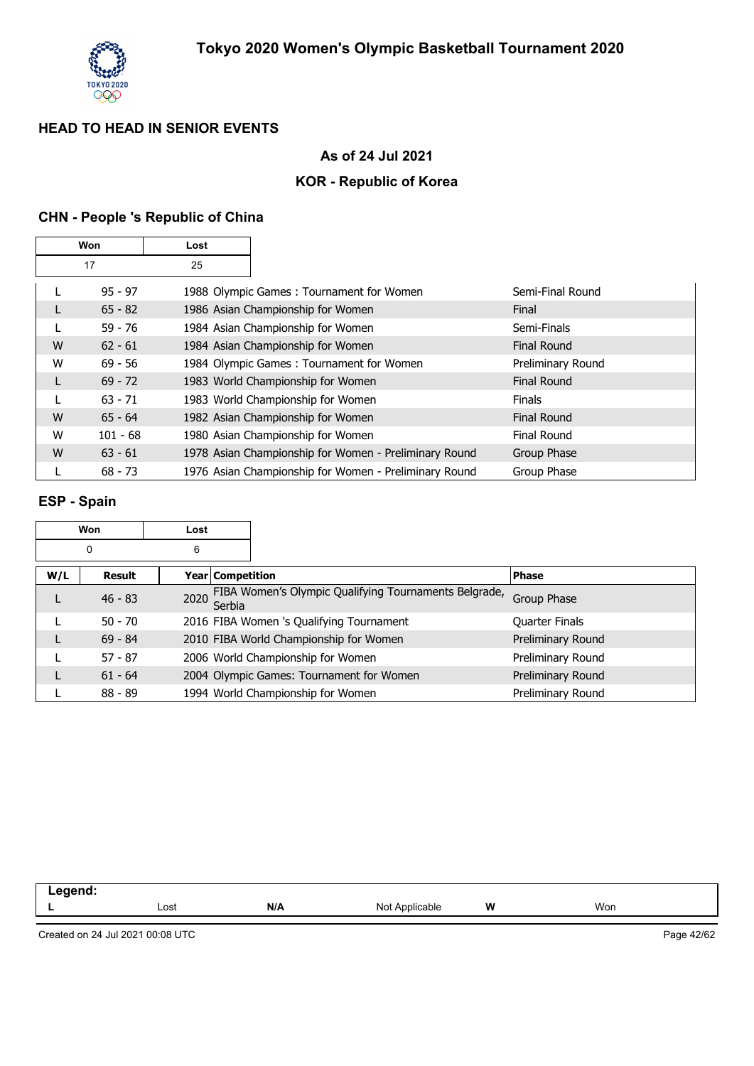## HEAD TO HEAD IN SENIOR EVENTS

### As of 24 Jul 2021

### KOR - Republic of Korea

### CHN - People 's Republic of China

| Won | Lost |
|---|---|
| 17 | 25 |

| W/L | Result | Year | Competition | Phase |
|---|---|---|---|---|
| L | 95 - 97 | 1988 | Olympic Games : Tournament for Women | Semi-Final Round |
| L | 65 - 82 | 1986 | Asian Championship for Women | Final |
| L | 59 - 76 | 1984 | Asian Championship for Women | Semi-Finals |
| W | 62 - 61 | 1984 | Asian Championship for Women | Final Round |
| W | 69 - 56 | 1984 | Olympic Games : Tournament for Women | Preliminary Round |
| L | 69 - 72 | 1983 | World Championship for Women | Final Round |
| L | 63 - 71 | 1983 | World Championship for Women | Finals |
| W | 65 - 64 | 1982 | Asian Championship for Women | Final Round |
| W | 101 - 68 | 1980 | Asian Championship for Women | Final Round |
| W | 63 - 61 | 1978 | Asian Championship for Women - Preliminary Round | Group Phase |
| L | 68 - 73 | 1976 | Asian Championship for Women - Preliminary Round | Group Phase |

### ESP - Spain

| Won | Lost |
|---|---|
| 0 | 6 |

| W/L | Result | Year | Competition | Phase |
|---|---|---|---|---|
| L | 46 - 83 | 2020 | FIBA Women's Olympic Qualifying Tournaments Belgrade, Serbia | Group Phase |
| L | 50 - 70 | 2016 | FIBA Women 's Qualifying Tournament | Quarter Finals |
| L | 69 - 84 | 2010 | FIBA World Championship for Women | Preliminary Round |
| L | 57 - 87 | 2006 | World Championship for Women | Preliminary Round |
| L | 61 - 64 | 2004 | Olympic Games: Tournament for Women | Preliminary Round |
| L | 88 - 89 | 1994 | World Championship for Women | Preliminary Round |

| Legend: | | | | | |
|---|---|---|---|---|---|
| L | Lost | N/A | Not Applicable | W | Won |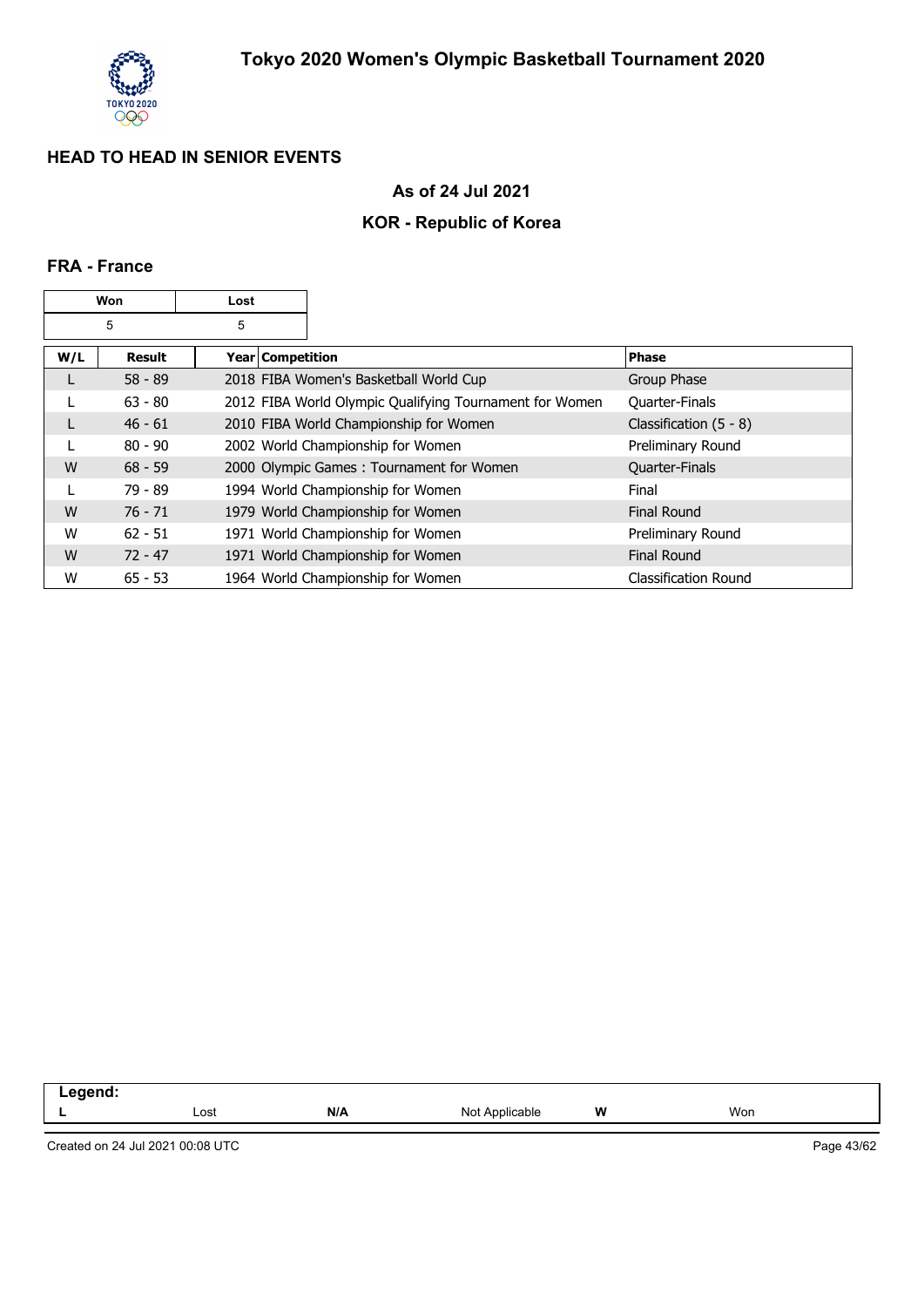# Tokyo 2020 Women's Olympic Basketball Tournament 2020

## HEAD TO HEAD IN SENIOR EVENTS

### As of 24 Jul 2021

### KOR - Republic of Korea

#### FRA - France

| Won | Lost |
|---|---|
| 5 | 5 |

| W/L | Result | Year | Competition | Phase |
|---|---|---|---|---|
| L | 58 - 89 | 2018 | FIBA Women's Basketball World Cup | Group Phase |
| L | 63 - 80 | 2012 | FIBA World Olympic Qualifying Tournament for Women | Quarter-Finals |
| L | 46 - 61 | 2010 | FIBA World Championship for Women | Classification (5 - 8) |
| L | 80 - 90 | 2002 | World Championship for Women | Preliminary Round |
| W | 68 - 59 | 2000 | Olympic Games : Tournament for Women | Quarter-Finals |
| L | 79 - 89 | 1994 | World Championship for Women | Final |
| W | 76 - 71 | 1979 | World Championship for Women | Final Round |
| W | 62 - 51 | 1971 | World Championship for Women | Preliminary Round |
| W | 72 - 47 | 1971 | World Championship for Women | Final Round |
| W | 65 - 53 | 1964 | World Championship for Women | Classification Round |

**Legend:**

| | | | | | |
|---|---|---|---|---|---|
| **L** | Lost | **N/A** | Not Applicable | **W** | Won |

Created on 24 Jul 2021 00:08 UTC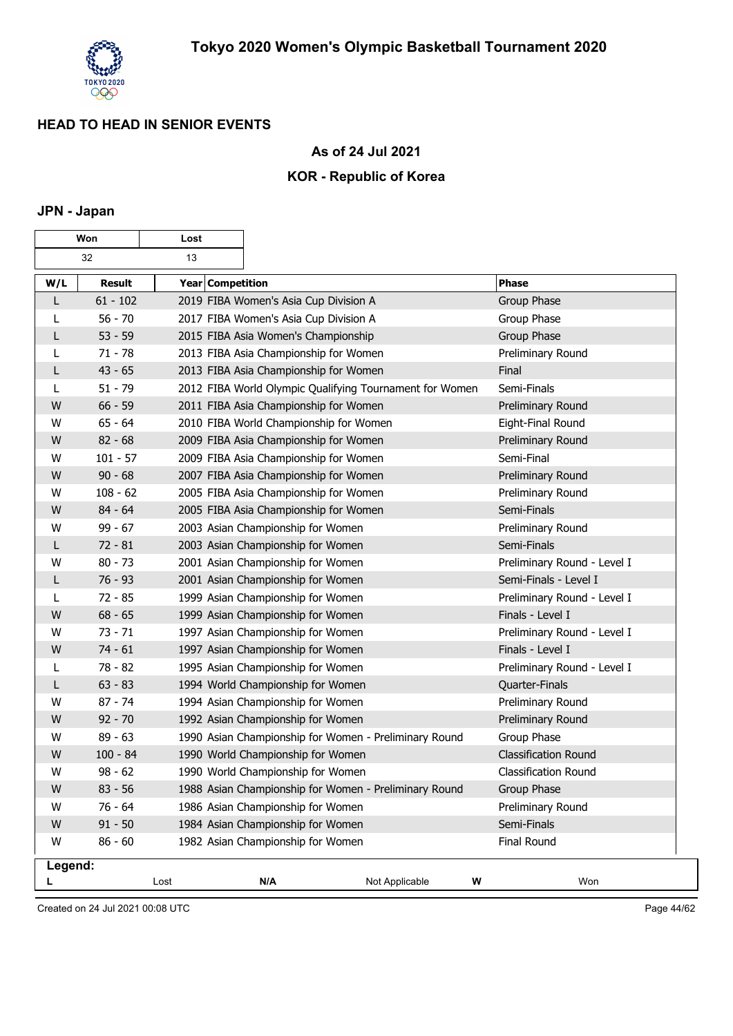# Tokyo 2020 Women's Olympic Basketball Tournament 2020

## HEAD TO HEAD IN SENIOR EVENTS

### As of 24 Jul 2021

### KOR - Republic of Korea

### JPN - Japan

| Won | Lost |
|---|---|
| 32 | 13 |

| W/L | Result | Year Competition | Phase |
|---|---|---|---|
| L | 61 - 102 | 2019 FIBA Women's Asia Cup Division A | Group Phase |
| L | 56 - 70 | 2017 FIBA Women's Asia Cup Division A | Group Phase |
| L | 53 - 59 | 2015 FIBA Asia Women's Championship | Group Phase |
| L | 71 - 78 | 2013 FIBA Asia Championship for Women | Preliminary Round |
| L | 43 - 65 | 2013 FIBA Asia Championship for Women | Final |
| L | 51 - 79 | 2012 FIBA World Olympic Qualifying Tournament for Women | Semi-Finals |
| W | 66 - 59 | 2011 FIBA Asia Championship for Women | Preliminary Round |
| W | 65 - 64 | 2010 FIBA World Championship for Women | Eight-Final Round |
| W | 82 - 68 | 2009 FIBA Asia Championship for Women | Preliminary Round |
| W | 101 - 57 | 2009 FIBA Asia Championship for Women | Semi-Final |
| W | 90 - 68 | 2007 FIBA Asia Championship for Women | Preliminary Round |
| W | 108 - 62 | 2005 FIBA Asia Championship for Women | Preliminary Round |
| W | 84 - 64 | 2005 FIBA Asia Championship for Women | Semi-Finals |
| W | 99 - 67 | 2003 Asian Championship for Women | Preliminary Round |
| L | 72 - 81 | 2003 Asian Championship for Women | Semi-Finals |
| W | 80 - 73 | 2001 Asian Championship for Women | Preliminary Round - Level I |
| L | 76 - 93 | 2001 Asian Championship for Women | Semi-Finals - Level I |
| L | 72 - 85 | 1999 Asian Championship for Women | Preliminary Round - Level I |
| W | 68 - 65 | 1999 Asian Championship for Women | Finals - Level I |
| W | 73 - 71 | 1997 Asian Championship for Women | Preliminary Round - Level I |
| W | 74 - 61 | 1997 Asian Championship for Women | Finals - Level I |
| L | 78 - 82 | 1995 Asian Championship for Women | Preliminary Round - Level I |
| L | 63 - 83 | 1994 World Championship for Women | Quarter-Finals |
| W | 87 - 74 | 1994 Asian Championship for Women | Preliminary Round |
| W | 92 - 70 | 1992 Asian Championship for Women | Preliminary Round |
| W | 89 - 63 | 1990 Asian Championship for Women - Preliminary Round | Group Phase |
| W | 100 - 84 | 1990 World Championship for Women | Classification Round |
| W | 98 - 62 | 1990 World Championship for Women | Classification Round |
| W | 83 - 56 | 1988 Asian Championship for Women - Preliminary Round | Group Phase |
| W | 76 - 64 | 1986 Asian Championship for Women | Preliminary Round |
| W | 91 - 50 | 1984 Asian Championship for Women | Semi-Finals |
| W | 86 - 60 | 1982 Asian Championship for Women | Final Round |

**Legend:**

| | | | | | |
|---|---|---|---|---|---|
| **L** | Lost | **N/A** | Not Applicable | **W** | Won |

Created on 24 Jul 2021 00:08 UTC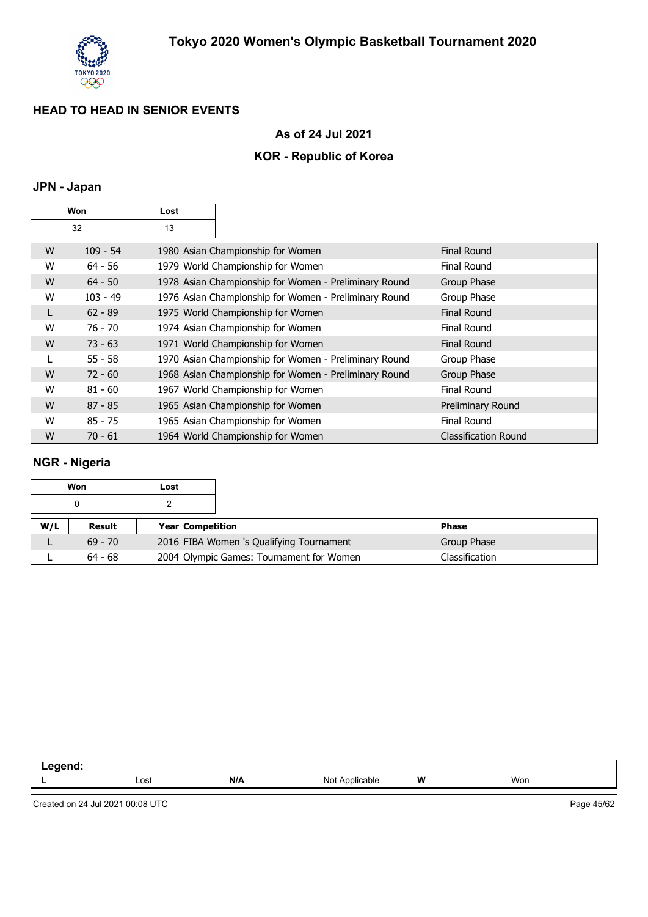# Tokyo 2020 Women's Olympic Basketball Tournament 2020

## HEAD TO HEAD IN SENIOR EVENTS

### As of 24 Jul 2021

### KOR - Republic of Korea

### JPN - Japan

| Won | Lost |
|---|---|
| 32 | 13 |

| W/L | Result | Year | Competition | Phase |
|---|---|---|---|---|
| W | 109 - 54 | 1980 | Asian Championship for Women | Final Round |
| W | 64 - 56 | 1979 | World Championship for Women | Final Round |
| W | 64 - 50 | 1978 | Asian Championship for Women - Preliminary Round | Group Phase |
| W | 103 - 49 | 1976 | Asian Championship for Women - Preliminary Round | Group Phase |
| L | 62 - 89 | 1975 | World Championship for Women | Final Round |
| W | 76 - 70 | 1974 | Asian Championship for Women | Final Round |
| W | 73 - 63 | 1971 | World Championship for Women | Final Round |
| L | 55 - 58 | 1970 | Asian Championship for Women - Preliminary Round | Group Phase |
| W | 72 - 60 | 1968 | Asian Championship for Women - Preliminary Round | Group Phase |
| W | 81 - 60 | 1967 | World Championship for Women | Final Round |
| W | 87 - 85 | 1965 | Asian Championship for Women | Preliminary Round |
| W | 85 - 75 | 1965 | Asian Championship for Women | Final Round |
| W | 70 - 61 | 1964 | World Championship for Women | Classification Round |

### NGR - Nigeria

| Won | Lost |
|---|---|
| 0 | 2 |

| W/L | Result | Year | Competition | Phase |
|---|---|---|---|---|
| L | 69 - 70 | 2016 | FIBA Women 's Qualifying Tournament | Group Phase |
| L | 64 - 68 | 2004 | Olympic Games: Tournament for Women | Classification |

**Legend:**

| | | | | | |
|---|---|---|---|---|---|
| **L** | Lost | **N/A** | Not Applicable | **W** | Won |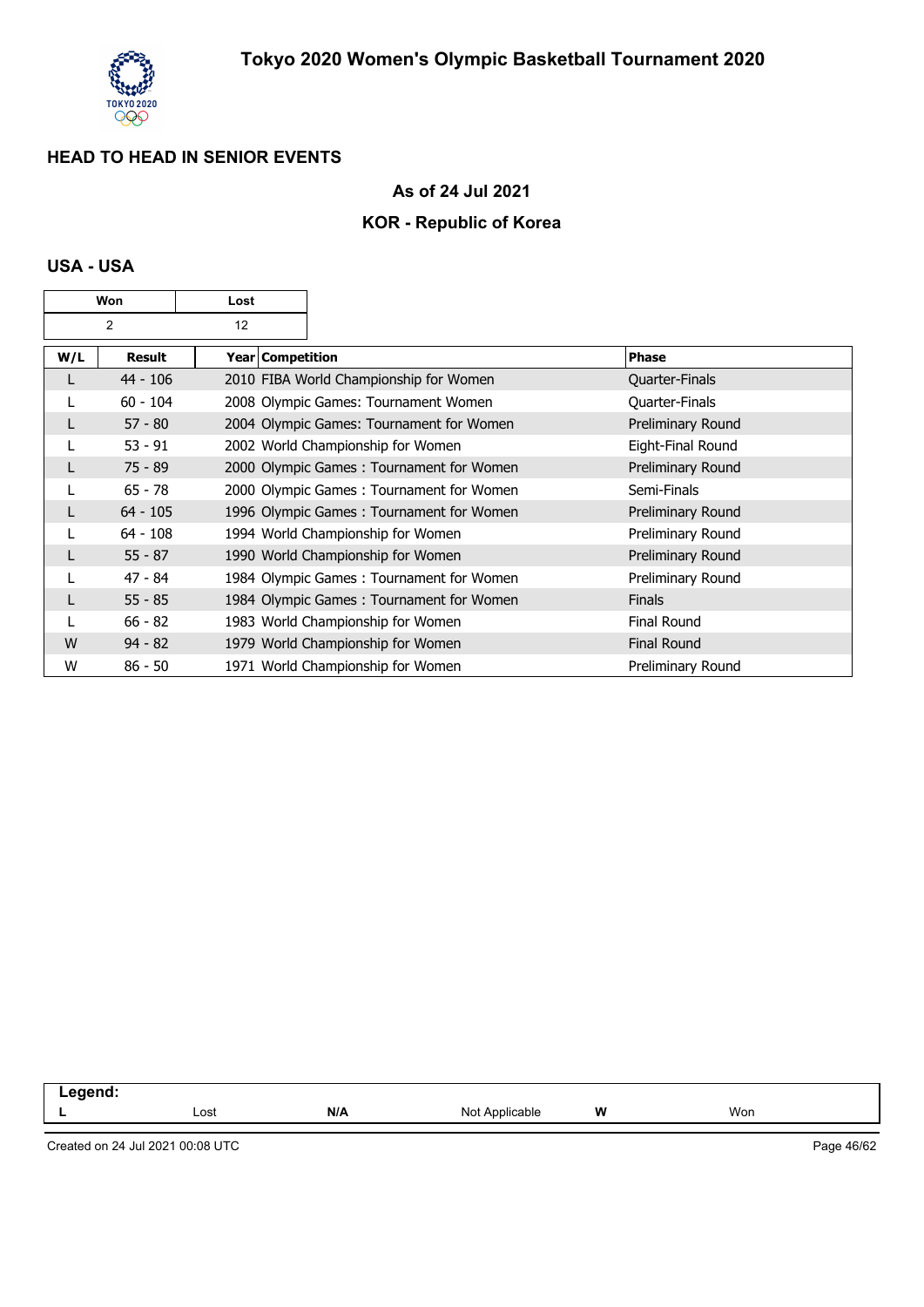# Tokyo 2020 Women's Olympic Basketball Tournament 2020

## HEAD TO HEAD IN SENIOR EVENTS

### As of 24 Jul 2021

### KOR - Republic of Korea

### USA - USA

| Won | Lost |
|---|---|
| 2 | 12 |

| W/L | Result | Year | Competition | Phase |
|---|---|---|---|---|
| L | 44 - 106 | 2010 | FIBA World Championship for Women | Quarter-Finals |
| L | 60 - 104 | 2008 | Olympic Games: Tournament Women | Quarter-Finals |
| L | 57 - 80 | 2004 | Olympic Games: Tournament for Women | Preliminary Round |
| L | 53 - 91 | 2002 | World Championship for Women | Eight-Final Round |
| L | 75 - 89 | 2000 | Olympic Games : Tournament for Women | Preliminary Round |
| L | 65 - 78 | 2000 | Olympic Games : Tournament for Women | Semi-Finals |
| L | 64 - 105 | 1996 | Olympic Games : Tournament for Women | Preliminary Round |
| L | 64 - 108 | 1994 | World Championship for Women | Preliminary Round |
| L | 55 - 87 | 1990 | World Championship for Women | Preliminary Round |
| L | 47 - 84 | 1984 | Olympic Games : Tournament for Women | Preliminary Round |
| L | 55 - 85 | 1984 | Olympic Games : Tournament for Women | Finals |
| L | 66 - 82 | 1983 | World Championship for Women | Final Round |
| W | 94 - 82 | 1979 | World Championship for Women | Final Round |
| W | 86 - 50 | 1971 | World Championship for Women | Preliminary Round |

**Legend:**

| | | | | | |
|---|---|---|---|---|---|
| **L** | Lost | **N/A** | Not Applicable | **W** | Won |

Created on 24 Jul 2021 00:08 UTC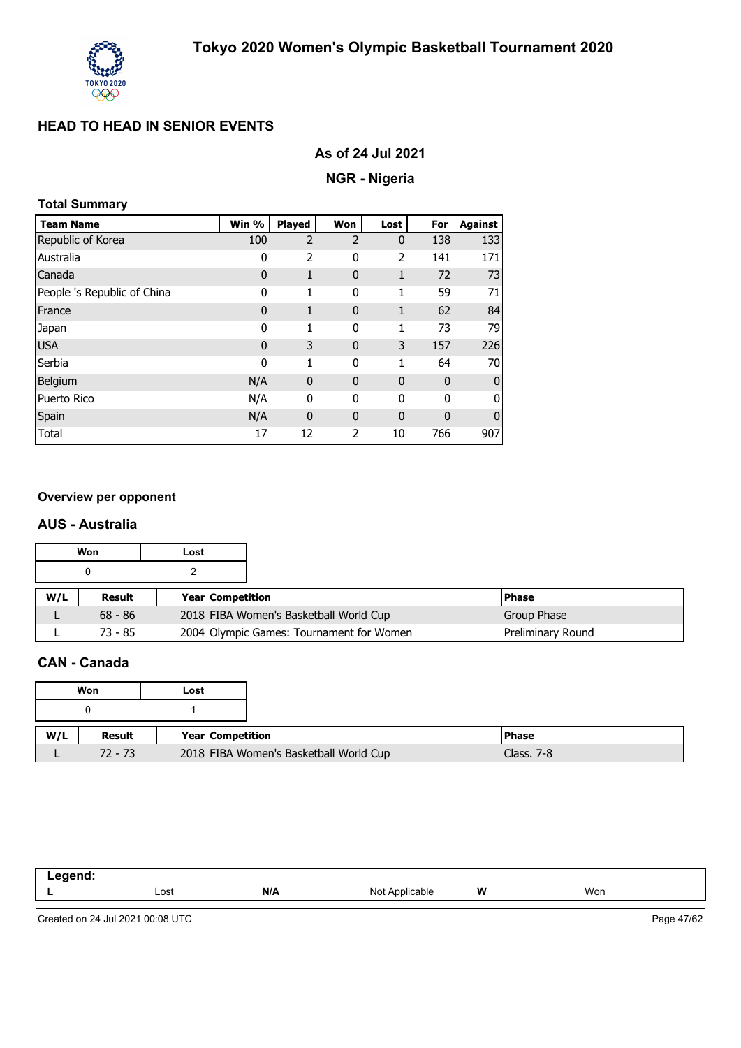# Tokyo 2020 Women's Olympic Basketball Tournament 2020

## HEAD TO HEAD IN SENIOR EVENTS

### As of 24 Jul 2021

### NGR - Nigeria

**Total Summary**

| Team Name | Win % | Played | Won | Lost | For | Against |
|---|---|---|---|---|---|---|
| Republic of Korea | 100 | 2 | 2 | 0 | 138 | 133 |
| Australia | 0 | 2 | 0 | 2 | 141 | 171 |
| Canada | 0 | 1 | 0 | 1 | 72 | 73 |
| People 's Republic of China | 0 | 1 | 0 | 1 | 59 | 71 |
| France | 0 | 1 | 0 | 1 | 62 | 84 |
| Japan | 0 | 1 | 0 | 1 | 73 | 79 |
| USA | 0 | 3 | 0 | 3 | 157 | 226 |
| Serbia | 0 | 1 | 0 | 1 | 64 | 70 |
| Belgium | N/A | 0 | 0 | 0 | 0 | 0 |
| Puerto Rico | N/A | 0 | 0 | 0 | 0 | 0 |
| Spain | N/A | 0 | 0 | 0 | 0 | 0 |
| Total | 17 | 12 | 2 | 10 | 766 | 907 |

**Overview per opponent**

### AUS - Australia

| Won | Lost |
|---|---|
| 0 | 2 |

| W/L | Result | Year | Competition | Phase |
|---|---|---|---|---|
| L | 68 - 86 | 2018 | FIBA Women's Basketball World Cup | Group Phase |
| L | 73 - 85 | 2004 | Olympic Games: Tournament for Women | Preliminary Round |

### CAN - Canada

| Won | Lost |
|---|---|
| 0 | 1 |

| W/L | Result | Year | Competition | Phase |
|---|---|---|---|---|
| L | 72 - 73 | 2018 | FIBA Women's Basketball World Cup | Class. 7-8 |

| Legend: | | | | | |
|---|---|---|---|---|---|
| L | Lost | N/A | Not Applicable | W | Won |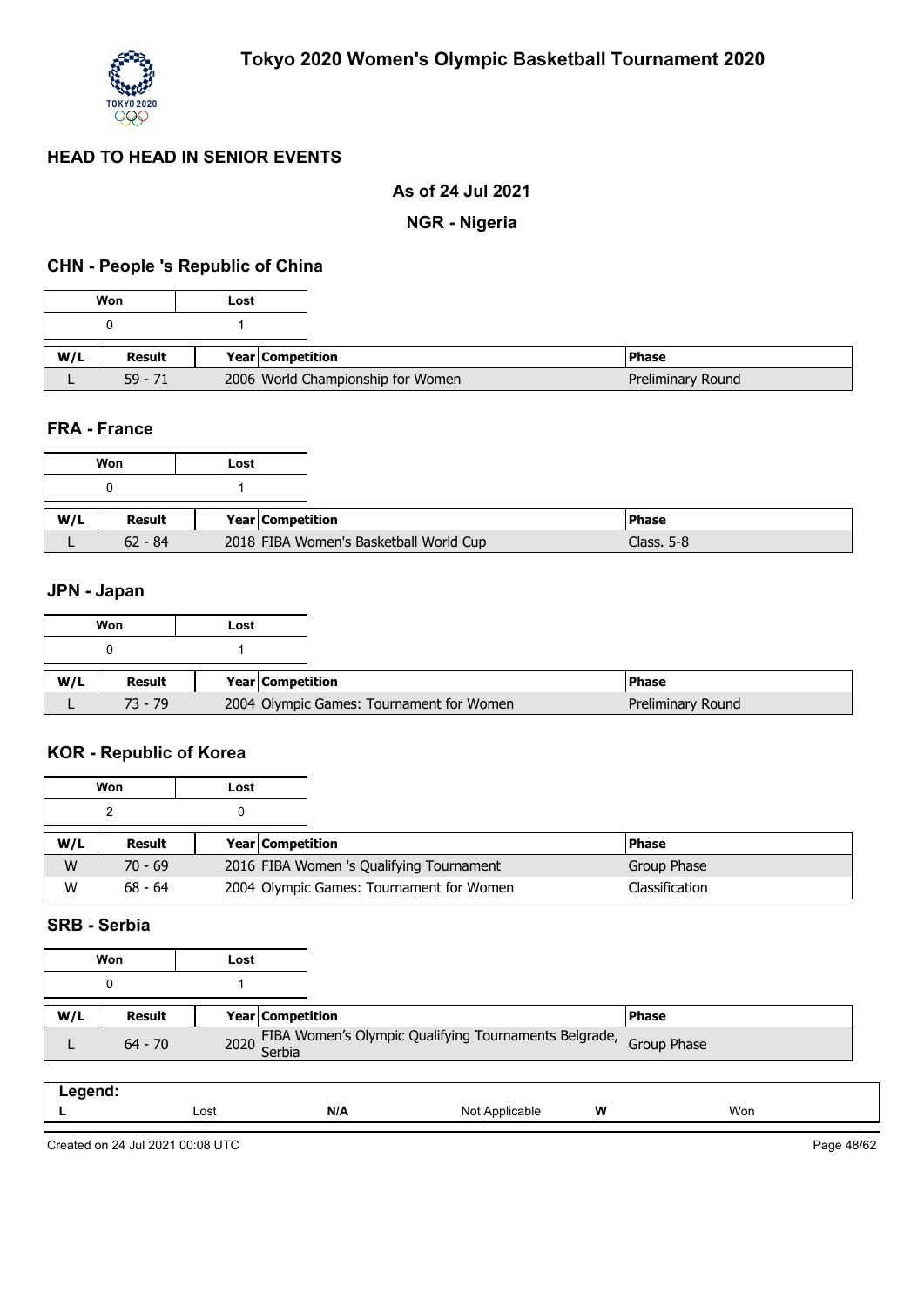# Tokyo 2020 Women's Olympic Basketball Tournament 2020

## HEAD TO HEAD IN SENIOR EVENTS

**As of 24 Jul 2021**

**NGR - Nigeria**

### CHN - People 's Republic of China

| Won | Lost |
|---|---|
| 0 | 1 |

| W/L | Result | Year | Competition | Phase |
|---|---|---|---|---|
| L | 59 - 71 | 2006 | World Championship for Women | Preliminary Round |

### FRA - France

| Won | Lost |
|---|---|
| 0 | 1 |

| W/L | Result | Year | Competition | Phase |
|---|---|---|---|---|
| L | 62 - 84 | 2018 | FIBA Women's Basketball World Cup | Class. 5-8 |

### JPN - Japan

| Won | Lost |
|---|---|
| 0 | 1 |

| W/L | Result | Year | Competition | Phase |
|---|---|---|---|---|
| L | 73 - 79 | 2004 | Olympic Games: Tournament for Women | Preliminary Round |

### KOR - Republic of Korea

| Won | Lost |
|---|---|
| 2 | 0 |

| W/L | Result | Year | Competition | Phase |
|---|---|---|---|---|
| W | 70 - 69 | 2016 | FIBA Women 's Qualifying Tournament | Group Phase |
| W | 68 - 64 | 2004 | Olympic Games: Tournament for Women | Classification |

### SRB - Serbia

| Won | Lost |
|---|---|
| 0 | 1 |

| W/L | Result | Year | Competition | Phase |
|---|---|---|---|---|
| L | 64 - 70 | 2020 | FIBA Women's Olympic Qualifying Tournaments Belgrade, Serbia | Group Phase |

**Legend:**

| | | | | | |
|---|---|---|---|---|---|
| **L** | Lost | **N/A** | Not Applicable | **W** | Won |

Created on 24 Jul 2021 00:08 UTC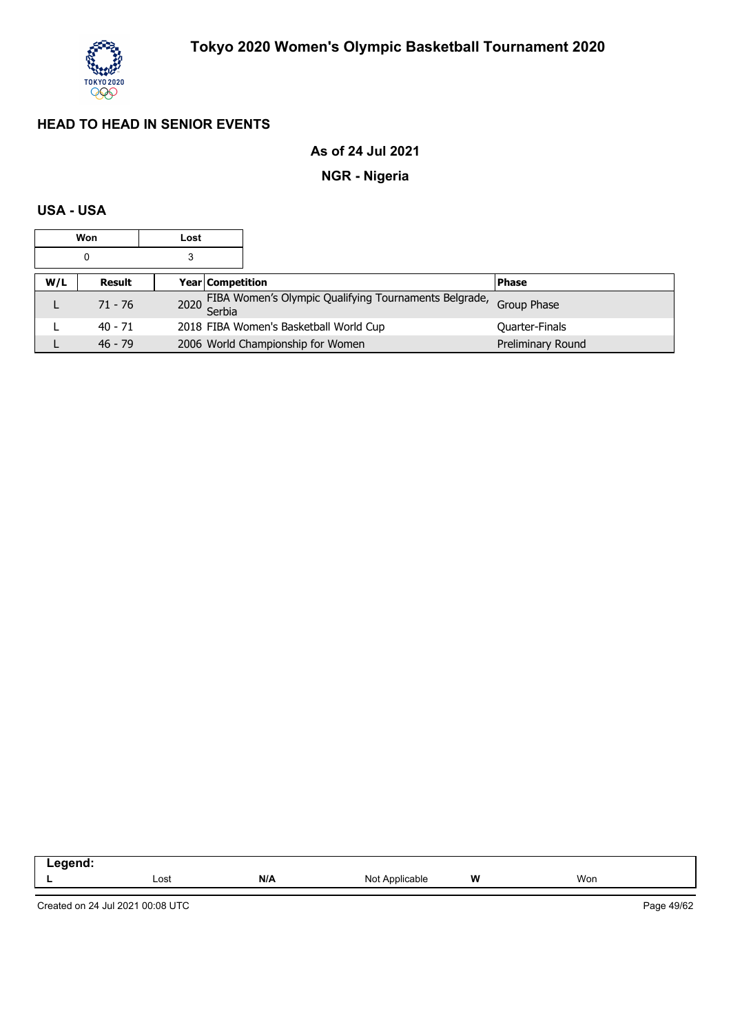# Tokyo 2020 Women's Olympic Basketball Tournament 2020

## HEAD TO HEAD IN SENIOR EVENTS

### As of 24 Jul 2021

### NGR - Nigeria

### USA - USA

| Won | Lost |
|---|---|
| 0 | 3 |

| W/L | Result | Year | Competition | Phase |
|---|---|---|---|---|
| L | 71 - 76 | 2020 | FIBA Women's Olympic Qualifying Tournaments Belgrade, Serbia | Group Phase |
| L | 40 - 71 | 2018 | FIBA Women's Basketball World Cup | Quarter-Finals |
| L | 46 - 79 | 2006 | World Championship for Women | Preliminary Round |

| Legend: | | | | | |
|---|---|---|---|---|---|
| **L** | Lost | **N/A** | Not Applicable | **W** | Won |

Created on 24 Jul 2021 00:08 UTC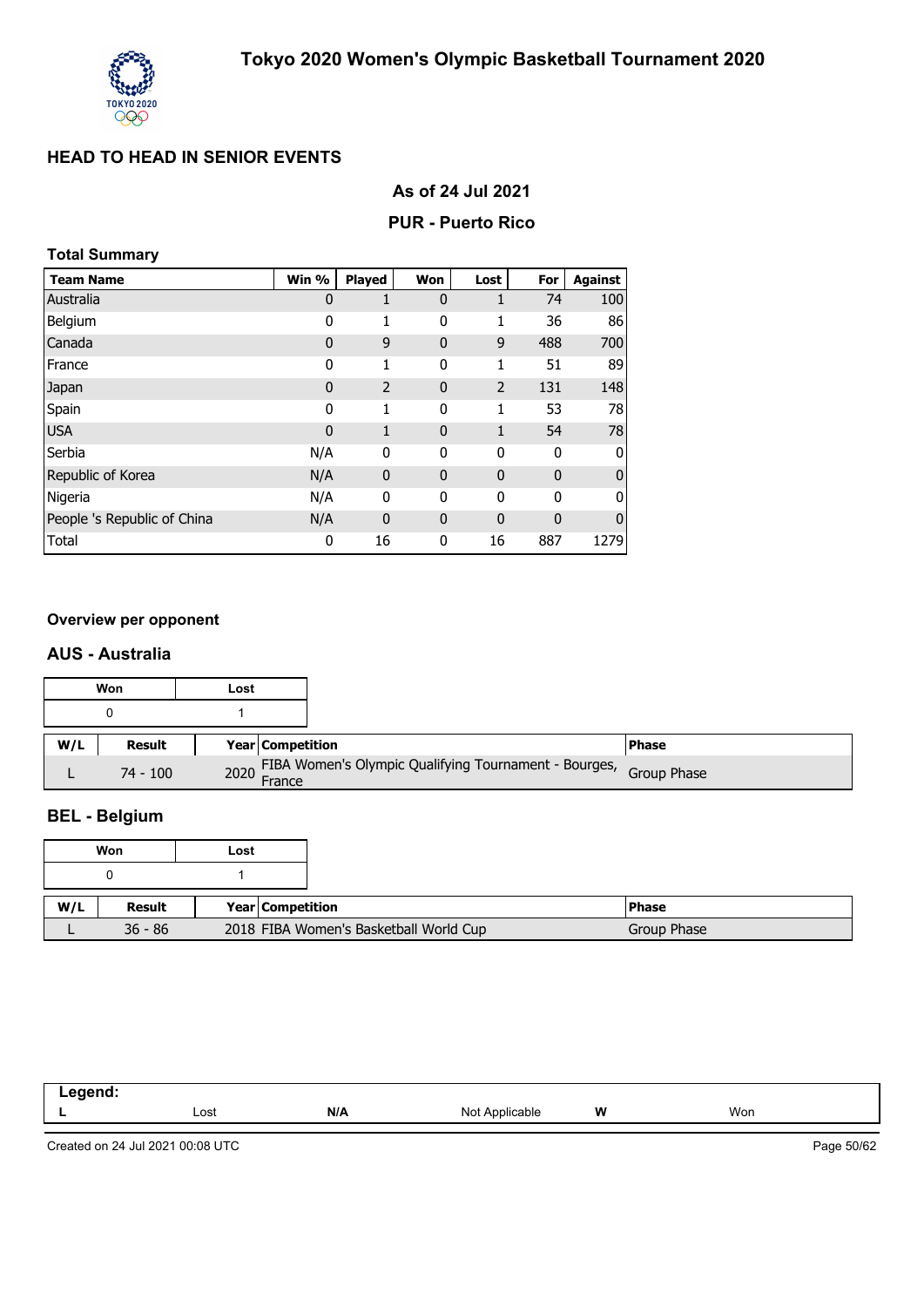# Tokyo 2020 Women's Olympic Basketball Tournament 2020

## HEAD TO HEAD IN SENIOR EVENTS

### As of 24 Jul 2021

### PUR - Puerto Rico

**Total Summary**

| Team Name | Win % | Played | Won | Lost | For | Against |
|---|---|---|---|---|---|---|
| Australia | 0 | 1 | 0 | 1 | 74 | 100 |
| Belgium | 0 | 1 | 0 | 1 | 36 | 86 |
| Canada | 0 | 9 | 0 | 9 | 488 | 700 |
| France | 0 | 1 | 0 | 1 | 51 | 89 |
| Japan | 0 | 2 | 0 | 2 | 131 | 148 |
| Spain | 0 | 1 | 0 | 1 | 53 | 78 |
| USA | 0 | 1 | 0 | 1 | 54 | 78 |
| Serbia | N/A | 0 | 0 | 0 | 0 | 0 |
| Republic of Korea | N/A | 0 | 0 | 0 | 0 | 0 |
| Nigeria | N/A | 0 | 0 | 0 | 0 | 0 |
| People 's Republic of China | N/A | 0 | 0 | 0 | 0 | 0 |
| Total | 0 | 16 | 0 | 16 | 887 | 1279 |

**Overview per opponent**

### AUS - Australia

| Won | Lost |
|---|---|
| 0 | 1 |

| W/L | Result | Year | Competition | Phase |
|---|---|---|---|---|
| L | 74 - 100 | 2020 | FIBA Women's Olympic Qualifying Tournament - Bourges, France | Group Phase |

### BEL - Belgium

| Won | Lost |
|---|---|
| 0 | 1 |

| W/L | Result | Year | Competition | Phase |
|---|---|---|---|---|
| L | 36 - 86 | 2018 | FIBA Women's Basketball World Cup | Group Phase |

| Legend: | | | | | |
|---|---|---|---|---|---|
| L | Lost | N/A | Not Applicable | W | Won |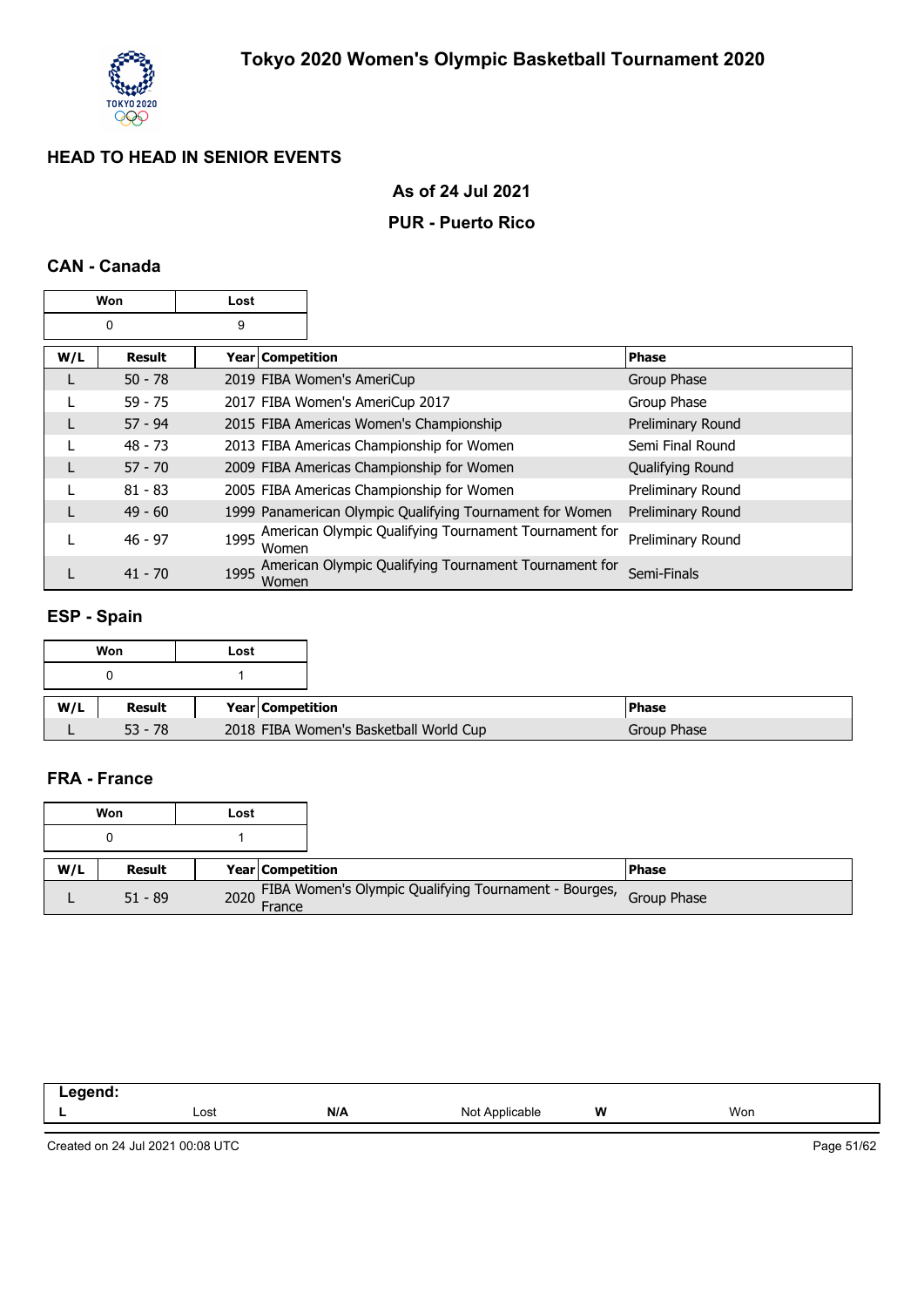# Tokyo 2020 Women's Olympic Basketball Tournament 2020

## HEAD TO HEAD IN SENIOR EVENTS

### As of 24 Jul 2021

### PUR - Puerto Rico

### CAN - Canada

| Won | Lost |
|---|---|
| 0 | 9 |

| W/L | Result | Year | Competition | Phase |
|---|---|---|---|---|
| L | 50 - 78 | 2019 | FIBA Women's AmeriCup | Group Phase |
| L | 59 - 75 | 2017 | FIBA Women's AmeriCup 2017 | Group Phase |
| L | 57 - 94 | 2015 | FIBA Americas Women's Championship | Preliminary Round |
| L | 48 - 73 | 2013 | FIBA Americas Championship for Women | Semi Final Round |
| L | 57 - 70 | 2009 | FIBA Americas Championship for Women | Qualifying Round |
| L | 81 - 83 | 2005 | FIBA Americas Championship for Women | Preliminary Round |
| L | 49 - 60 | 1999 | Panamerican Olympic Qualifying Tournament for Women | Preliminary Round |
| L | 46 - 97 | 1995 | American Olympic Qualifying Tournament Tournament for Women | Preliminary Round |
| L | 41 - 70 | 1995 | American Olympic Qualifying Tournament Tournament for Women | Semi-Finals |

### ESP - Spain

| Won | Lost |
|---|---|
| 0 | 1 |

| W/L | Result | Year | Competition | Phase |
|---|---|---|---|---|
| L | 53 - 78 | 2018 | FIBA Women's Basketball World Cup | Group Phase |

### FRA - France

| Won | Lost |
|---|---|
| 0 | 1 |

| W/L | Result | Year | Competition | Phase |
|---|---|---|---|---|
| L | 51 - 89 | 2020 | FIBA Women's Olympic Qualifying Tournament - Bourges, France | Group Phase |

| Legend: | | | | | |
|---|---|---|---|---|---|
| **L** | Lost | **N/A** | Not Applicable | **W** | Won |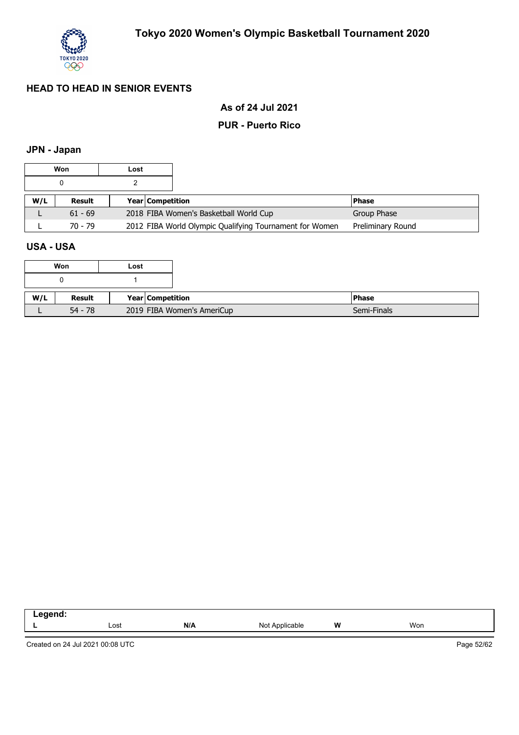## HEAD TO HEAD IN SENIOR EVENTS

### As of 24 Jul 2021

### PUR - Puerto Rico

### JPN - Japan

| Won | Lost |
|---|---|
| 0 | 2 |

| W/L | Result | Year | Competition | Phase |
|---|---|---|---|---|
| L | 61 - 69 | 2018 | FIBA Women's Basketball World Cup | Group Phase |
| L | 70 - 79 | 2012 | FIBA World Olympic Qualifying Tournament for Women | Preliminary Round |

### USA - USA

| Won | Lost |
|---|---|
| 0 | 1 |

| W/L | Result | Year | Competition | Phase |
|---|---|---|---|---|
| L | 54 - 78 | 2019 | FIBA Women's AmeriCup | Semi-Finals |

| Legend: | | | | | |
|---|---|---|---|---|---|
| L | Lost | N/A | Not Applicable | W | Won |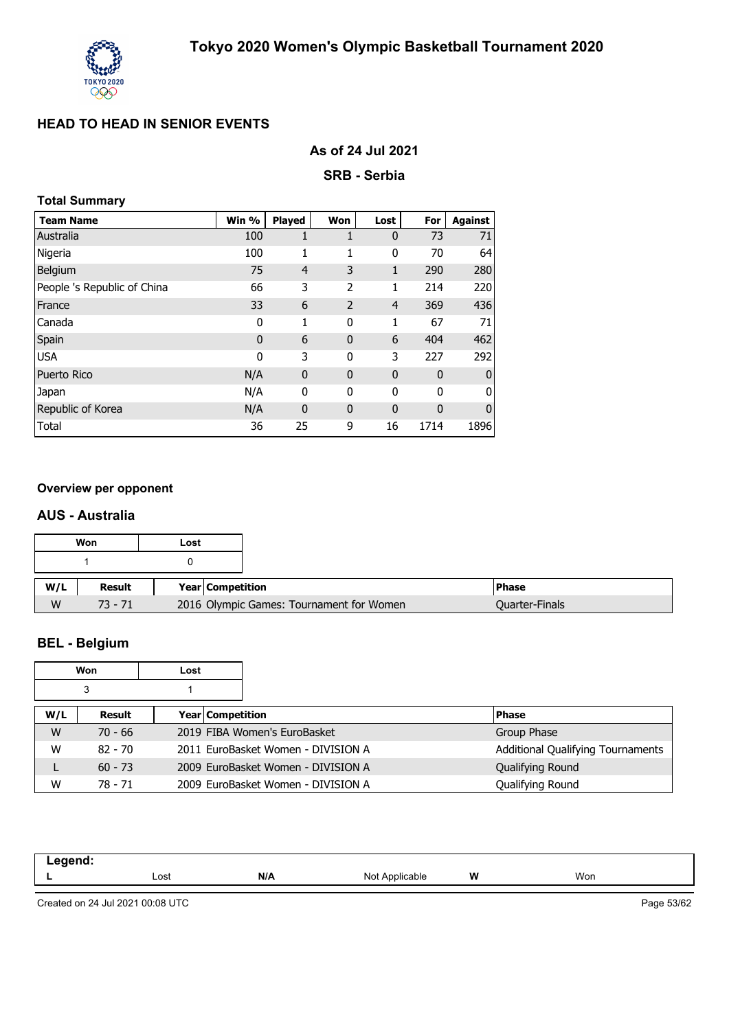# Tokyo 2020 Women's Olympic Basketball Tournament 2020

## HEAD TO HEAD IN SENIOR EVENTS

### As of 24 Jul 2021

### SRB - Serbia

**Total Summary**

| Team Name | Win % | Played | Won | Lost | For | Against |
|---|---|---|---|---|---|---|
| Australia | 100 | 1 | 1 | 0 | 73 | 71 |
| Nigeria | 100 | 1 | 1 | 0 | 70 | 64 |
| Belgium | 75 | 4 | 3 | 1 | 290 | 280 |
| People 's Republic of China | 66 | 3 | 2 | 1 | 214 | 220 |
| France | 33 | 6 | 2 | 4 | 369 | 436 |
| Canada | 0 | 1 | 0 | 1 | 67 | 71 |
| Spain | 0 | 6 | 0 | 6 | 404 | 462 |
| USA | 0 | 3 | 0 | 3 | 227 | 292 |
| Puerto Rico | N/A | 0 | 0 | 0 | 0 | 0 |
| Japan | N/A | 0 | 0 | 0 | 0 | 0 |
| Republic of Korea | N/A | 0 | 0 | 0 | 0 | 0 |
| Total | 36 | 25 | 9 | 16 | 1714 | 1896 |

**Overview per opponent**

### AUS - Australia

| Won | Lost |
|---|---|
| 1 | 0 |

| W/L | Result | Year | Competition | Phase |
|---|---|---|---|---|
| W | 73 - 71 | 2016 | Olympic Games: Tournament for Women | Quarter-Finals |

### BEL - Belgium

| Won | Lost |
|---|---|
| 3 | 1 |

| W/L | Result | Year | Competition | Phase |
|---|---|---|---|---|
| W | 70 - 66 | 2019 | FIBA Women's EuroBasket | Group Phase |
| W | 82 - 70 | 2011 | EuroBasket Women - DIVISION A | Additional Qualifying Tournaments |
| L | 60 - 73 | 2009 | EuroBasket Women - DIVISION A | Qualifying Round |
| W | 78 - 71 | 2009 | EuroBasket Women - DIVISION A | Qualifying Round |

**Legend:**

| L | Lost | N/A | Not Applicable | W | Won |
|---|---|---|---|---|---|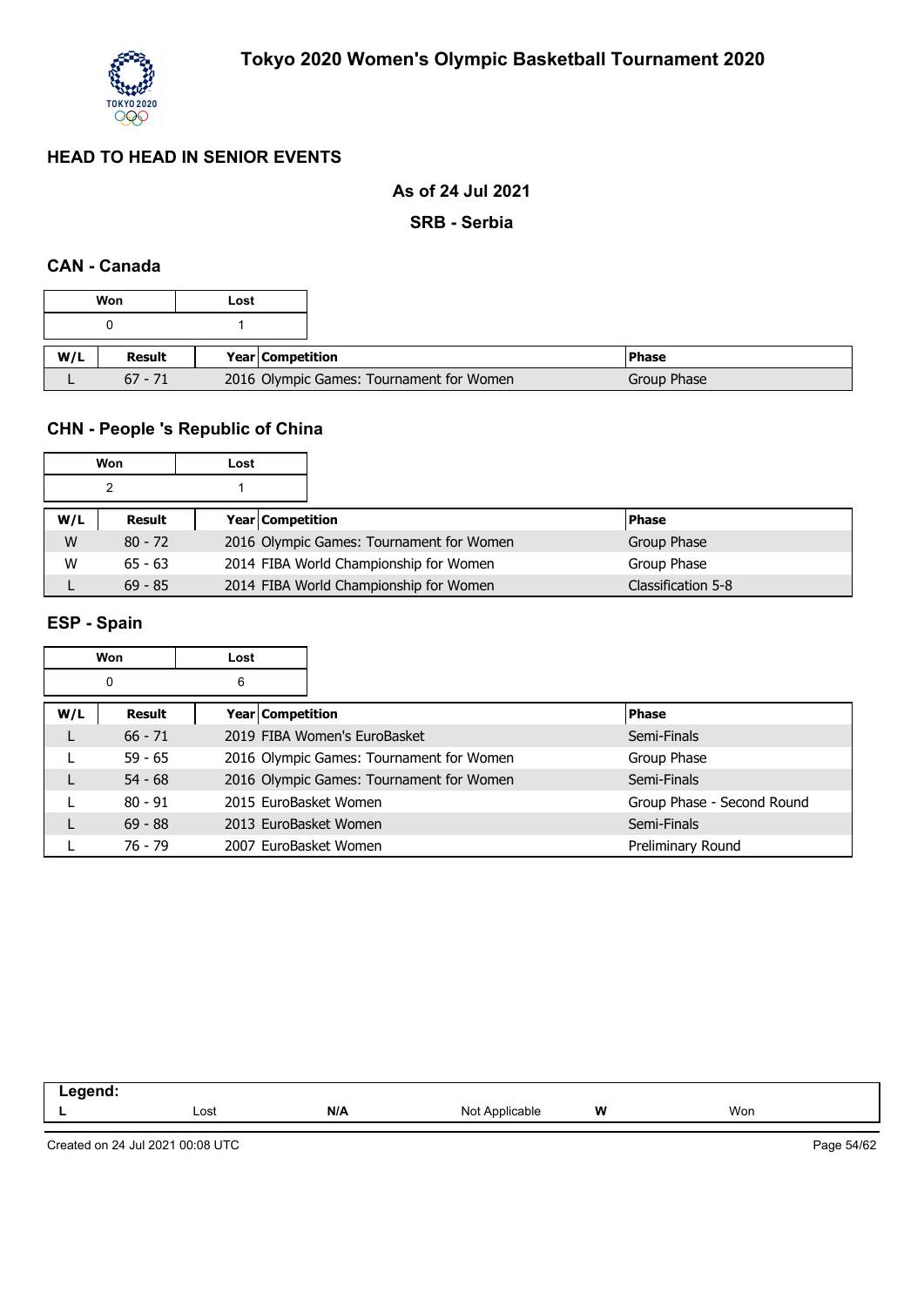# Tokyo 2020 Women's Olympic Basketball Tournament 2020

## HEAD TO HEAD IN SENIOR EVENTS

**As of 24 Jul 2021**

**SRB - Serbia**

### CAN - Canada

| Won | Lost |
|---|---|
| 0 | 1 |

| W/L | Result | Year | Competition | Phase |
|---|---|---|---|---|
| L | 67 - 71 | 2016 | Olympic Games: Tournament for Women | Group Phase |

### CHN - People 's Republic of China

| Won | Lost |
|---|---|
| 2 | 1 |

| W/L | Result | Year | Competition | Phase |
|---|---|---|---|---|
| W | 80 - 72 | 2016 | Olympic Games: Tournament for Women | Group Phase |
| W | 65 - 63 | 2014 | FIBA World Championship for Women | Group Phase |
| L | 69 - 85 | 2014 | FIBA World Championship for Women | Classification 5-8 |

### ESP - Spain

| Won | Lost |
|---|---|
| 0 | 6 |

| W/L | Result | Year | Competition | Phase |
|---|---|---|---|---|
| L | 66 - 71 | 2019 | FIBA Women's EuroBasket | Semi-Finals |
| L | 59 - 65 | 2016 | Olympic Games: Tournament for Women | Group Phase |
| L | 54 - 68 | 2016 | Olympic Games: Tournament for Women | Semi-Finals |
| L | 80 - 91 | 2015 | EuroBasket Women | Group Phase - Second Round |
| L | 69 - 88 | 2013 | EuroBasket Women | Semi-Finals |
| L | 76 - 79 | 2007 | EuroBasket Women | Preliminary Round |

| Legend: | | | | | |
|---|---|---|---|---|---|
| L | Lost | N/A | Not Applicable | W | Won |

Created on 24 Jul 2021 00:08 UTC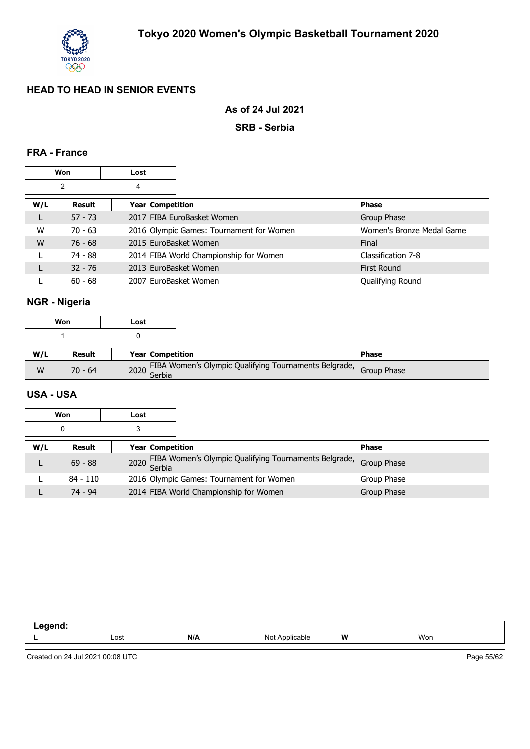# Tokyo 2020 Women's Olympic Basketball Tournament 2020

## HEAD TO HEAD IN SENIOR EVENTS

### As of 24 Jul 2021

### SRB - Serbia

### FRA - France

| Won | Lost |
|---|---|
| 2 | 4 |

| W/L | Result | Year | Competition | Phase |
|---|---|---|---|---|
| L | 57 - 73 | 2017 | FIBA EuroBasket Women | Group Phase |
| W | 70 - 63 | 2016 | Olympic Games: Tournament for Women | Women's Bronze Medal Game |
| W | 76 - 68 | 2015 | EuroBasket Women | Final |
| L | 74 - 88 | 2014 | FIBA World Championship for Women | Classification 7-8 |
| L | 32 - 76 | 2013 | EuroBasket Women | First Round |
| L | 60 - 68 | 2007 | EuroBasket Women | Qualifying Round |

### NGR - Nigeria

| Won | Lost |
|---|---|
| 1 | 0 |

| W/L | Result | Year | Competition | Phase |
|---|---|---|---|---|
| W | 70 - 64 | 2020 | FIBA Women's Olympic Qualifying Tournaments Belgrade, Serbia | Group Phase |

### USA - USA

| Won | Lost |
|---|---|
| 0 | 3 |

| W/L | Result | Year | Competition | Phase |
|---|---|---|---|---|
| L | 69 - 88 | 2020 | FIBA Women's Olympic Qualifying Tournaments Belgrade, Serbia | Group Phase |
| L | 84 - 110 | 2016 | Olympic Games: Tournament for Women | Group Phase |
| L | 74 - 94 | 2014 | FIBA World Championship for Women | Group Phase |

| Legend: | | | | | |
|---|---|---|---|---|---|
| L | Lost | N/A | Not Applicable | W | Won |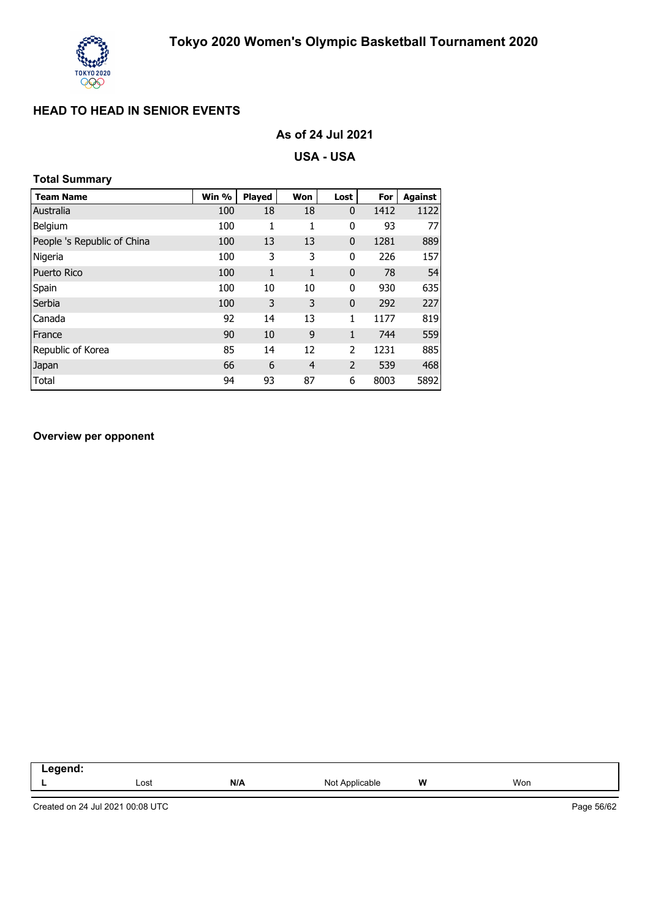# Tokyo 2020 Women's Olympic Basketball Tournament 2020

## HEAD TO HEAD IN SENIOR EVENTS

### As of 24 Jul 2021

### USA - USA

**Total Summary**

| Team Name | Win % | Played | Won | Lost | For | Against |
|---|---|---|---|---|---|---|
| Australia | 100 | 18 | 18 | 0 | 1412 | 1122 |
| Belgium | 100 | 1 | 1 | 0 | 93 | 77 |
| People 's Republic of China | 100 | 13 | 13 | 0 | 1281 | 889 |
| Nigeria | 100 | 3 | 3 | 0 | 226 | 157 |
| Puerto Rico | 100 | 1 | 1 | 0 | 78 | 54 |
| Spain | 100 | 10 | 10 | 0 | 930 | 635 |
| Serbia | 100 | 3 | 3 | 0 | 292 | 227 |
| Canada | 92 | 14 | 13 | 1 | 1177 | 819 |
| France | 90 | 10 | 9 | 1 | 744 | 559 |
| Republic of Korea | 85 | 14 | 12 | 2 | 1231 | 885 |
| Japan | 66 | 6 | 4 | 2 | 539 | 468 |
| Total | 94 | 93 | 87 | 6 | 8003 | 5892 |

**Overview per opponent**

| Legend: | | | | | |
|---|---|---|---|---|---|
| L | Lost | N/A | Not Applicable | W | Won |

Created on 24 Jul 2021 00:08 UTC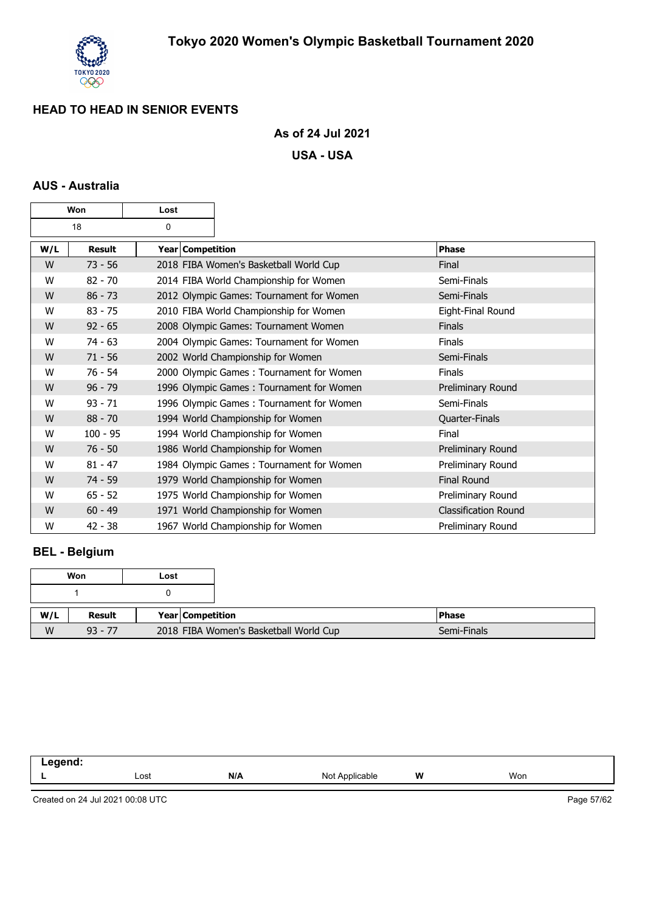## HEAD TO HEAD IN SENIOR EVENTS

**As of 24 Jul 2021**

**USA - USA**

### AUS - Australia

| Won | Lost |
|---|---|
| 18 | 0 |

| W/L | Result | Year | Competition | Phase |
|---|---|---|---|---|
| W | 73 - 56 | 2018 | FIBA Women's Basketball World Cup | Final |
| W | 82 - 70 | 2014 | FIBA World Championship for Women | Semi-Finals |
| W | 86 - 73 | 2012 | Olympic Games: Tournament for Women | Semi-Finals |
| W | 83 - 75 | 2010 | FIBA World Championship for Women | Eight-Final Round |
| W | 92 - 65 | 2008 | Olympic Games: Tournament Women | Finals |
| W | 74 - 63 | 2004 | Olympic Games: Tournament for Women | Finals |
| W | 71 - 56 | 2002 | World Championship for Women | Semi-Finals |
| W | 76 - 54 | 2000 | Olympic Games : Tournament for Women | Finals |
| W | 96 - 79 | 1996 | Olympic Games : Tournament for Women | Preliminary Round |
| W | 93 - 71 | 1996 | Olympic Games : Tournament for Women | Semi-Finals |
| W | 88 - 70 | 1994 | World Championship for Women | Quarter-Finals |
| W | 100 - 95 | 1994 | World Championship for Women | Final |
| W | 76 - 50 | 1986 | World Championship for Women | Preliminary Round |
| W | 81 - 47 | 1984 | Olympic Games : Tournament for Women | Preliminary Round |
| W | 74 - 59 | 1979 | World Championship for Women | Final Round |
| W | 65 - 52 | 1975 | World Championship for Women | Preliminary Round |
| W | 60 - 49 | 1971 | World Championship for Women | Classification Round |
| W | 42 - 38 | 1967 | World Championship for Women | Preliminary Round |

### BEL - Belgium

| Won | Lost |
|---|---|
| 1 | 0 |

| W/L | Result | Year | Competition | Phase |
|---|---|---|---|---|
| W | 93 - 77 | 2018 | FIBA Women's Basketball World Cup | Semi-Finals |

**Legend:**

| | | | | | |
|---|---|---|---|---|---|
| **L** | Lost | **N/A** | Not Applicable | **W** | Won |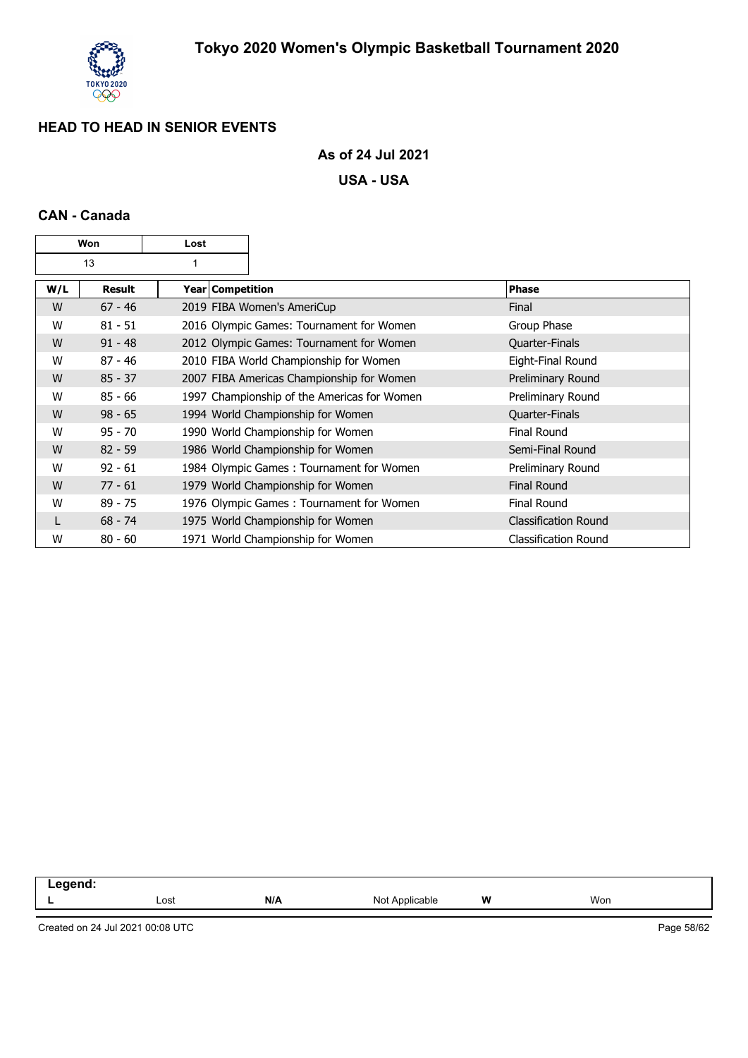# Tokyo 2020 Women's Olympic Basketball Tournament 2020

## HEAD TO HEAD IN SENIOR EVENTS

### As of 24 Jul 2021

### USA - USA

### CAN - Canada

| Won | Lost |
|---|---|
| 13 | 1 |

| W/L | Result | Year | Competition | Phase |
|---|---|---|---|---|
| W | 67 - 46 | 2019 | FIBA Women's AmeriCup | Final |
| W | 81 - 51 | 2016 | Olympic Games: Tournament for Women | Group Phase |
| W | 91 - 48 | 2012 | Olympic Games: Tournament for Women | Quarter-Finals |
| W | 87 - 46 | 2010 | FIBA World Championship for Women | Eight-Final Round |
| W | 85 - 37 | 2007 | FIBA Americas Championship for Women | Preliminary Round |
| W | 85 - 66 | 1997 | Championship of the Americas for Women | Preliminary Round |
| W | 98 - 65 | 1994 | World Championship for Women | Quarter-Finals |
| W | 95 - 70 | 1990 | World Championship for Women | Final Round |
| W | 82 - 59 | 1986 | World Championship for Women | Semi-Final Round |
| W | 92 - 61 | 1984 | Olympic Games : Tournament for Women | Preliminary Round |
| W | 77 - 61 | 1979 | World Championship for Women | Final Round |
| W | 89 - 75 | 1976 | Olympic Games : Tournament for Women | Final Round |
| L | 68 - 74 | 1975 | World Championship for Women | Classification Round |
| W | 80 - 60 | 1971 | World Championship for Women | Classification Round |

**Legend:**

| | | | | | |
|---|---|---|---|---|---|
| **L** | Lost | **N/A** | Not Applicable | **W** | Won |

Created on 24 Jul 2021 00:08 UTC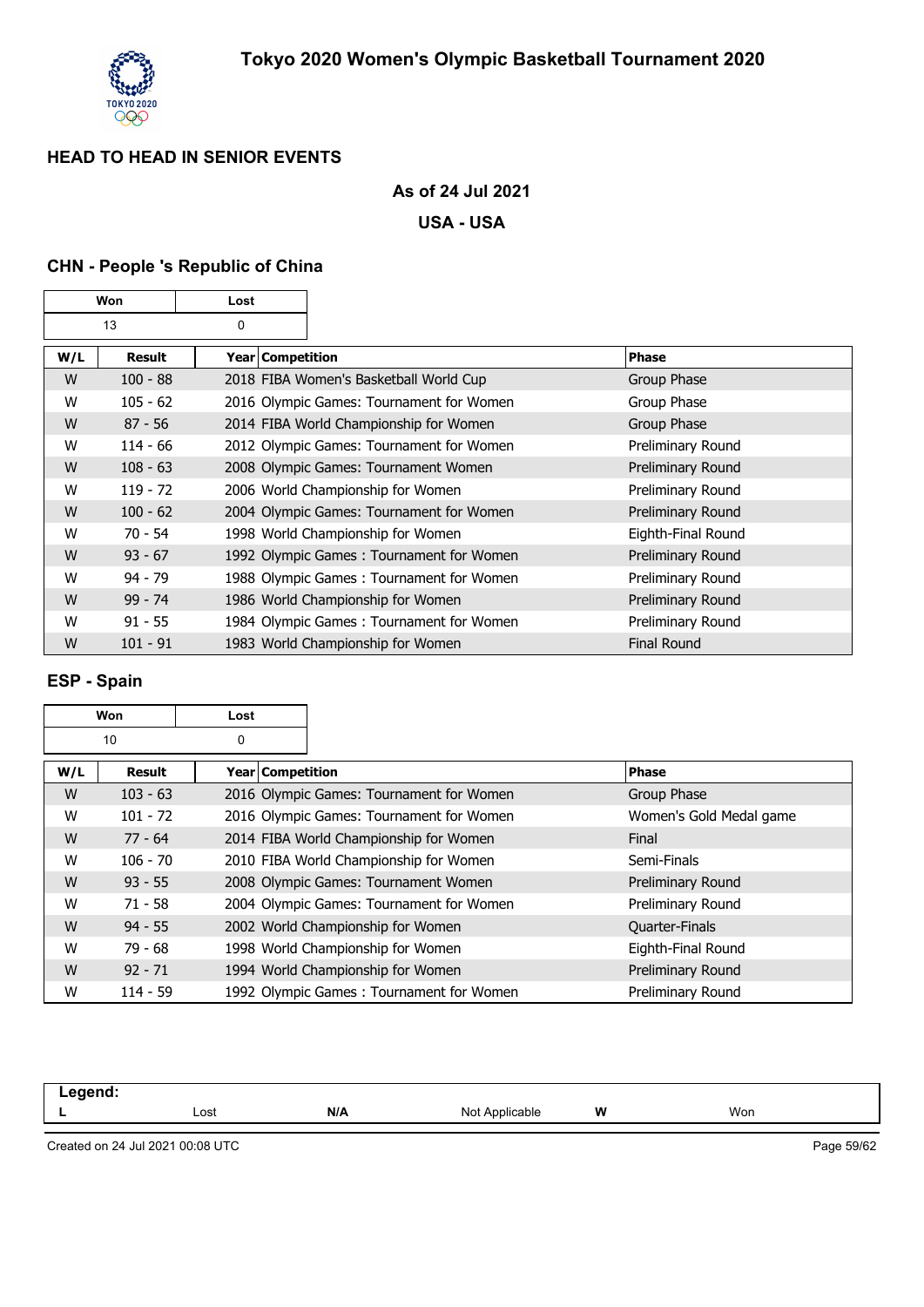# Tokyo 2020 Women's Olympic Basketball Tournament 2020

## HEAD TO HEAD IN SENIOR EVENTS

**As of 24 Jul 2021**

**USA - USA**

### CHN - People 's Republic of China

| Won | Lost |
|---|---|
| 13 | 0 |

| W/L | Result | Year | Competition | Phase |
|---|---|---|---|---|
| W | 100 - 88 | 2018 | FIBA Women's Basketball World Cup | Group Phase |
| W | 105 - 62 | 2016 | Olympic Games: Tournament for Women | Group Phase |
| W | 87 - 56 | 2014 | FIBA World Championship for Women | Group Phase |
| W | 114 - 66 | 2012 | Olympic Games: Tournament for Women | Preliminary Round |
| W | 108 - 63 | 2008 | Olympic Games: Tournament Women | Preliminary Round |
| W | 119 - 72 | 2006 | World Championship for Women | Preliminary Round |
| W | 100 - 62 | 2004 | Olympic Games: Tournament for Women | Preliminary Round |
| W | 70 - 54 | 1998 | World Championship for Women | Eighth-Final Round |
| W | 93 - 67 | 1992 | Olympic Games : Tournament for Women | Preliminary Round |
| W | 94 - 79 | 1988 | Olympic Games : Tournament for Women | Preliminary Round |
| W | 99 - 74 | 1986 | World Championship for Women | Preliminary Round |
| W | 91 - 55 | 1984 | Olympic Games : Tournament for Women | Preliminary Round |
| W | 101 - 91 | 1983 | World Championship for Women | Final Round |

### ESP - Spain

| Won | Lost |
|---|---|
| 10 | 0 |

| W/L | Result | Year | Competition | Phase |
|---|---|---|---|---|
| W | 103 - 63 | 2016 | Olympic Games: Tournament for Women | Group Phase |
| W | 101 - 72 | 2016 | Olympic Games: Tournament for Women | Women's Gold Medal game |
| W | 77 - 64 | 2014 | FIBA World Championship for Women | Final |
| W | 106 - 70 | 2010 | FIBA World Championship for Women | Semi-Finals |
| W | 93 - 55 | 2008 | Olympic Games: Tournament Women | Preliminary Round |
| W | 71 - 58 | 2004 | Olympic Games: Tournament for Women | Preliminary Round |
| W | 94 - 55 | 2002 | World Championship for Women | Quarter-Finals |
| W | 79 - 68 | 1998 | World Championship for Women | Eighth-Final Round |
| W | 92 - 71 | 1994 | World Championship for Women | Preliminary Round |
| W | 114 - 59 | 1992 | Olympic Games : Tournament for Women | Preliminary Round |

**Legend:**

| L | Lost | N/A | Not Applicable | W | Won |
|---|---|---|---|---|---|

Created on 24 Jul 2021 00:08 UTC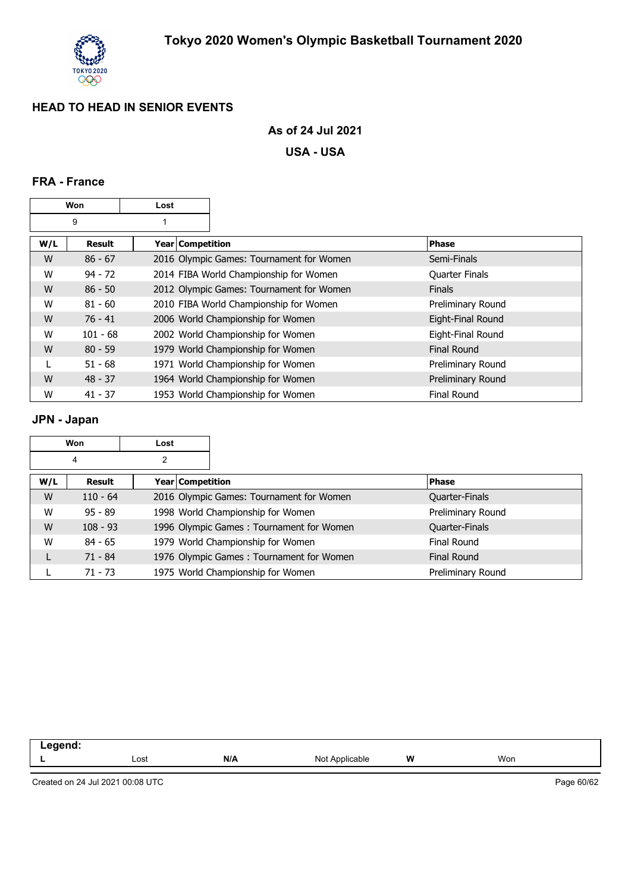## HEAD TO HEAD IN SENIOR EVENTS

**As of 24 Jul 2021**

**USA - USA**

### FRA - France

| Won | Lost |
|---|---|
| 9 | 1 |

| W/L | Result | Year | Competition | Phase |
|---|---|---|---|---|
| W | 86 - 67 | 2016 | Olympic Games: Tournament for Women | Semi-Finals |
| W | 94 - 72 | 2014 | FIBA World Championship for Women | Quarter Finals |
| W | 86 - 50 | 2012 | Olympic Games: Tournament for Women | Finals |
| W | 81 - 60 | 2010 | FIBA World Championship for Women | Preliminary Round |
| W | 76 - 41 | 2006 | World Championship for Women | Eight-Final Round |
| W | 101 - 68 | 2002 | World Championship for Women | Eight-Final Round |
| W | 80 - 59 | 1979 | World Championship for Women | Final Round |
| L | 51 - 68 | 1971 | World Championship for Women | Preliminary Round |
| W | 48 - 37 | 1964 | World Championship for Women | Preliminary Round |
| W | 41 - 37 | 1953 | World Championship for Women | Final Round |

### JPN - Japan

| Won | Lost |
|---|---|
| 4 | 2 |

| W/L | Result | Year | Competition | Phase |
|---|---|---|---|---|
| W | 110 - 64 | 2016 | Olympic Games: Tournament for Women | Quarter-Finals |
| W | 95 - 89 | 1998 | World Championship for Women | Preliminary Round |
| W | 108 - 93 | 1996 | Olympic Games : Tournament for Women | Quarter-Finals |
| W | 84 - 65 | 1979 | World Championship for Women | Final Round |
| L | 71 - 84 | 1976 | Olympic Games : Tournament for Women | Final Round |
| L | 71 - 73 | 1975 | World Championship for Women | Preliminary Round |

**Legend:**

| | | | | | |
|---|---|---|---|---|---|
| **L** | Lost | **N/A** | Not Applicable | **W** | Won |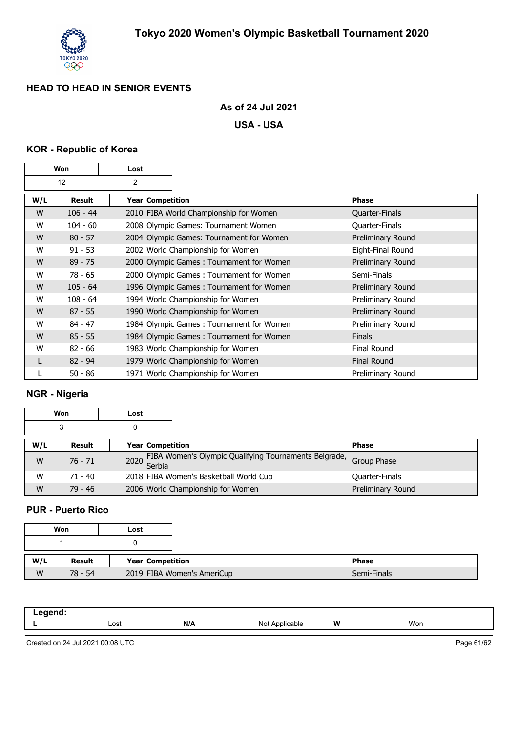# Tokyo 2020 Women's Olympic Basketball Tournament 2020

## HEAD TO HEAD IN SENIOR EVENTS

**As of 24 Jul 2021**

**USA - USA**

### KOR - Republic of Korea

| Won | Lost |
|---|---|
| 12 | 2 |

| W/L | Result | Year | Competition | Phase |
|---|---|---|---|---|
| W | 106 - 44 | 2010 | FIBA World Championship for Women | Quarter-Finals |
| W | 104 - 60 | 2008 | Olympic Games: Tournament Women | Quarter-Finals |
| W | 80 - 57 | 2004 | Olympic Games: Tournament for Women | Preliminary Round |
| W | 91 - 53 | 2002 | World Championship for Women | Eight-Final Round |
| W | 89 - 75 | 2000 | Olympic Games : Tournament for Women | Preliminary Round |
| W | 78 - 65 | 2000 | Olympic Games : Tournament for Women | Semi-Finals |
| W | 105 - 64 | 1996 | Olympic Games : Tournament for Women | Preliminary Round |
| W | 108 - 64 | 1994 | World Championship for Women | Preliminary Round |
| W | 87 - 55 | 1990 | World Championship for Women | Preliminary Round |
| W | 84 - 47 | 1984 | Olympic Games : Tournament for Women | Preliminary Round |
| W | 85 - 55 | 1984 | Olympic Games : Tournament for Women | Finals |
| W | 82 - 66 | 1983 | World Championship for Women | Final Round |
| L | 82 - 94 | 1979 | World Championship for Women | Final Round |
| L | 50 - 86 | 1971 | World Championship for Women | Preliminary Round |

### NGR - Nigeria

| Won | Lost |
|---|---|
| 3 | 0 |

| W/L | Result | Year | Competition | Phase |
|---|---|---|---|---|
| W | 76 - 71 | 2020 | FIBA Women's Olympic Qualifying Tournaments Belgrade, Serbia | Group Phase |
| W | 71 - 40 | 2018 | FIBA Women's Basketball World Cup | Quarter-Finals |
| W | 79 - 46 | 2006 | World Championship for Women | Preliminary Round |

### PUR - Puerto Rico

| Won | Lost |
|---|---|
| 1 | 0 |

| W/L | Result | Year | Competition | Phase |
|---|---|---|---|---|
| W | 78 - 54 | 2019 | FIBA Women's AmeriCup | Semi-Finals |

| Legend: | | | | | |
|---|---|---|---|---|---|
| L | Lost | N/A | Not Applicable | W | Won |

Created on 24 Jul 2021 00:08 UTC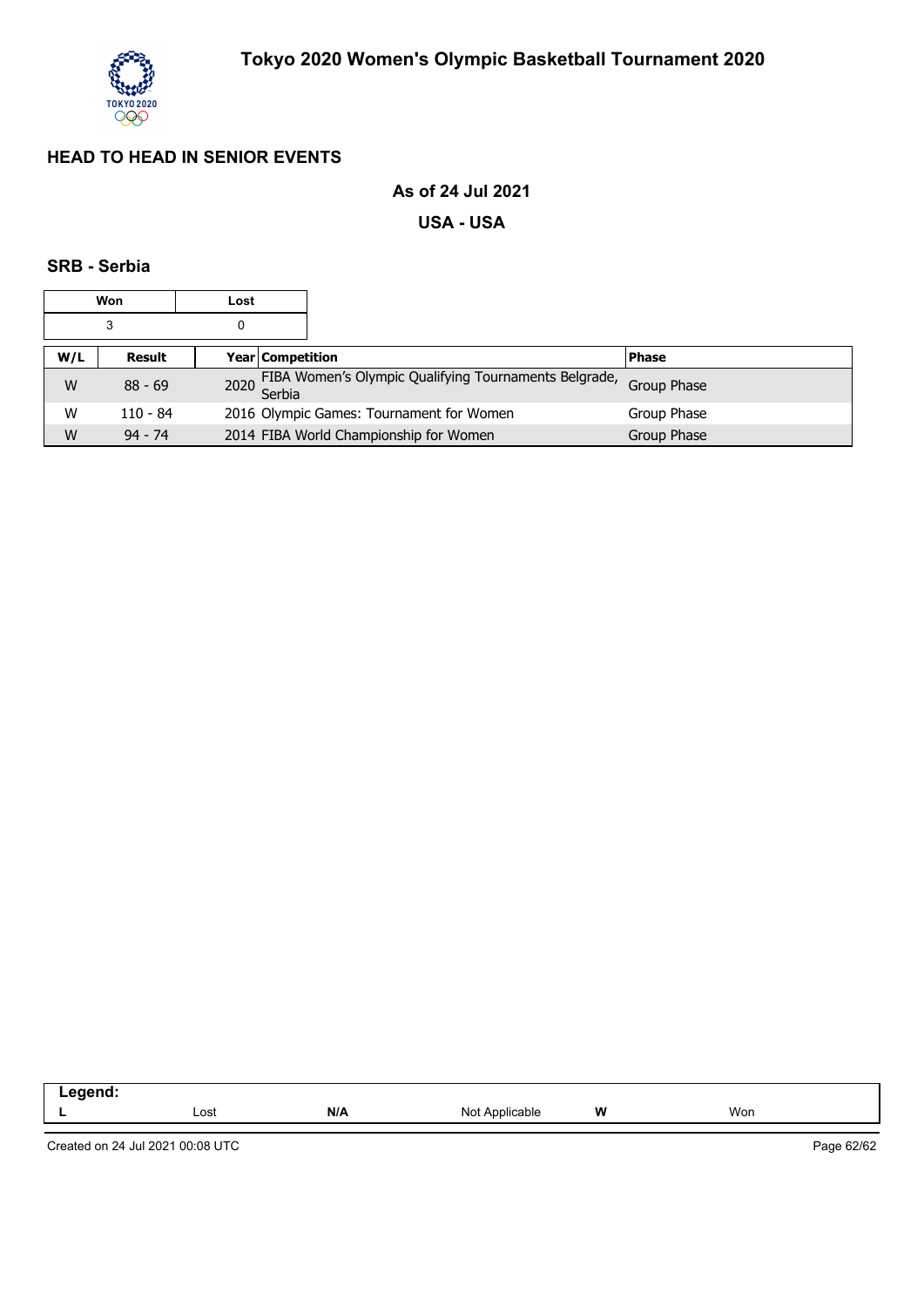# Tokyo 2020 Women's Olympic Basketball Tournament 2020

## HEAD TO HEAD IN SENIOR EVENTS

**As of 24 Jul 2021**

**USA - USA**

### SRB - Serbia

| Won | Lost |
|---|---|
| 3 | 0 |

| W/L | Result | Year | Competition | Phase |
|---|---|---|---|---|
| W | 88 - 69 | 2020 | FIBA Women's Olympic Qualifying Tournaments Belgrade, Serbia | Group Phase |
| W | 110 - 84 | 2016 | Olympic Games: Tournament for Women | Group Phase |
| W | 94 - 74 | 2014 | FIBA World Championship for Women | Group Phase |

| Legend: | | | | | |
|---|---|---|---|---|---|
| **L** | Lost | **N/A** | Not Applicable | **W** | Won |

Created on 24 Jul 2021 00:08 UTC